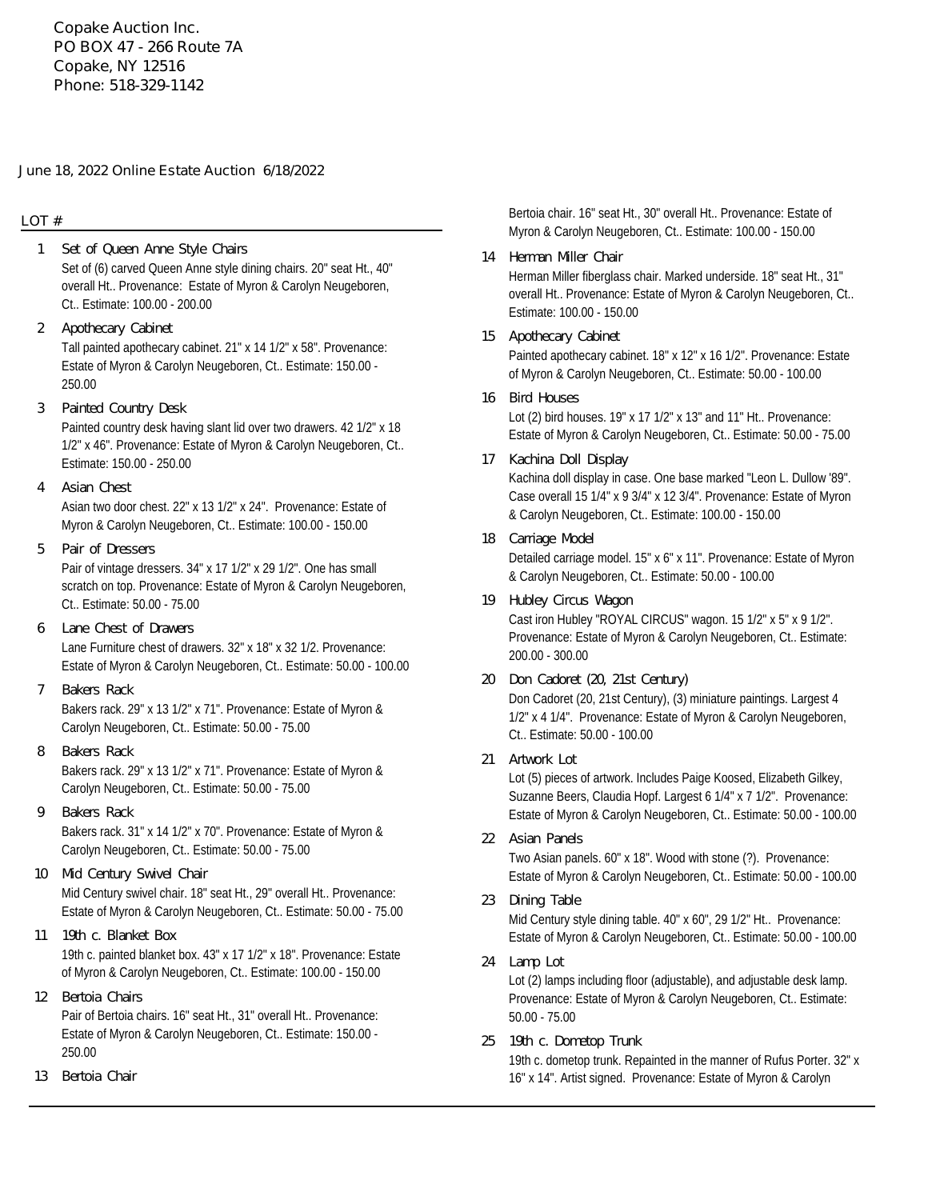Copake Auction Inc.
PO BOX 47 - 266 Route 7A
Copake, NY 12516
Phone: 518-329-1142

June 18, 2022 Online Estate Auction 6/18/2022

LOT #

1 **Set of Queen Anne Style Chairs**
Set of (6) carved Queen Anne style dining chairs. 20" seat Ht., 40" overall Ht.. Provenance: Estate of Myron & Carolyn Neugeboren, Ct.. Estimate: 100.00 - 200.00

2 **Apothecary Cabinet**
Tall painted apothecary cabinet. 21" x 14 1/2" x 58". Provenance: Estate of Myron & Carolyn Neugeboren, Ct.. Estimate: 150.00 - 250.00

3 **Painted Country Desk**
Painted country desk having slant lid over two drawers. 42 1/2" x 18 1/2" x 46". Provenance: Estate of Myron & Carolyn Neugeboren, Ct.. Estimate: 150.00 - 250.00

4 **Asian Chest**
Asian two door chest. 22" x 13 1/2" x 24". Provenance: Estate of Myron & Carolyn Neugeboren, Ct.. Estimate: 100.00 - 150.00

5 **Pair of Dressers**
Pair of vintage dressers. 34" x 17 1/2" x 29 1/2". One has small scratch on top. Provenance: Estate of Myron & Carolyn Neugeboren, Ct.. Estimate: 50.00 - 75.00

6 **Lane Chest of Drawers**
Lane Furniture chest of drawers. 32" x 18" x 32 1/2. Provenance: Estate of Myron & Carolyn Neugeboren, Ct.. Estimate: 50.00 - 100.00

7 **Bakers Rack**
Bakers rack. 29" x 13 1/2" x 71". Provenance: Estate of Myron & Carolyn Neugeboren, Ct.. Estimate: 50.00 - 75.00

8 **Bakers Rack**
Bakers rack. 29" x 13 1/2" x 71". Provenance: Estate of Myron & Carolyn Neugeboren, Ct.. Estimate: 50.00 - 75.00

9 **Bakers Rack**
Bakers rack. 31" x 14 1/2" x 70". Provenance: Estate of Myron & Carolyn Neugeboren, Ct.. Estimate: 50.00 - 75.00

10 **Mid Century Swivel Chair**
Mid Century swivel chair. 18" seat Ht., 29" overall Ht.. Provenance: Estate of Myron & Carolyn Neugeboren, Ct.. Estimate: 50.00 - 75.00

11 **19th c. Blanket Box**
19th c. painted blanket box. 43" x 17 1/2" x 18". Provenance: Estate of Myron & Carolyn Neugeboren, Ct.. Estimate: 100.00 - 150.00

12 **Bertoia Chairs**
Pair of Bertoia chairs. 16" seat Ht., 31" overall Ht.. Provenance: Estate of Myron & Carolyn Neugeboren, Ct.. Estimate: 150.00 - 250.00

13 **Bertoia Chair**
Bertoia chair. 16" seat Ht., 30" overall Ht.. Provenance: Estate of Myron & Carolyn Neugeboren, Ct.. Estimate: 100.00 - 150.00

14 **Herman Miller Chair**
Herman Miller fiberglass chair. Marked underside. 18" seat Ht., 31" overall Ht.. Provenance: Estate of Myron & Carolyn Neugeboren, Ct.. Estimate: 100.00 - 150.00

15 **Apothecary Cabinet**
Painted apothecary cabinet. 18" x 12" x 16 1/2". Provenance: Estate of Myron & Carolyn Neugeboren, Ct.. Estimate: 50.00 - 100.00

16 **Bird Houses**
Lot (2) bird houses. 19" x 17 1/2" x 13" and 11" Ht.. Provenance: Estate of Myron & Carolyn Neugeboren, Ct.. Estimate: 50.00 - 75.00

17 **Kachina Doll Display**
Kachina doll display in case. One base marked "Leon L. Dullow '89". Case overall 15 1/4" x 9 3/4" x 12 3/4". Provenance: Estate of Myron & Carolyn Neugeboren, Ct.. Estimate: 100.00 - 150.00

18 **Carriage Model**
Detailed carriage model. 15" x 6" x 11". Provenance: Estate of Myron & Carolyn Neugeboren, Ct.. Estimate: 50.00 - 100.00

19 **Hubley Circus Wagon**
Cast iron Hubley "ROYAL CIRCUS" wagon. 15 1/2" x 5" x 9 1/2". Provenance: Estate of Myron & Carolyn Neugeboren, Ct.. Estimate: 200.00 - 300.00

20 **Don Cadoret (20, 21st Century)**
Don Cadoret (20, 21st Century), (3) miniature paintings. Largest 4 1/2" x 4 1/4". Provenance: Estate of Myron & Carolyn Neugeboren, Ct.. Estimate: 50.00 - 100.00

21 **Artwork Lot**
Lot (5) pieces of artwork. Includes Paige Koosed, Elizabeth Gilkey, Suzanne Beers, Claudia Hopf. Largest 6 1/4" x 7 1/2". Provenance: Estate of Myron & Carolyn Neugeboren, Ct.. Estimate: 50.00 - 100.00

22 **Asian Panels**
Two Asian panels. 60" x 18". Wood with stone (?). Provenance: Estate of Myron & Carolyn Neugeboren, Ct.. Estimate: 50.00 - 100.00

23 **Dining Table**
Mid Century style dining table. 40" x 60", 29 1/2" Ht.. Provenance: Estate of Myron & Carolyn Neugeboren, Ct.. Estimate: 50.00 - 100.00

24 **Lamp Lot**
Lot (2) lamps including floor (adjustable), and adjustable desk lamp. Provenance: Estate of Myron & Carolyn Neugeboren, Ct.. Estimate: 50.00 - 75.00

25 **19th c. Dometop Trunk**
19th c. dometop trunk. Repainted in the manner of Rufus Porter. 32" x 16" x 14". Artist signed. Provenance: Estate of Myron & Carolyn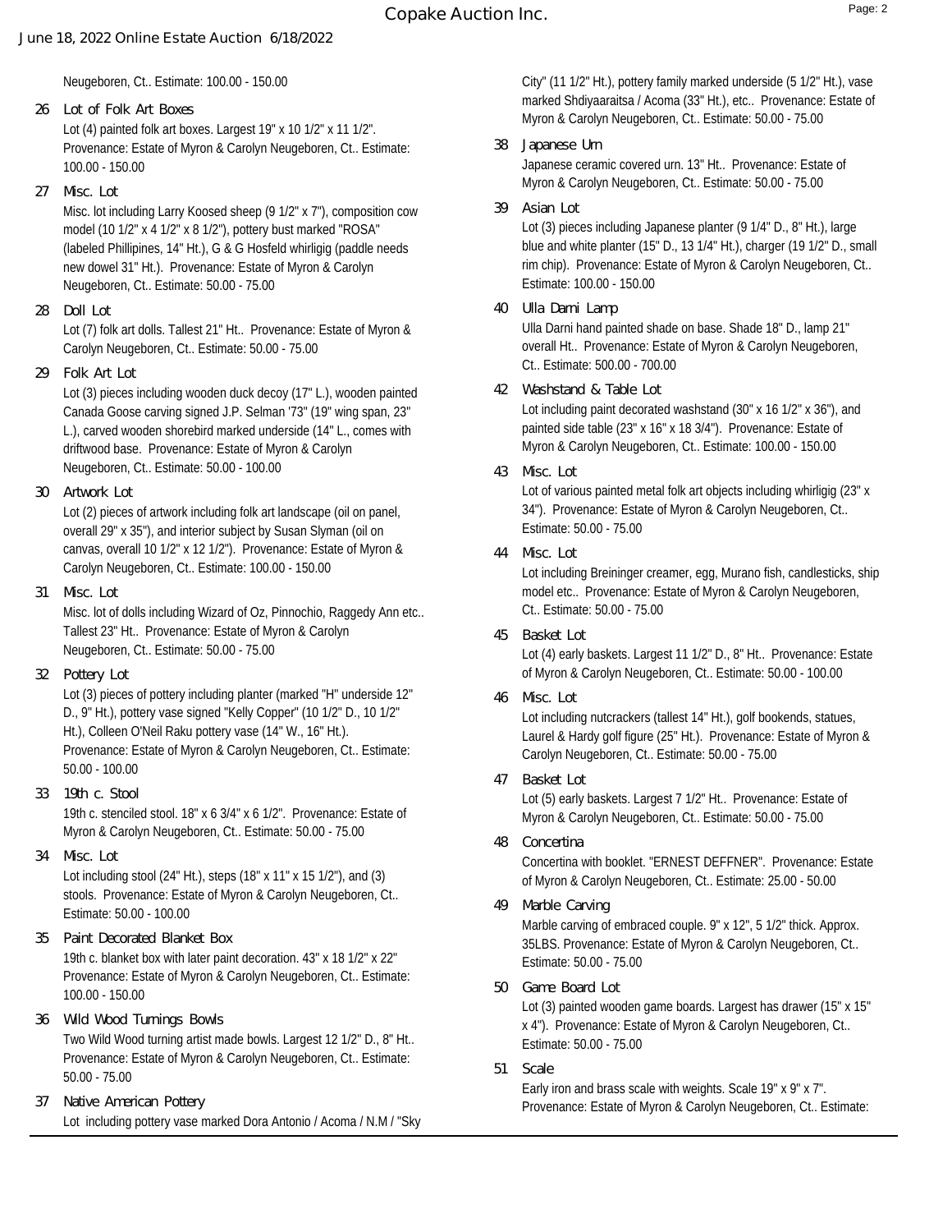Neugeboren, Ct.. Estimate: 100.00 - 150.00

**26 Lot of Folk Art Boxes**
Lot (4) painted folk art boxes. Largest 19" x 10 1/2" x 11 1/2". Provenance: Estate of Myron & Carolyn Neugeboren, Ct.. Estimate: 100.00 - 150.00

**27 Misc. Lot**
Misc. lot including Larry Koosed sheep (9 1/2" x 7"), composition cow model (10 1/2" x 4 1/2" x 8 1/2"), pottery bust marked "ROSA" (labeled Phillipines, 14" Ht.), G & G Hosfeld whirligig (paddle needs new dowel 31" Ht.). Provenance: Estate of Myron & Carolyn Neugeboren, Ct.. Estimate: 50.00 - 75.00

**28 Doll Lot**
Lot (7) folk art dolls. Tallest 21" Ht.. Provenance: Estate of Myron & Carolyn Neugeboren, Ct.. Estimate: 50.00 - 75.00

**29 Folk Art Lot**
Lot (3) pieces including wooden duck decoy (17" L.), wooden painted Canada Goose carving signed J.P. Selman '73" (19" wing span, 23" L.), carved wooden shorebird marked underside (14" L., comes with driftwood base. Provenance: Estate of Myron & Carolyn Neugeboren, Ct.. Estimate: 50.00 - 100.00

**30 Artwork Lot**
Lot (2) pieces of artwork including folk art landscape (oil on panel, overall 29" x 35"), and interior subject by Susan Slyman (oil on canvas, overall 10 1/2" x 12 1/2"). Provenance: Estate of Myron & Carolyn Neugeboren, Ct.. Estimate: 100.00 - 150.00

**31 Misc. Lot**
Misc. lot of dolls including Wizard of Oz, Pinnochio, Raggedy Ann etc.. Tallest 23" Ht.. Provenance: Estate of Myron & Carolyn Neugeboren, Ct.. Estimate: 50.00 - 75.00

**32 Pottery Lot**
Lot (3) pieces of pottery including planter (marked "H" underside 12" D., 9" Ht.), pottery vase signed "Kelly Copper" (10 1/2" D., 10 1/2" Ht.), Colleen O'Neil Raku pottery vase (14" W., 16" Ht.). Provenance: Estate of Myron & Carolyn Neugeboren, Ct.. Estimate: 50.00 - 100.00

**33 19th c. Stool**
19th c. stenciled stool. 18" x 6 3/4" x 6 1/2". Provenance: Estate of Myron & Carolyn Neugeboren, Ct.. Estimate: 50.00 - 75.00

**34 Misc. Lot**
Lot including stool (24" Ht.), steps (18" x 11" x 15 1/2"), and (3) stools. Provenance: Estate of Myron & Carolyn Neugeboren, Ct.. Estimate: 50.00 - 100.00

**35 Paint Decorated Blanket Box**
19th c. blanket box with later paint decoration. 43" x 18 1/2" x 22" Provenance: Estate of Myron & Carolyn Neugeboren, Ct.. Estimate: 100.00 - 150.00

**36 Wild Wood Turnings Bowls**
Two Wild Wood turning artist made bowls. Largest 12 1/2" D., 8" Ht.. Provenance: Estate of Myron & Carolyn Neugeboren, Ct.. Estimate: 50.00 - 75.00

**37 Native American Pottery**
Lot including pottery vase marked Dora Antonio / Acoma / N.M / "Sky City" (11 1/2" Ht.), pottery family marked underside (5 1/2" Ht.), vase marked Shdiyaaraitsa / Acoma (33" Ht.), etc.. Provenance: Estate of Myron & Carolyn Neugeboren, Ct.. Estimate: 50.00 - 75.00

**38 Japanese Urn**
Japanese ceramic covered urn. 13" Ht.. Provenance: Estate of Myron & Carolyn Neugeboren, Ct.. Estimate: 50.00 - 75.00

**39 Asian Lot**
Lot (3) pieces including Japanese planter (9 1/4" D., 8" Ht.), large blue and white planter (15" D., 13 1/4" Ht.), charger (19 1/2" D., small rim chip). Provenance: Estate of Myron & Carolyn Neugeboren, Ct.. Estimate: 100.00 - 150.00

**40 Ulla Darni Lamp**
Ulla Darni hand painted shade on base. Shade 18" D., lamp 21" overall Ht.. Provenance: Estate of Myron & Carolyn Neugeboren, Ct.. Estimate: 500.00 - 700.00

**42 Washstand & Table Lot**
Lot including paint decorated washstand (30" x 16 1/2" x 36"), and painted side table (23" x 16" x 18 3/4"). Provenance: Estate of Myron & Carolyn Neugeboren, Ct.. Estimate: 100.00 - 150.00

**43 Misc. Lot**
Lot of various painted metal folk art objects including whirligig (23" x 34"). Provenance: Estate of Myron & Carolyn Neugeboren, Ct.. Estimate: 50.00 - 75.00

**44 Misc. Lot**
Lot including Breininger creamer, egg, Murano fish, candlesticks, ship model etc.. Provenance: Estate of Myron & Carolyn Neugeboren, Ct.. Estimate: 50.00 - 75.00

**45 Basket Lot**
Lot (4) early baskets. Largest 11 1/2" D., 8" Ht.. Provenance: Estate of Myron & Carolyn Neugeboren, Ct.. Estimate: 50.00 - 100.00

**46 Misc. Lot**
Lot including nutcrackers (tallest 14" Ht.), golf bookends, statues, Laurel & Hardy golf figure (25" Ht.). Provenance: Estate of Myron & Carolyn Neugeboren, Ct.. Estimate: 50.00 - 75.00

**47 Basket Lot**
Lot (5) early baskets. Largest 7 1/2" Ht.. Provenance: Estate of Myron & Carolyn Neugeboren, Ct.. Estimate: 50.00 - 75.00

**48 Concertina**
Concertina with booklet. "ERNEST DEFFNER". Provenance: Estate of Myron & Carolyn Neugeboren, Ct.. Estimate: 25.00 - 50.00

**49 Marble Carving**
Marble carving of embraced couple. 9" x 12", 5 1/2" thick. Approx. 35LBS. Provenance: Estate of Myron & Carolyn Neugeboren, Ct.. Estimate: 50.00 - 75.00

**50 Game Board Lot**
Lot (3) painted wooden game boards. Largest has drawer (15" x 15" x 4"). Provenance: Estate of Myron & Carolyn Neugeboren, Ct.. Estimate: 50.00 - 75.00

**51 Scale**
Early iron and brass scale with weights. Scale 19" x 9" x 7". Provenance: Estate of Myron & Carolyn Neugeboren, Ct.. Estimate: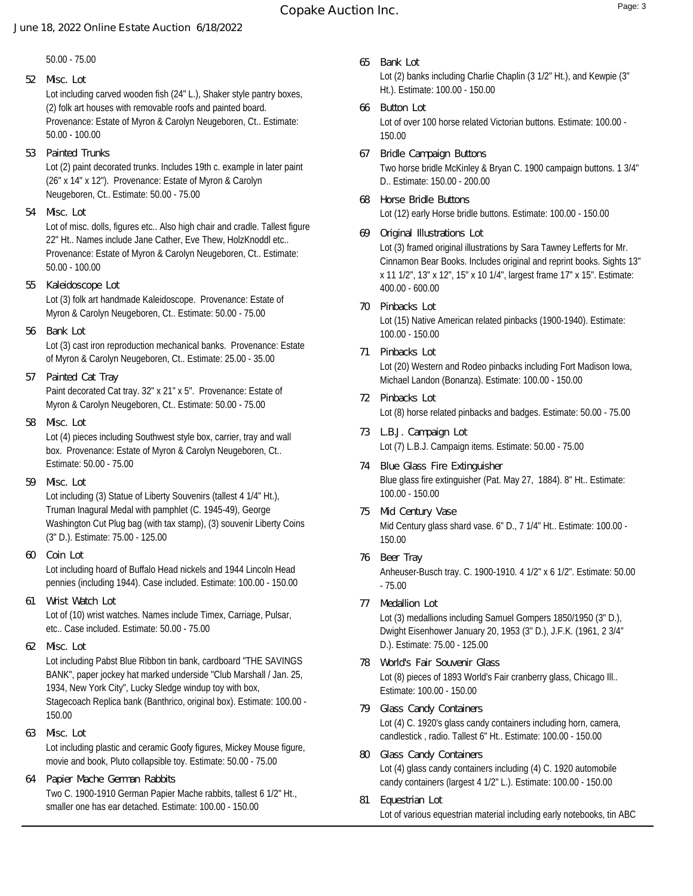50.00 - 75.00

**52 Misc. Lot**
Lot including carved wooden fish (24" L.), Shaker style pantry boxes, (2) folk art houses with removable roofs and painted board. Provenance: Estate of Myron & Carolyn Neugeboren, Ct.. Estimate: 50.00 - 100.00

**53 Painted Trunks**
Lot (2) paint decorated trunks. Includes 19th c. example in later paint (26" x 14" x 12"). Provenance: Estate of Myron & Carolyn Neugeboren, Ct.. Estimate: 50.00 - 75.00

**54 Misc. Lot**
Lot of misc. dolls, figures etc.. Also high chair and cradle. Tallest figure 22" Ht.. Names include Jane Cather, Eve Thew, HolzKnoddl etc.. Provenance: Estate of Myron & Carolyn Neugeboren, Ct.. Estimate: 50.00 - 100.00

**55 Kaleidoscope Lot**
Lot (3) folk art handmade Kaleidoscope. Provenance: Estate of Myron & Carolyn Neugeboren, Ct.. Estimate: 50.00 - 75.00

**56 Bank Lot**
Lot (3) cast iron reproduction mechanical banks. Provenance: Estate of Myron & Carolyn Neugeboren, Ct.. Estimate: 25.00 - 35.00

**57 Painted Cat Tray**
Paint decorated Cat tray. 32" x 21" x 5". Provenance: Estate of Myron & Carolyn Neugeboren, Ct.. Estimate: 50.00 - 75.00

**58 Misc. Lot**
Lot (4) pieces including Southwest style box, carrier, tray and wall box. Provenance: Estate of Myron & Carolyn Neugeboren, Ct.. Estimate: 50.00 - 75.00

**59 Misc. Lot**
Lot including (3) Statue of Liberty Souvenirs (tallest 4 1/4" Ht.), Truman Inagural Medal with pamphlet (C. 1945-49), George Washington Cut Plug bag (with tax stamp), (3) souvenir Liberty Coins (3" D.). Estimate: 75.00 - 125.00

**60 Coin Lot**
Lot including hoard of Buffalo Head nickels and 1944 Lincoln Head pennies (including 1944). Case included. Estimate: 100.00 - 150.00

**61 Wrist Watch Lot**
Lot of (10) wrist watches. Names include Timex, Carriage, Pulsar, etc.. Case included. Estimate: 50.00 - 75.00

**62 Misc. Lot**
Lot including Pabst Blue Ribbon tin bank, cardboard "THE SAVINGS BANK", paper jockey hat marked underside "Club Marshall / Jan. 25, 1934, New York City", Lucky Sledge windup toy with box, Stagecoach Replica bank (Banthrico, original box). Estimate: 100.00 - 150.00

**63 Misc. Lot**
Lot including plastic and ceramic Goofy figures, Mickey Mouse figure, movie and book, Pluto collapsible toy. Estimate: 50.00 - 75.00

**64 Papier Mache German Rabbits**
Two C. 1900-1910 German Papier Mache rabbits, tallest 6 1/2" Ht., smaller one has ear detached. Estimate: 100.00 - 150.00

**65 Bank Lot**
Lot (2) banks including Charlie Chaplin (3 1/2" Ht.), and Kewpie (3" Ht.). Estimate: 100.00 - 150.00

**66 Button Lot**
Lot of over 100 horse related Victorian buttons. Estimate: 100.00 - 150.00

**67 Bridle Campaign Buttons**
Two horse bridle McKinley & Bryan C. 1900 campaign buttons. 1 3/4" D.. Estimate: 150.00 - 200.00

**68 Horse Bridle Buttons**
Lot (12) early Horse bridle buttons. Estimate: 100.00 - 150.00

**69 Original Illustrations Lot**
Lot (3) framed original illustrations by Sara Tawney Lefferts for Mr. Cinnamon Bear Books. Includes original and reprint books. Sights 13" x 11 1/2", 13" x 12", 15" x 10 1/4", largest frame 17" x 15". Estimate: 400.00 - 600.00

**70 Pinbacks Lot**
Lot (15) Native American related pinbacks (1900-1940). Estimate: 100.00 - 150.00

**71 Pinbacks Lot**
Lot (20) Western and Rodeo pinbacks including Fort Madison Iowa, Michael Landon (Bonanza). Estimate: 100.00 - 150.00

**72 Pinbacks Lot**
Lot (8) horse related pinbacks and badges. Estimate: 50.00 - 75.00

**73 L.B.J. Campaign Lot**
Lot (7) L.B.J. Campaign items. Estimate: 50.00 - 75.00

**74 Blue Glass Fire Extinguisher**
Blue glass fire extinguisher (Pat. May 27, 1884). 8" Ht.. Estimate: 100.00 - 150.00

**75 Mid Century Vase**
Mid Century glass shard vase. 6" D., 7 1/4" Ht.. Estimate: 100.00 - 150.00

**76 Beer Tray**
Anheuser-Busch tray. C. 1900-1910. 4 1/2" x 6 1/2". Estimate: 50.00 - 75.00

**77 Medallion Lot**
Lot (3) medallions including Samuel Gompers 1850/1950 (3" D.), Dwight Eisenhower January 20, 1953 (3" D.), J.F.K. (1961, 2 3/4" D.). Estimate: 75.00 - 125.00

**78 World's Fair Souvenir Glass**
Lot (8) pieces of 1893 World's Fair cranberry glass, Chicago Ill.. Estimate: 100.00 - 150.00

**79 Glass Candy Containers**
Lot (4) C. 1920's glass candy containers including horn, camera, candlestick , radio. Tallest 6" Ht.. Estimate: 100.00 - 150.00

**80 Glass Candy Containers**
Lot (4) glass candy containers including (4) C. 1920 automobile candy containers (largest 4 1/2" L.). Estimate: 100.00 - 150.00

**81 Equestrian Lot**
Lot of various equestrian material including early notebooks, tin ABC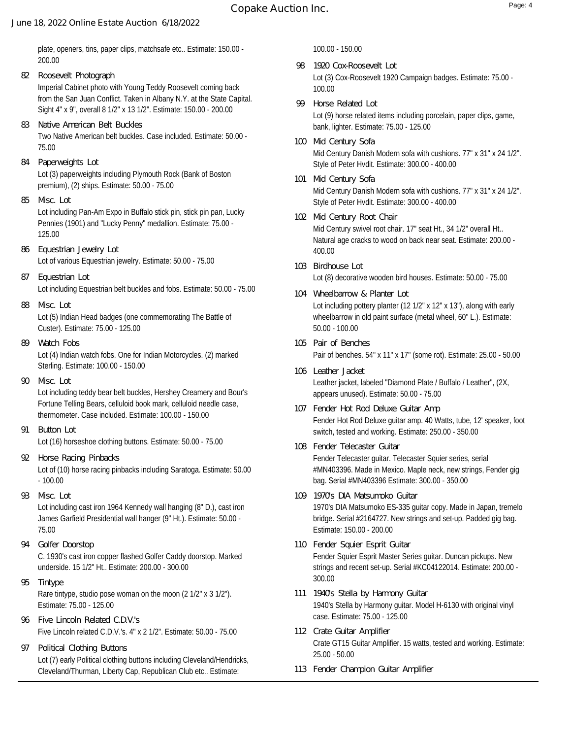plate, openers, tins, paper clips, matchsafe etc.. Estimate: 150.00 - 200.00

**82 Roosevelt Photograph**
Imperial Cabinet photo with Young Teddy Roosevelt coming back from the San Juan Conflict. Taken in Albany N.Y. at the State Capital. Sight 4" x 9", overall 8 1/2" x 13 1/2". Estimate: 150.00 - 200.00

**83 Native American Belt Buckles**
Two Native American belt buckles. Case included. Estimate: 50.00 - 75.00

**84 Paperweights Lot**
Lot (3) paperweights including Plymouth Rock (Bank of Boston premium), (2) ships. Estimate: 50.00 - 75.00

**85 Misc. Lot**
Lot including Pan-Am Expo in Buffalo stick pin, stick pin pan, Lucky Pennies (1901) and "Lucky Penny" medallion. Estimate: 75.00 - 125.00

**86 Equestrian Jewelry Lot**
Lot of various Equestrian jewelry. Estimate: 50.00 - 75.00

**87 Equestrian Lot**
Lot including Equestrian belt buckles and fobs. Estimate: 50.00 - 75.00

**88 Misc. Lot**
Lot (5) Indian Head badges (one commemorating The Battle of Custer). Estimate: 75.00 - 125.00

**89 Watch Fobs**
Lot (4) Indian watch fobs. One for Indian Motorcycles. (2) marked Sterling. Estimate: 100.00 - 150.00

**90 Misc. Lot**
Lot including teddy bear belt buckles, Hershey Creamery and Bour's Fortune Telling Bears, celluloid book mark, celluloid needle case, thermometer. Case included. Estimate: 100.00 - 150.00

**91 Button Lot**
Lot (16) horseshoe clothing buttons. Estimate: 50.00 - 75.00

**92 Horse Racing Pinbacks**
Lot of (10) horse racing pinbacks including Saratoga. Estimate: 50.00 - 100.00

**93 Misc. Lot**
Lot including cast iron 1964 Kennedy wall hanging (8" D.), cast iron James Garfield Presidential wall hanger (9" Ht.). Estimate: 50.00 - 75.00

**94 Golfer Doorstop**
C. 1930's cast iron copper flashed Golfer Caddy doorstop. Marked underside. 15 1/2" Ht.. Estimate: 200.00 - 300.00

**95 Tintype**
Rare tintype, studio pose woman on the moon (2 1/2" x 3 1/2"). Estimate: 75.00 - 125.00

**96 Five Lincoln Related C.D.V.'s**
Five Lincoln related C.D.V.'s. 4" x 2 1/2". Estimate: 50.00 - 75.00

**97 Political Clothing Buttons**
Lot (7) early Political clothing buttons including Cleveland/Hendricks, Cleveland/Thurman, Liberty Cap, Republican Club etc.. Estimate: 100.00 - 150.00

**98 1920 Cox-Roosevelt Lot**
Lot (3) Cox-Roosevelt 1920 Campaign badges. Estimate: 75.00 - 100.00

**99 Horse Related Lot**
Lot (9) horse related items including porcelain, paper clips, game, bank, lighter. Estimate: 75.00 - 125.00

**100 Mid Century Sofa**
Mid Century Danish Modern sofa with cushions. 77" x 31" x 24 1/2". Style of Peter Hvdit. Estimate: 300.00 - 400.00

**101 Mid Century Sofa**
Mid Century Danish Modern sofa with cushions. 77" x 31" x 24 1/2". Style of Peter Hvdit. Estimate: 300.00 - 400.00

**102 Mid Century Root Chair**
Mid Century swivel root chair. 17" seat Ht., 34 1/2" overall Ht.. Natural age cracks to wood on back near seat. Estimate: 200.00 - 400.00

**103 Birdhouse Lot**
Lot (8) decorative wooden bird houses. Estimate: 50.00 - 75.00

**104 Wheelbarrow & Planter Lot**
Lot including pottery planter (12 1/2" x 12" x 13"), along with early wheelbarrow in old paint surface (metal wheel, 60" L.). Estimate: 50.00 - 100.00

**105 Pair of Benches**
Pair of benches. 54" x 11" x 17" (some rot). Estimate: 25.00 - 50.00

**106 Leather Jacket**
Leather jacket, labeled "Diamond Plate / Buffalo / Leather", (2X, appears unused). Estimate: 50.00 - 75.00

**107 Fender Hot Rod Deluxe Guitar Amp**
Fender Hot Rod Deluxe guitar amp. 40 Watts, tube, 12' speaker, foot switch, tested and working. Estimate: 250.00 - 350.00

**108 Fender Telecaster Guitar**
Fender Telecaster guitar. Telecaster Squier series, serial #MN403396. Made in Mexico. Maple neck, new strings, Fender gig bag. Serial #MN403396 Estimate: 300.00 - 350.00

**109 1970's DIA Matsumoko Guitar**
1970's DIA Matsumoko ES-335 guitar copy. Made in Japan, tremelo bridge. Serial #2164727. New strings and set-up. Padded gig bag. Estimate: 150.00 - 200.00

**110 Fender Squier Esprit Guitar**
Fender Squier Esprit Master Series guitar. Duncan pickups. New strings and recent set-up. Serial #KC04122014. Estimate: 200.00 - 300.00

**111 1940's Stella by Harmony Guitar**
1940's Stella by Harmony guitar. Model H-6130 with original vinyl case. Estimate: 75.00 - 125.00

**112 Crate Guitar Amplifier**
Crate GT15 Guitar Amplifier. 15 watts, tested and working. Estimate: 25.00 - 50.00

**113 Fender Champion Guitar Amplifier**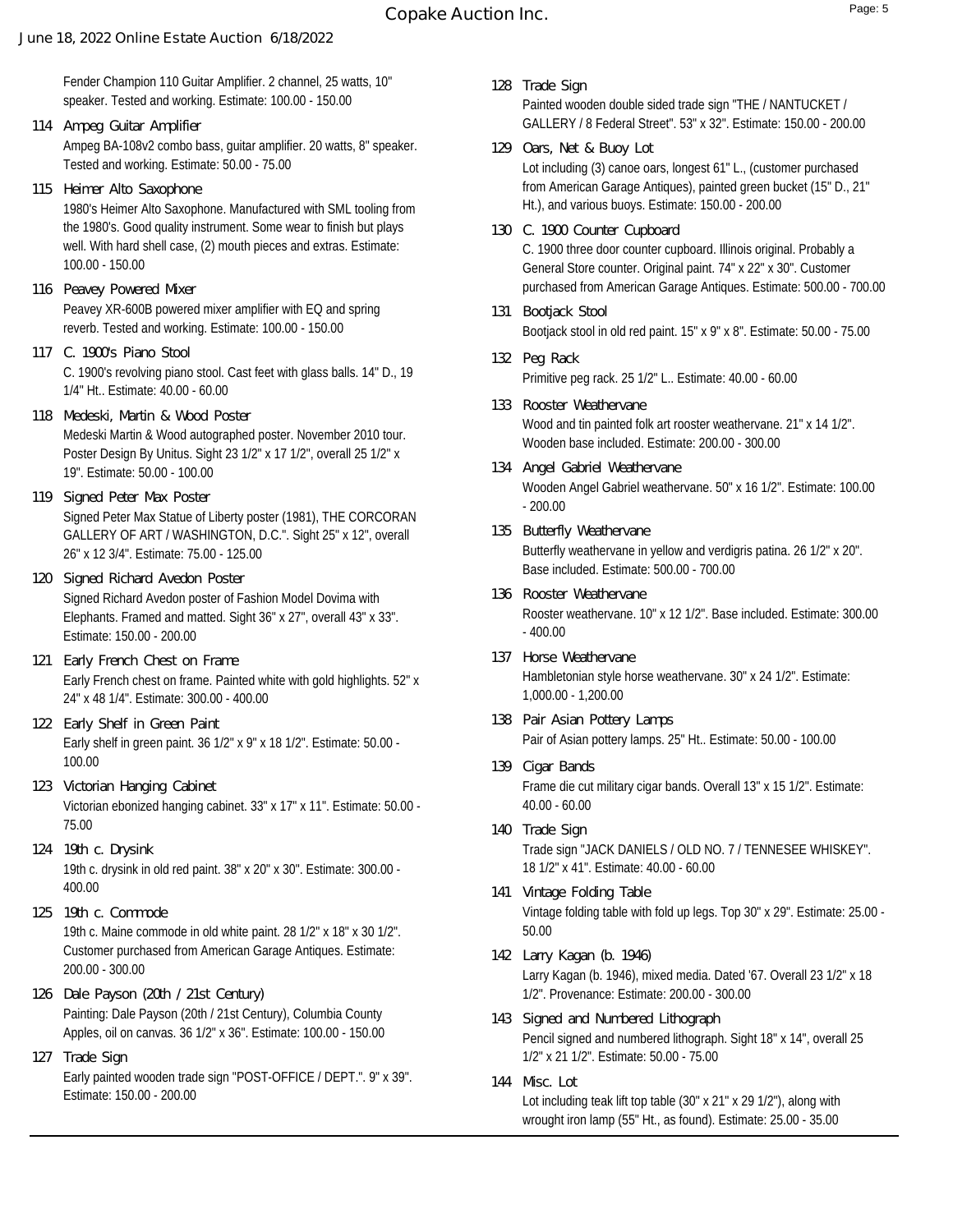Fender Champion 110 Guitar Amplifier. 2 channel, 25 watts, 10" speaker. Tested and working. Estimate: 100.00 - 150.00

**114 Ampeg Guitar Amplifier**
Ampeg BA-108v2 combo bass, guitar amplifier. 20 watts, 8" speaker. Tested and working. Estimate: 50.00 - 75.00

**115 Heimer Alto Saxophone**
1980's Heimer Alto Saxophone. Manufactured with SML tooling from the 1980's. Good quality instrument. Some wear to finish but plays well. With hard shell case, (2) mouth pieces and extras. Estimate: 100.00 - 150.00

**116 Peavey Powered Mixer**
Peavey XR-600B powered mixer amplifier with EQ and spring reverb. Tested and working. Estimate: 100.00 - 150.00

**117 C. 1900's Piano Stool**
C. 1900's revolving piano stool. Cast feet with glass balls. 14" D., 19 1/4" Ht.. Estimate: 40.00 - 60.00

**118 Medeski, Martin & Wood Poster**
Medeski Martin & Wood autographed poster. November 2010 tour. Poster Design By Unitus. Sight 23 1/2" x 17 1/2", overall 25 1/2" x 19". Estimate: 50.00 - 100.00

**119 Signed Peter Max Poster**
Signed Peter Max Statue of Liberty poster (1981), THE CORCORAN GALLERY OF ART / WASHINGTON, D.C.". Sight 25" x 12", overall 26" x 12 3/4". Estimate: 75.00 - 125.00

**120 Signed Richard Avedon Poster**
Signed Richard Avedon poster of Fashion Model Dovima with Elephants. Framed and matted. Sight 36" x 27", overall 43" x 33". Estimate: 150.00 - 200.00

**121 Early French Chest on Frame**
Early French chest on frame. Painted white with gold highlights. 52" x 24" x 48 1/4". Estimate: 300.00 - 400.00

**122 Early Shelf in Green Paint**
Early shelf in green paint. 36 1/2" x 9" x 18 1/2". Estimate: 50.00 - 100.00

**123 Victorian Hanging Cabinet**
Victorian ebonized hanging cabinet. 33" x 17" x 11". Estimate: 50.00 - 75.00

**124 19th c. Drysink**
19th c. drysink in old red paint. 38" x 20" x 30". Estimate: 300.00 - 400.00

**125 19th c. Commode**
19th c. Maine commode in old white paint. 28 1/2" x 18" x 30 1/2". Customer purchased from American Garage Antiques. Estimate: 200.00 - 300.00

**126 Dale Payson (20th / 21st Century)**
Painting: Dale Payson (20th / 21st Century), Columbia County Apples, oil on canvas. 36 1/2" x 36". Estimate: 100.00 - 150.00

**127 Trade Sign**
Early painted wooden trade sign "POST-OFFICE / DEPT.". 9" x 39". Estimate: 150.00 - 200.00

**128 Trade Sign**
Painted wooden double sided trade sign "THE / NANTUCKET / GALLERY / 8 Federal Street". 53" x 32". Estimate: 150.00 - 200.00

**129 Oars, Net & Buoy Lot**
Lot including (3) canoe oars, longest 61" L., (customer purchased from American Garage Antiques), painted green bucket (15" D., 21" Ht.), and various buoys. Estimate: 150.00 - 200.00

**130 C. 1900 Counter Cupboard**
C. 1900 three door counter cupboard. Illinois original. Probably a General Store counter. Original paint. 74" x 22" x 30". Customer purchased from American Garage Antiques. Estimate: 500.00 - 700.00

**131 Bootjack Stool**
Bootjack stool in old red paint. 15" x 9" x 8". Estimate: 50.00 - 75.00

**132 Peg Rack**
Primitive peg rack. 25 1/2" L.. Estimate: 40.00 - 60.00

**133 Rooster Weathervane**
Wood and tin painted folk art rooster weathervane. 21" x 14 1/2". Wooden base included. Estimate: 200.00 - 300.00

**134 Angel Gabriel Weathervane**
Wooden Angel Gabriel weathervane. 50" x 16 1/2". Estimate: 100.00 - 200.00

**135 Butterfly Weathervane**
Butterfly weathervane in yellow and verdigris patina. 26 1/2" x 20". Base included. Estimate: 500.00 - 700.00

**136 Rooster Weathervane**
Rooster weathervane. 10" x 12 1/2". Base included. Estimate: 300.00 - 400.00

**137 Horse Weathervane**
Hambletonian style horse weathervane. 30" x 24 1/2". Estimate: 1,000.00 - 1,200.00

**138 Pair Asian Pottery Lamps**
Pair of Asian pottery lamps. 25" Ht.. Estimate: 50.00 - 100.00

**139 Cigar Bands**
Frame die cut military cigar bands. Overall 13" x 15 1/2". Estimate: 40.00 - 60.00

**140 Trade Sign**
Trade sign "JACK DANIELS / OLD NO. 7 / TENNESEE WHISKEY". 18 1/2" x 41". Estimate: 40.00 - 60.00

**141 Vintage Folding Table**
Vintage folding table with fold up legs. Top 30" x 29". Estimate: 25.00 - 50.00

**142 Larry Kagan (b. 1946)**
Larry Kagan (b. 1946), mixed media. Dated '67. Overall 23 1/2" x 18 1/2". Provenance: Estimate: 200.00 - 300.00

**143 Signed and Numbered Lithograph**
Pencil signed and numbered lithograph. Sight 18" x 14", overall 25 1/2" x 21 1/2". Estimate: 50.00 - 75.00

**144 Misc. Lot**
Lot including teak lift top table (30" x 21" x 29 1/2"), along with wrought iron lamp (55" Ht., as found). Estimate: 25.00 - 35.00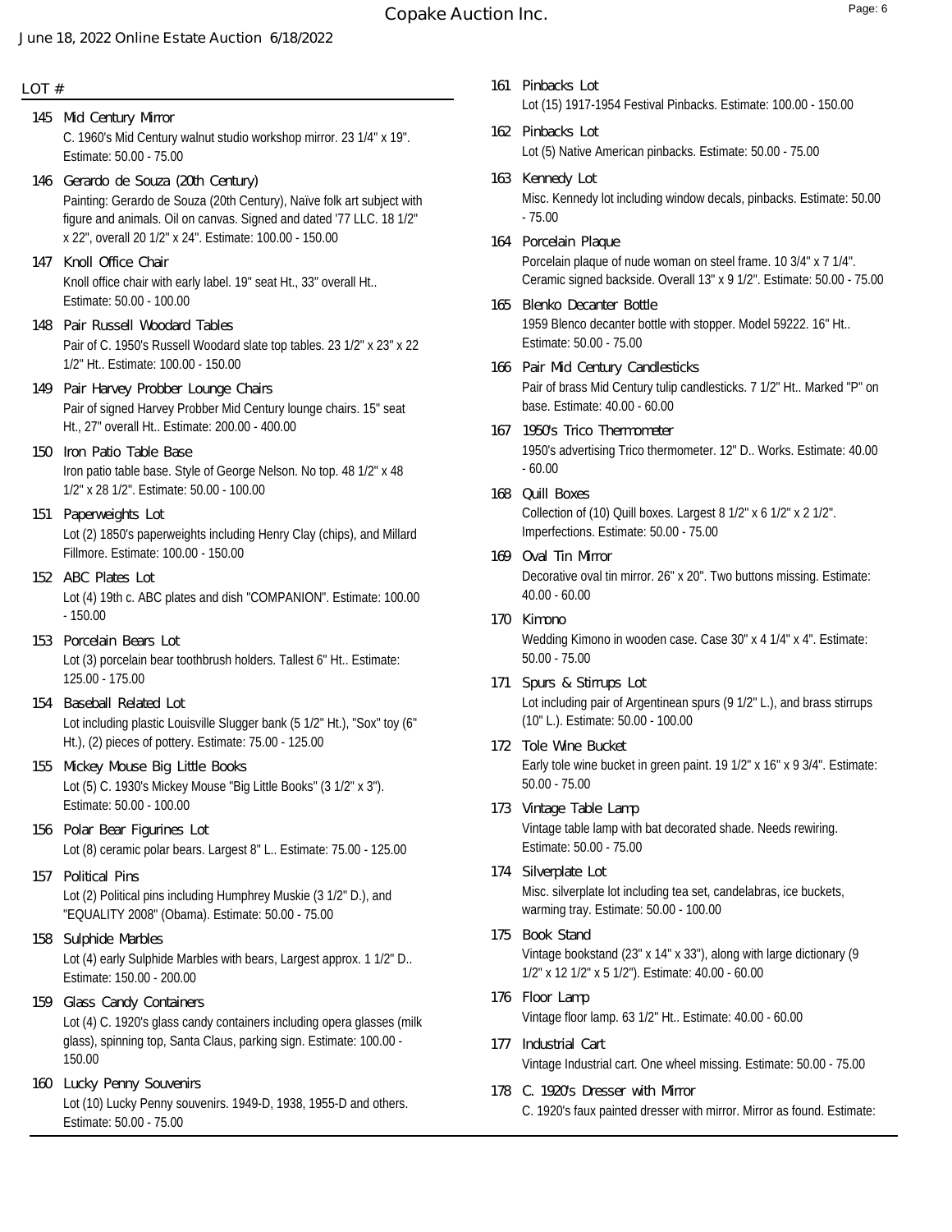LOT #

**145 Mid Century Mirror**
C. 1960's Mid Century walnut studio workshop mirror. 23 1/4" x 19". Estimate: 50.00 - 75.00

**146 Gerardo de Souza (20th Century)**
Painting: Gerardo de Souza (20th Century), Naïve folk art subject with figure and animals. Oil on canvas. Signed and dated '77 LLC. 18 1/2" x 22", overall 20 1/2" x 24". Estimate: 100.00 - 150.00

**147 Knoll Office Chair**
Knoll office chair with early label. 19" seat Ht., 33" overall Ht.. Estimate: 50.00 - 100.00

**148 Pair Russell Woodard Tables**
Pair of C. 1950's Russell Woodard slate top tables. 23 1/2" x 23" x 22 1/2" Ht.. Estimate: 100.00 - 150.00

**149 Pair Harvey Probber Lounge Chairs**
Pair of signed Harvey Probber Mid Century lounge chairs. 15" seat Ht., 27" overall Ht.. Estimate: 200.00 - 400.00

**150 Iron Patio Table Base**
Iron patio table base. Style of George Nelson. No top. 48 1/2" x 48 1/2" x 28 1/2". Estimate: 50.00 - 100.00

**151 Paperweights Lot**
Lot (2) 1850's paperweights including Henry Clay (chips), and Millard Fillmore. Estimate: 100.00 - 150.00

**152 ABC Plates Lot**
Lot (4) 19th c. ABC plates and dish "COMPANION". Estimate: 100.00 - 150.00

**153 Porcelain Bears Lot**
Lot (3) porcelain bear toothbrush holders. Tallest 6" Ht.. Estimate: 125.00 - 175.00

**154 Baseball Related Lot**
Lot including plastic Louisville Slugger bank (5 1/2" Ht.), "Sox" toy (6" Ht.), (2) pieces of pottery. Estimate: 75.00 - 125.00

**155 Mickey Mouse Big Little Books**
Lot (5) C. 1930's Mickey Mouse "Big Little Books" (3 1/2" x 3"). Estimate: 50.00 - 100.00

**156 Polar Bear Figurines Lot**
Lot (8) ceramic polar bears. Largest 8" L.. Estimate: 75.00 - 125.00

**157 Political Pins**
Lot (2) Political pins including Humphrey Muskie (3 1/2" D.), and "EQUALITY 2008" (Obama). Estimate: 50.00 - 75.00

**158 Sulphide Marbles**
Lot (4) early Sulphide Marbles with bears, Largest approx. 1 1/2" D.. Estimate: 150.00 - 200.00

**159 Glass Candy Containers**
Lot (4) C. 1920's glass candy containers including opera glasses (milk glass), spinning top, Santa Claus, parking sign. Estimate: 100.00 - 150.00

**160 Lucky Penny Souvenirs**
Lot (10) Lucky Penny souvenirs. 1949-D, 1938, 1955-D and others. Estimate: 50.00 - 75.00

**161 Pinbacks Lot**
Lot (15) 1917-1954 Festival Pinbacks. Estimate: 100.00 - 150.00

**162 Pinbacks Lot**
Lot (5) Native American pinbacks. Estimate: 50.00 - 75.00

**163 Kennedy Lot**
Misc. Kennedy lot including window decals, pinbacks. Estimate: 50.00 - 75.00

**164 Porcelain Plaque**
Porcelain plaque of nude woman on steel frame. 10 3/4" x 7 1/4". Ceramic signed backside. Overall 13" x 9 1/2". Estimate: 50.00 - 75.00

**165 Blenko Decanter Bottle**
1959 Blenco decanter bottle with stopper. Model 59222. 16" Ht.. Estimate: 50.00 - 75.00

**166 Pair Mid Century Candlesticks**
Pair of brass Mid Century tulip candlesticks. 7 1/2" Ht.. Marked "P" on base. Estimate: 40.00 - 60.00

**167 1950's Trico Thermometer**
1950's advertising Trico thermometer. 12" D.. Works. Estimate: 40.00 - 60.00

**168 Quill Boxes**
Collection of (10) Quill boxes. Largest 8 1/2" x 6 1/2" x 2 1/2". Imperfections. Estimate: 50.00 - 75.00

**169 Oval Tin Mirror**
Decorative oval tin mirror. 26" x 20". Two buttons missing. Estimate: 40.00 - 60.00

**170 Kimono**
Wedding Kimono in wooden case. Case 30" x 4 1/4" x 4". Estimate: 50.00 - 75.00

**171 Spurs & Stirrups Lot**
Lot including pair of Argentinean spurs (9 1/2" L.), and brass stirrups (10" L.). Estimate: 50.00 - 100.00

**172 Tole Wine Bucket**
Early tole wine bucket in green paint. 19 1/2" x 16" x 9 3/4". Estimate: 50.00 - 75.00

**173 Vintage Table Lamp**
Vintage table lamp with bat decorated shade. Needs rewiring. Estimate: 50.00 - 75.00

**174 Silverplate Lot**
Misc. silverplate lot including tea set, candelabras, ice buckets, warming tray. Estimate: 50.00 - 100.00

**175 Book Stand**
Vintage bookstand (23" x 14" x 33"), along with large dictionary (9 1/2" x 12 1/2" x 5 1/2"). Estimate: 40.00 - 60.00

**176 Floor Lamp**
Vintage floor lamp. 63 1/2" Ht.. Estimate: 40.00 - 60.00

**177 Industrial Cart**
Vintage Industrial cart. One wheel missing. Estimate: 50.00 - 75.00

**178 C. 1920's Dresser with Mirror**
C. 1920's faux painted dresser with mirror. Mirror as found. Estimate: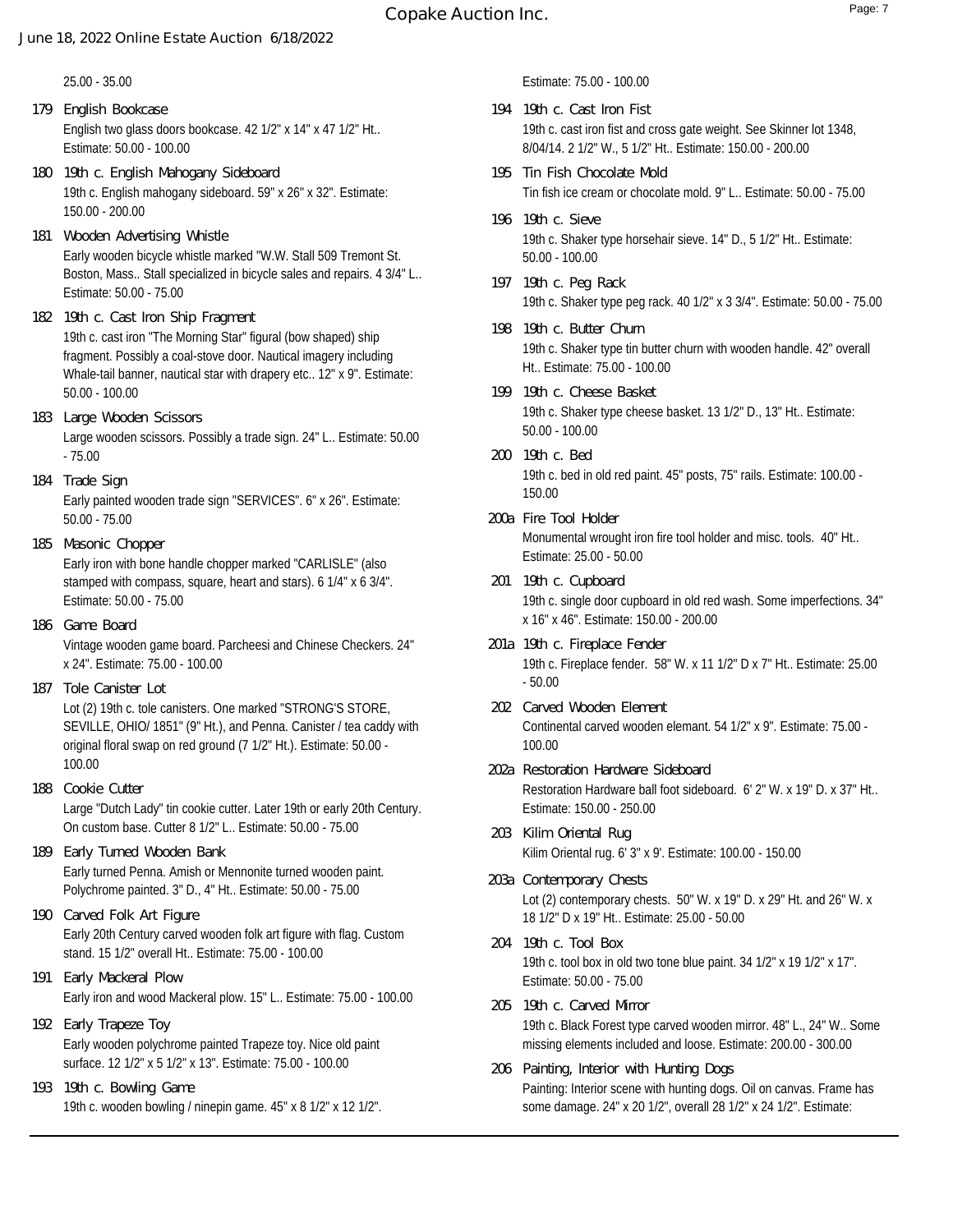25.00 - 35.00

**179 English Bookcase**
English two glass doors bookcase. 42 1/2" x 14" x 47 1/2" Ht.. Estimate: 50.00 - 100.00

**180 19th c. English Mahogany Sideboard**
19th c. English mahogany sideboard. 59" x 26" x 32". Estimate: 150.00 - 200.00

**181 Wooden Advertising Whistle**
Early wooden bicycle whistle marked "W.W. Stall 509 Tremont St. Boston, Mass.. Stall specialized in bicycle sales and repairs. 4 3/4" L.. Estimate: 50.00 - 75.00

**182 19th c. Cast Iron Ship Fragment**
19th c. cast iron "The Morning Star" figural (bow shaped) ship fragment. Possibly a coal-stove door. Nautical imagery including Whale-tail banner, nautical star with drapery etc.. 12" x 9". Estimate: 50.00 - 100.00

**183 Large Wooden Scissors**
Large wooden scissors. Possibly a trade sign. 24" L.. Estimate: 50.00 - 75.00

**184 Trade Sign**
Early painted wooden trade sign "SERVICES". 6" x 26". Estimate: 50.00 - 75.00

**185 Masonic Chopper**
Early iron with bone handle chopper marked "CARLISLE" (also stamped with compass, square, heart and stars). 6 1/4" x 6 3/4". Estimate: 50.00 - 75.00

**186 Game Board**
Vintage wooden game board. Parcheesi and Chinese Checkers. 24" x 24". Estimate: 75.00 - 100.00

**187 Tole Canister Lot**
Lot (2) 19th c. tole canisters. One marked "STRONG'S STORE, SEVILLE, OHIO/ 1851" (9" Ht.), and Penna. Canister / tea caddy with original floral swap on red ground (7 1/2" Ht.). Estimate: 50.00 - 100.00

**188 Cookie Cutter**
Large "Dutch Lady" tin cookie cutter. Later 19th or early 20th Century. On custom base. Cutter 8 1/2" L.. Estimate: 50.00 - 75.00

**189 Early Turned Wooden Bank**
Early turned Penna. Amish or Mennonite turned wooden paint. Polychrome painted. 3" D., 4" Ht.. Estimate: 50.00 - 75.00

**190 Carved Folk Art Figure**
Early 20th Century carved wooden folk art figure with flag. Custom stand. 15 1/2" overall Ht.. Estimate: 75.00 - 100.00

**191 Early Mackeral Plow**
Early iron and wood Mackeral plow. 15" L.. Estimate: 75.00 - 100.00

**192 Early Trapeze Toy**
Early wooden polychrome painted Trapeze toy. Nice old paint surface. 12 1/2" x 5 1/2" x 13". Estimate: 75.00 - 100.00

**193 19th c. Bowling Game**
19th c. wooden bowling / ninepin game. 45" x 8 1/2" x 12 1/2". Estimate: 75.00 - 100.00

**194 19th c. Cast Iron Fist**
19th c. cast iron fist and cross gate weight. See Skinner lot 1348, 8/04/14. 2 1/2" W., 5 1/2" Ht.. Estimate: 150.00 - 200.00

**195 Tin Fish Chocolate Mold**
Tin fish ice cream or chocolate mold. 9" L.. Estimate: 50.00 - 75.00

**196 19th c. Sieve**
19th c. Shaker type horsehair sieve. 14" D., 5 1/2" Ht.. Estimate: 50.00 - 100.00

**197 19th c. Peg Rack**
19th c. Shaker type peg rack. 40 1/2" x 3 3/4". Estimate: 50.00 - 75.00

**198 19th c. Butter Churn**
19th c. Shaker type tin butter churn with wooden handle. 42" overall Ht.. Estimate: 75.00 - 100.00

**199 19th c. Cheese Basket**
19th c. Shaker type cheese basket. 13 1/2" D., 13" Ht.. Estimate: 50.00 - 100.00

**200 19th c. Bed**
19th c. bed in old red paint. 45" posts, 75" rails. Estimate: 100.00 - 150.00

**200a Fire Tool Holder**
Monumental wrought iron fire tool holder and misc. tools. 40" Ht.. Estimate: 25.00 - 50.00

**201 19th c. Cupboard**
19th c. single door cupboard in old red wash. Some imperfections. 34" x 16" x 46". Estimate: 150.00 - 200.00

**201a 19th c. Fireplace Fender**
19th c. Fireplace fender. 58" W. x 11 1/2" D x 7" Ht.. Estimate: 25.00 - 50.00

**202 Carved Wooden Element**
Continental carved wooden elemant. 54 1/2" x 9". Estimate: 75.00 - 100.00

**202a Restoration Hardware Sideboard**
Restoration Hardware ball foot sideboard. 6' 2" W. x 19" D. x 37" Ht.. Estimate: 150.00 - 250.00

**203 Kilim Oriental Rug**
Kilim Oriental rug. 6' 3" x 9'. Estimate: 100.00 - 150.00

**203a Contemporary Chests**
Lot (2) contemporary chests. 50" W. x 19" D. x 29" Ht. and 26" W. x 18 1/2" D x 19" Ht.. Estimate: 25.00 - 50.00

**204 19th c. Tool Box**
19th c. tool box in old two tone blue paint. 34 1/2" x 19 1/2" x 17". Estimate: 50.00 - 75.00

**205 19th c. Carved Mirror**
19th c. Black Forest type carved wooden mirror. 48" L., 24" W.. Some missing elements included and loose. Estimate: 200.00 - 300.00

**206 Painting, Interior with Hunting Dogs**
Painting: Interior scene with hunting dogs. Oil on canvas. Frame has some damage. 24" x 20 1/2", overall 28 1/2" x 24 1/2". Estimate: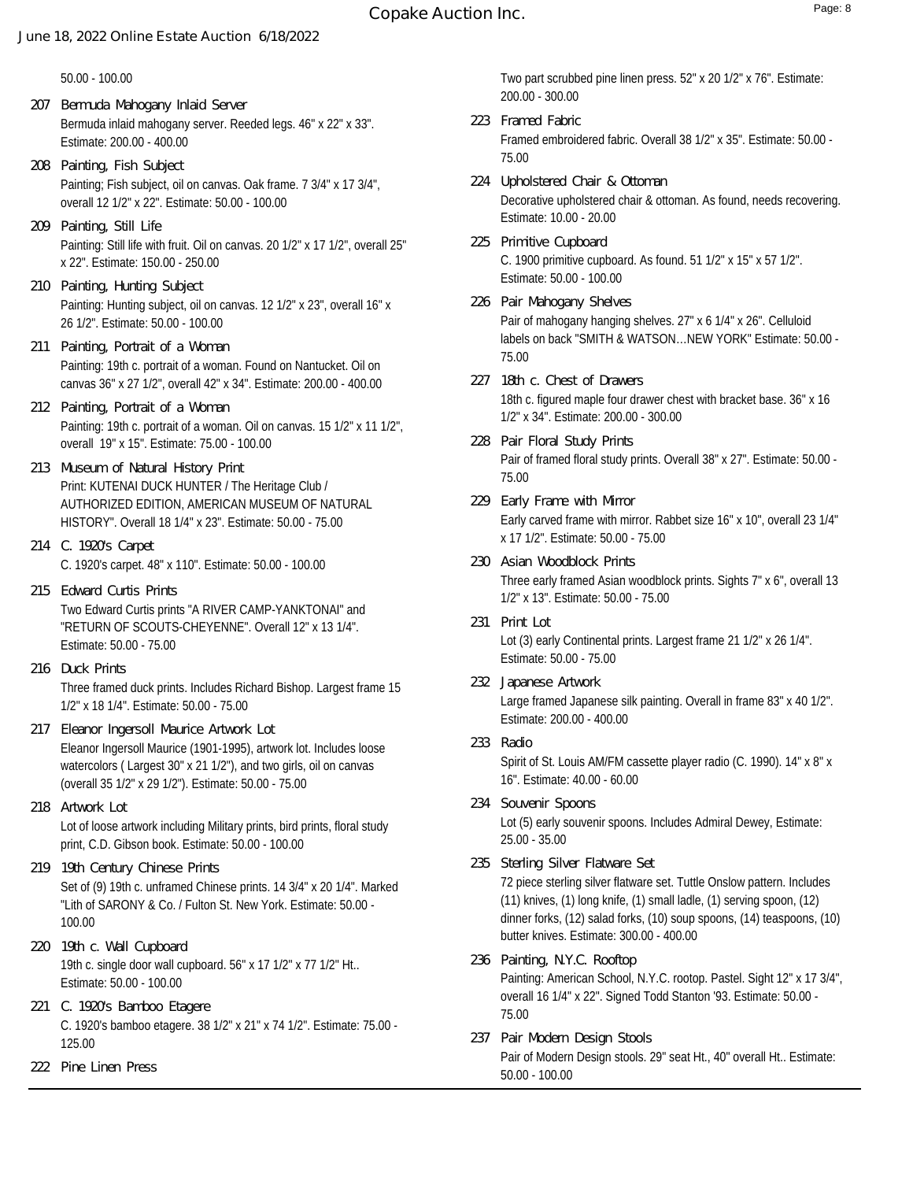50.00 - 100.00

**207 Bermuda Mahogany Inlaid Server**
Bermuda inlaid mahogany server. Reeded legs. 46" x 22" x 33". Estimate: 200.00 - 400.00

**208 Painting, Fish Subject**
Painting; Fish subject, oil on canvas. Oak frame. 7 3/4" x 17 3/4", overall 12 1/2" x 22". Estimate: 50.00 - 100.00

**209 Painting, Still Life**
Painting: Still life with fruit. Oil on canvas. 20 1/2" x 17 1/2", overall 25" x 22". Estimate: 150.00 - 250.00

**210 Painting, Hunting Subject**
Painting: Hunting subject, oil on canvas. 12 1/2" x 23", overall 16" x 26 1/2". Estimate: 50.00 - 100.00

**211 Painting, Portrait of a Woman**
Painting: 19th c. portrait of a woman. Found on Nantucket. Oil on canvas 36" x 27 1/2", overall 42" x 34". Estimate: 200.00 - 400.00

**212 Painting, Portrait of a Woman**
Painting: 19th c. portrait of a woman. Oil on canvas. 15 1/2" x 11 1/2", overall 19" x 15". Estimate: 75.00 - 100.00

**213 Museum of Natural History Print**
Print: KUTENAI DUCK HUNTER / The Heritage Club / AUTHORIZED EDITION, AMERICAN MUSEUM OF NATURAL HISTORY". Overall 18 1/4" x 23". Estimate: 50.00 - 75.00

**214 C. 1920's Carpet**
C. 1920's carpet. 48" x 110". Estimate: 50.00 - 100.00

**215 Edward Curtis Prints**
Two Edward Curtis prints "A RIVER CAMP-YANKTONAI" and "RETURN OF SCOUTS-CHEYENNE". Overall 12" x 13 1/4". Estimate: 50.00 - 75.00

**216 Duck Prints**
Three framed duck prints. Includes Richard Bishop. Largest frame 15 1/2" x 18 1/4". Estimate: 50.00 - 75.00

**217 Eleanor Ingersoll Maurice Artwork Lot**
Eleanor Ingersoll Maurice (1901-1995), artwork lot. Includes loose watercolors ( Largest 30" x 21 1/2"), and two girls, oil on canvas (overall 35 1/2" x 29 1/2"). Estimate: 50.00 - 75.00

**218 Artwork Lot**
Lot of loose artwork including Military prints, bird prints, floral study print, C.D. Gibson book. Estimate: 50.00 - 100.00

**219 19th Century Chinese Prints**
Set of (9) 19th c. unframed Chinese prints. 14 3/4" x 20 1/4". Marked "Lith of SARONY & Co. / Fulton St. New York. Estimate: 50.00 - 100.00

**220 19th c. Wall Cupboard**
19th c. single door wall cupboard. 56" x 17 1/2" x 77 1/2" Ht.. Estimate: 50.00 - 100.00

**221 C. 1920's Bamboo Etagere**
C. 1920's bamboo etagere. 38 1/2" x 21" x 74 1/2". Estimate: 75.00 - 125.00

**222 Pine Linen Press**
Two part scrubbed pine linen press. 52" x 20 1/2" x 76". Estimate: 200.00 - 300.00

**223 Framed Fabric**
Framed embroidered fabric. Overall 38 1/2" x 35". Estimate: 50.00 - 75.00

**224 Upholstered Chair & Ottoman**
Decorative upholstered chair & ottoman. As found, needs recovering. Estimate: 10.00 - 20.00

**225 Primitive Cupboard**
C. 1900 primitive cupboard. As found. 51 1/2" x 15" x 57 1/2". Estimate: 50.00 - 100.00

**226 Pair Mahogany Shelves**
Pair of mahogany hanging shelves. 27" x 6 1/4" x 26". Celluloid labels on back "SMITH & WATSON…NEW YORK" Estimate: 50.00 - 75.00

**227 18th c. Chest of Drawers**
18th c. figured maple four drawer chest with bracket base. 36" x 16 1/2" x 34". Estimate: 200.00 - 300.00

**228 Pair Floral Study Prints**
Pair of framed floral study prints. Overall 38" x 27". Estimate: 50.00 - 75.00

**229 Early Frame with Mirror**
Early carved frame with mirror. Rabbet size 16" x 10", overall 23 1/4" x 17 1/2". Estimate: 50.00 - 75.00

**230 Asian Woodblock Prints**
Three early framed Asian woodblock prints. Sights 7" x 6", overall 13 1/2" x 13". Estimate: 50.00 - 75.00

**231 Print Lot**
Lot (3) early Continental prints. Largest frame 21 1/2" x 26 1/4". Estimate: 50.00 - 75.00

**232 Japanese Artwork**
Large framed Japanese silk painting. Overall in frame 83" x 40 1/2". Estimate: 200.00 - 400.00

**233 Radio**
Spirit of St. Louis AM/FM cassette player radio (C. 1990). 14" x 8" x 16". Estimate: 40.00 - 60.00

**234 Souvenir Spoons**
Lot (5) early souvenir spoons. Includes Admiral Dewey, Estimate: 25.00 - 35.00

**235 Sterling Silver Flatware Set**
72 piece sterling silver flatware set. Tuttle Onslow pattern. Includes (11) knives, (1) long knife, (1) small ladle, (1) serving spoon, (12) dinner forks, (12) salad forks, (10) soup spoons, (14) teaspoons, (10) butter knives. Estimate: 300.00 - 400.00

**236 Painting, N.Y.C. Rooftop**
Painting: American School, N.Y.C. rootop. Pastel. Sight 12" x 17 3/4", overall 16 1/4" x 22". Signed Todd Stanton '93. Estimate: 50.00 - 75.00

**237 Pair Modern Design Stools**
Pair of Modern Design stools. 29" seat Ht., 40" overall Ht.. Estimate: 50.00 - 100.00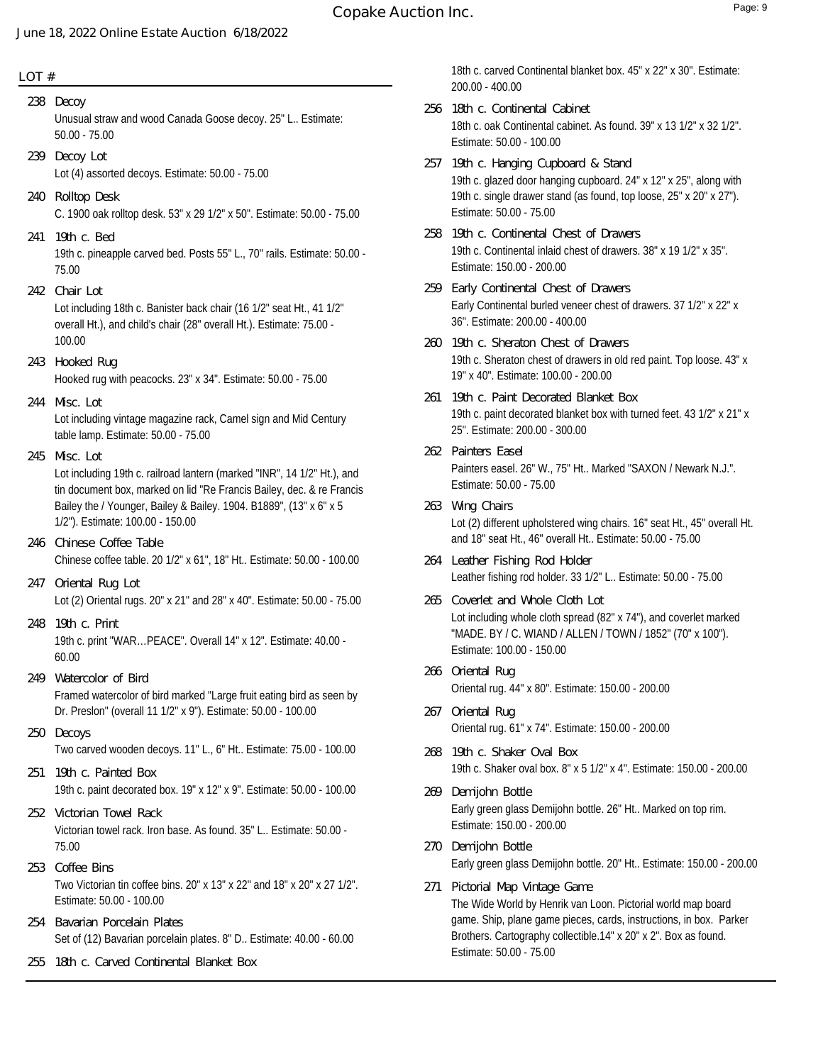LOT #

**238 Decoy**
Unusual straw and wood Canada Goose decoy. 25" L.. Estimate: 50.00 - 75.00

**239 Decoy Lot**
Lot (4) assorted decoys. Estimate: 50.00 - 75.00

**240 Rolltop Desk**
C. 1900 oak rolltop desk. 53" x 29 1/2" x 50". Estimate: 50.00 - 75.00

**241 19th c. Bed**
19th c. pineapple carved bed. Posts 55" L., 70" rails. Estimate: 50.00 - 75.00

**242 Chair Lot**
Lot including 18th c. Banister back chair (16 1/2" seat Ht., 41 1/2" overall Ht.), and child's chair (28" overall Ht.). Estimate: 75.00 - 100.00

**243 Hooked Rug**
Hooked rug with peacocks. 23" x 34". Estimate: 50.00 - 75.00

**244 Misc. Lot**
Lot including vintage magazine rack, Camel sign and Mid Century table lamp. Estimate: 50.00 - 75.00

**245 Misc. Lot**
Lot including 19th c. railroad lantern (marked "INR", 14 1/2" Ht.), and tin document box, marked on lid "Re Francis Bailey, dec. & re Francis Bailey the / Younger, Bailey & Bailey. 1904. B1889", (13" x 6" x 5 1/2"). Estimate: 100.00 - 150.00

**246 Chinese Coffee Table**
Chinese coffee table. 20 1/2" x 61", 18" Ht.. Estimate: 50.00 - 100.00

**247 Oriental Rug Lot**
Lot (2) Oriental rugs. 20" x 21" and 28" x 40". Estimate: 50.00 - 75.00

**248 19th c. Print**
19th c. print "WAR…PEACE". Overall 14" x 12". Estimate: 40.00 - 60.00

**249 Watercolor of Bird**
Framed watercolor of bird marked "Large fruit eating bird as seen by Dr. Preslon" (overall 11 1/2" x 9"). Estimate: 50.00 - 100.00

**250 Decoys**
Two carved wooden decoys. 11" L., 6" Ht.. Estimate: 75.00 - 100.00

**251 19th c. Painted Box**
19th c. paint decorated box. 19" x 12" x 9". Estimate: 50.00 - 100.00

**252 Victorian Towel Rack**
Victorian towel rack. Iron base. As found. 35" L.. Estimate: 50.00 - 75.00

**253 Coffee Bins**
Two Victorian tin coffee bins. 20" x 13" x 22" and 18" x 20" x 27 1/2". Estimate: 50.00 - 100.00

**254 Bavarian Porcelain Plates**
Set of (12) Bavarian porcelain plates. 8" D.. Estimate: 40.00 - 60.00

**255 18th c. Carved Continental Blanket Box**
18th c. carved Continental blanket box. 45" x 22" x 30". Estimate: 200.00 - 400.00

**256 18th c. Continental Cabinet**
18th c. oak Continental cabinet. As found. 39" x 13 1/2" x 32 1/2". Estimate: 50.00 - 100.00

**257 19th c. Hanging Cupboard & Stand**
19th c. glazed door hanging cupboard. 24" x 12" x 25", along with 19th c. single drawer stand (as found, top loose, 25" x 20" x 27"). Estimate: 50.00 - 75.00

**258 19th c. Continental Chest of Drawers**
19th c. Continental inlaid chest of drawers. 38" x 19 1/2" x 35". Estimate: 150.00 - 200.00

**259 Early Continental Chest of Drawers**
Early Continental burled veneer chest of drawers. 37 1/2" x 22" x 36". Estimate: 200.00 - 400.00

**260 19th c. Sheraton Chest of Drawers**
19th c. Sheraton chest of drawers in old red paint. Top loose. 43" x 19" x 40". Estimate: 100.00 - 200.00

**261 19th c. Paint Decorated Blanket Box**
19th c. paint decorated blanket box with turned feet. 43 1/2" x 21" x 25". Estimate: 200.00 - 300.00

**262 Painters Easel**
Painters easel. 26" W., 75" Ht.. Marked "SAXON / Newark N.J.". Estimate: 50.00 - 75.00

**263 Wing Chairs**
Lot (2) different upholstered wing chairs. 16" seat Ht., 45" overall Ht. and 18" seat Ht., 46" overall Ht.. Estimate: 50.00 - 75.00

**264 Leather Fishing Rod Holder**
Leather fishing rod holder. 33 1/2" L.. Estimate: 50.00 - 75.00

**265 Coverlet and Whole Cloth Lot**
Lot including whole cloth spread (82" x 74"), and coverlet marked "MADE. BY / C. WIAND / ALLEN / TOWN / 1852" (70" x 100"). Estimate: 100.00 - 150.00

**266 Oriental Rug**
Oriental rug. 44" x 80". Estimate: 150.00 - 200.00

**267 Oriental Rug**
Oriental rug. 61" x 74". Estimate: 150.00 - 200.00

**268 19th c. Shaker Oval Box**
19th c. Shaker oval box. 8" x 5 1/2" x 4". Estimate: 150.00 - 200.00

**269 Demijohn Bottle**
Early green glass Demijohn bottle. 26" Ht.. Marked on top rim. Estimate: 150.00 - 200.00

**270 Demijohn Bottle**
Early green glass Demijohn bottle. 20" Ht.. Estimate: 150.00 - 200.00

**271 Pictorial Map Vintage Game**
The Wide World by Henrik van Loon. Pictorial world map board game. Ship, plane game pieces, cards, instructions, in box. Parker Brothers. Cartography collectible.14" x 20" x 2". Box as found. Estimate: 50.00 - 75.00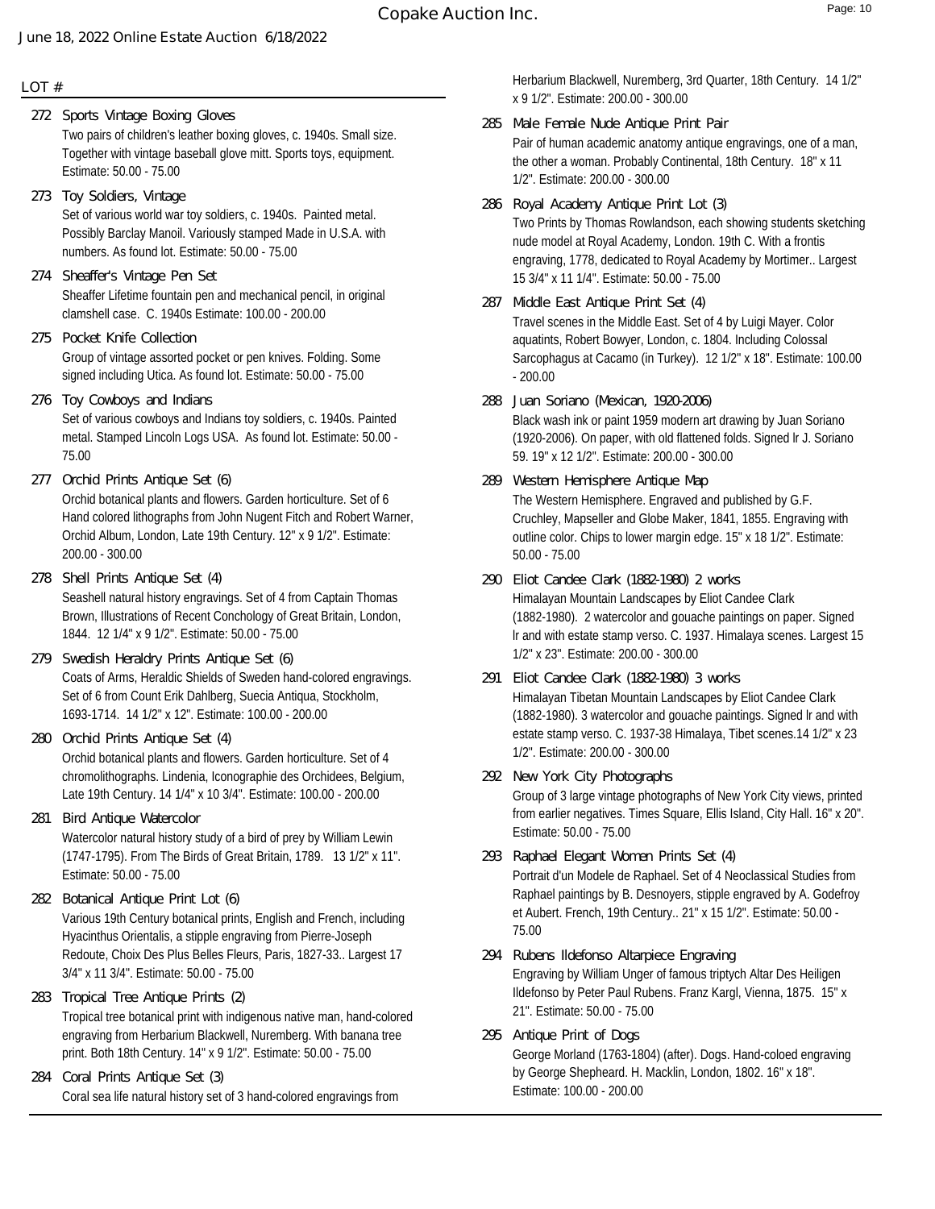June 18, 2022 Online Estate Auction 6/18/2022

LOT #

**272 Sports Vintage Boxing Gloves**
Two pairs of children's leather boxing gloves, c. 1940s. Small size. Together with vintage baseball glove mitt. Sports toys, equipment. Estimate: 50.00 - 75.00

**273 Toy Soldiers, Vintage**
Set of various world war toy soldiers, c. 1940s. Painted metal. Possibly Barclay Manoil. Variously stamped Made in U.S.A. with numbers. As found lot. Estimate: 50.00 - 75.00

**274 Sheaffer's Vintage Pen Set**
Sheaffer Lifetime fountain pen and mechanical pencil, in original clamshell case. C. 1940s Estimate: 100.00 - 200.00

**275 Pocket Knife Collection**
Group of vintage assorted pocket or pen knives. Folding. Some signed including Utica. As found lot. Estimate: 50.00 - 75.00

**276 Toy Cowboys and Indians**
Set of various cowboys and Indians toy soldiers, c. 1940s. Painted metal. Stamped Lincoln Logs USA. As found lot. Estimate: 50.00 - 75.00

**277 Orchid Prints Antique Set (6)**
Orchid botanical plants and flowers. Garden horticulture. Set of 6 Hand colored lithographs from John Nugent Fitch and Robert Warner, Orchid Album, London, Late 19th Century. 12" x 9 1/2". Estimate: 200.00 - 300.00

**278 Shell Prints Antique Set (4)**
Seashell natural history engravings. Set of 4 from Captain Thomas Brown, Illustrations of Recent Conchology of Great Britain, London, 1844. 12 1/4" x 9 1/2". Estimate: 50.00 - 75.00

**279 Swedish Heraldry Prints Antique Set (6)**
Coats of Arms, Heraldic Shields of Sweden hand-colored engravings. Set of 6 from Count Erik Dahlberg, Suecia Antiqua, Stockholm, 1693-1714. 14 1/2" x 12". Estimate: 100.00 - 200.00

**280 Orchid Prints Antique Set (4)**
Orchid botanical plants and flowers. Garden horticulture. Set of 4 chromolithographs. Lindenia, Iconographie des Orchidees, Belgium, Late 19th Century. 14 1/4" x 10 3/4". Estimate: 100.00 - 200.00

**281 Bird Antique Watercolor**
Watercolor natural history study of a bird of prey by William Lewin (1747-1795). From The Birds of Great Britain, 1789. 13 1/2" x 11". Estimate: 50.00 - 75.00

**282 Botanical Antique Print Lot (6)**
Various 19th Century botanical prints, English and French, including Hyacinthus Orientalis, a stipple engraving from Pierre-Joseph Redoute, Choix Des Plus Belles Fleurs, Paris, 1827-33.. Largest 17 3/4" x 11 3/4". Estimate: 50.00 - 75.00

**283 Tropical Tree Antique Prints (2)**
Tropical tree botanical print with indigenous native man, hand-colored engraving from Herbarium Blackwell, Nuremberg. With banana tree print. Both 18th Century. 14" x 9 1/2". Estimate: 50.00 - 75.00

**284 Coral Prints Antique Set (3)**
Coral sea life natural history set of 3 hand-colored engravings from Herbarium Blackwell, Nuremberg, 3rd Quarter, 18th Century. 14 1/2" x 9 1/2". Estimate: 200.00 - 300.00

**285 Male Female Nude Antique Print Pair**
Pair of human academic anatomy antique engravings, one of a man, the other a woman. Probably Continental, 18th Century. 18" x 11 1/2". Estimate: 200.00 - 300.00

**286 Royal Academy Antique Print Lot (3)**
Two Prints by Thomas Rowlandson, each showing students sketching nude model at Royal Academy, London. 19th C. With a frontis engraving, 1778, dedicated to Royal Academy by Mortimer.. Largest 15 3/4" x 11 1/4". Estimate: 50.00 - 75.00

**287 Middle East Antique Print Set (4)**
Travel scenes in the Middle East. Set of 4 by Luigi Mayer. Color aquatints, Robert Bowyer, London, c. 1804. Including Colossal Sarcophagus at Cacamo (in Turkey). 12 1/2" x 18". Estimate: 100.00 - 200.00

**288 Juan Soriano (Mexican, 1920-2006)**
Black wash ink or paint 1959 modern art drawing by Juan Soriano (1920-2006). On paper, with old flattened folds. Signed lr J. Soriano 59. 19" x 12 1/2". Estimate: 200.00 - 300.00

**289 Western Hemisphere Antique Map**
The Western Hemisphere. Engraved and published by G.F. Cruchley, Mapseller and Globe Maker, 1841, 1855. Engraving with outline color. Chips to lower margin edge. 15" x 18 1/2". Estimate: 50.00 - 75.00

**290 Eliot Candee Clark (1882-1980) 2 works**
Himalayan Mountain Landscapes by Eliot Candee Clark (1882-1980). 2 watercolor and gouache paintings on paper. Signed lr and with estate stamp verso. C. 1937. Himalaya scenes. Largest 15 1/2" x 23". Estimate: 200.00 - 300.00

**291 Eliot Candee Clark (1882-1980) 3 works**
Himalayan Tibetan Mountain Landscapes by Eliot Candee Clark (1882-1980). 3 watercolor and gouache paintings. Signed lr and with estate stamp verso. C. 1937-38 Himalaya, Tibet scenes.14 1/2" x 23 1/2". Estimate: 200.00 - 300.00

**292 New York City Photographs**
Group of 3 large vintage photographs of New York City views, printed from earlier negatives. Times Square, Ellis Island, City Hall. 16" x 20". Estimate: 50.00 - 75.00

**293 Raphael Elegant Women Prints Set (4)**
Portrait d'un Modele de Raphael. Set of 4 Neoclassical Studies from Raphael paintings by B. Desnoyers, stipple engraved by A. Godefroy et Aubert. French, 19th Century.. 21" x 15 1/2". Estimate: 50.00 - 75.00

**294 Rubens Ildefonso Altarpiece Engraving**
Engraving by William Unger of famous triptych Altar Des Heiligen Ildefonso by Peter Paul Rubens. Franz Kargl, Vienna, 1875. 15" x 21". Estimate: 50.00 - 75.00

**295 Antique Print of Dogs**
George Morland (1763-1804) (after). Dogs. Hand-coloed engraving by George Shepheard. H. Macklin, London, 1802. 16" x 18". Estimate: 100.00 - 200.00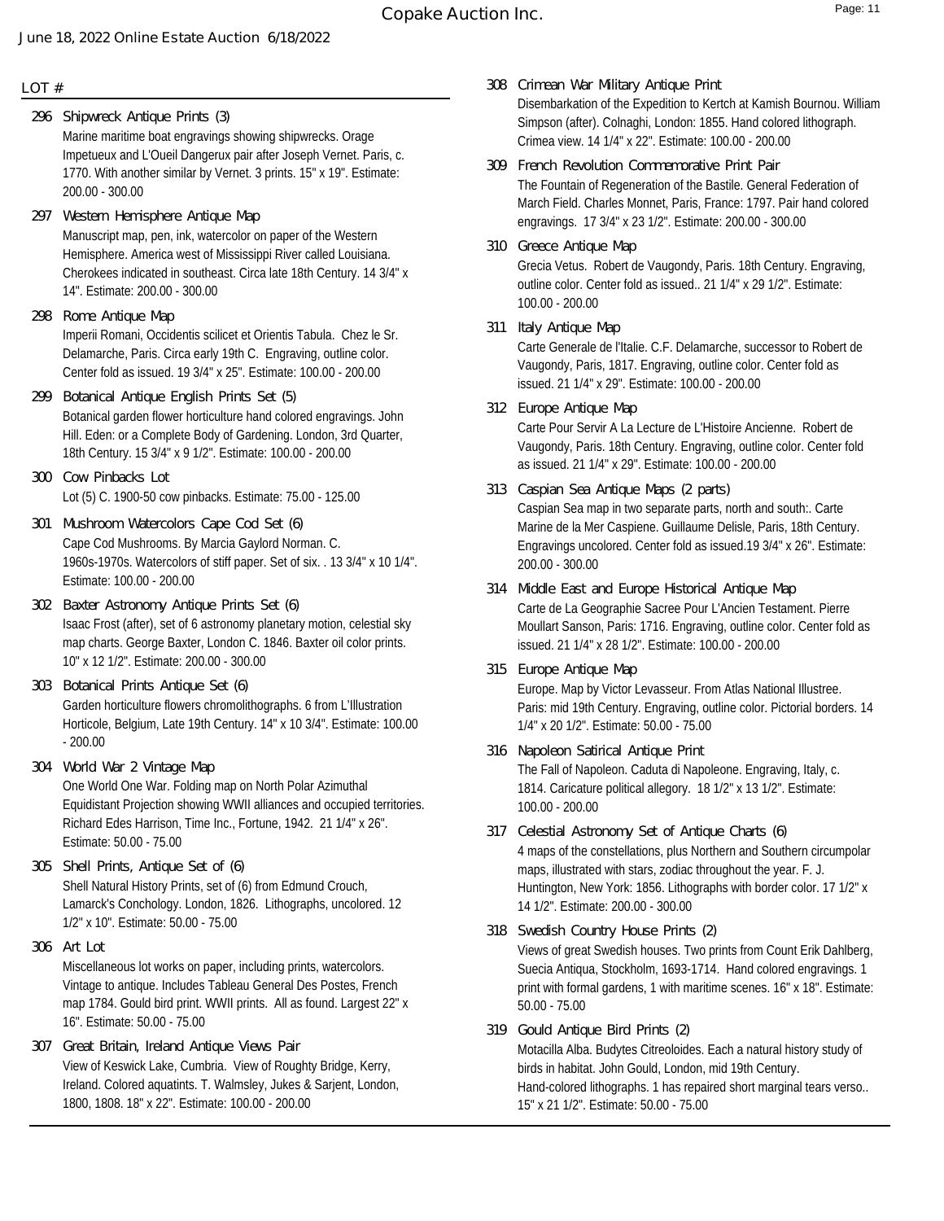LOT #

**296 Shipwreck Antique Prints (3)**
Marine maritime boat engravings showing shipwrecks. Orage Impetueux and L'Oueil Dangerux pair after Joseph Vernet. Paris, c. 1770. With another similar by Vernet. 3 prints. 15" x 19". Estimate: 200.00 - 300.00

**297 Western Hemisphere Antique Map**
Manuscript map, pen, ink, watercolor on paper of the Western Hemisphere. America west of Mississippi River called Louisiana. Cherokees indicated in southeast. Circa late 18th Century. 14 3/4" x 14". Estimate: 200.00 - 300.00

**298 Rome Antique Map**
Imperii Romani, Occidentis scilicet et Orientis Tabula. Chez le Sr. Delamarche, Paris. Circa early 19th C. Engraving, outline color. Center fold as issued. 19 3/4" x 25". Estimate: 100.00 - 200.00

**299 Botanical Antique English Prints Set (5)**
Botanical garden flower horticulture hand colored engravings. John Hill. Eden: or a Complete Body of Gardening. London, 3rd Quarter, 18th Century. 15 3/4" x 9 1/2". Estimate: 100.00 - 200.00

**300 Cow Pinbacks Lot**
Lot (5) C. 1900-50 cow pinbacks. Estimate: 75.00 - 125.00

**301 Mushroom Watercolors Cape Cod Set (6)**
Cape Cod Mushrooms. By Marcia Gaylord Norman. C. 1960s-1970s. Watercolors of stiff paper. Set of six. . 13 3/4" x 10 1/4". Estimate: 100.00 - 200.00

**302 Baxter Astronomy Antique Prints Set (6)**
Isaac Frost (after), set of 6 astronomy planetary motion, celestial sky map charts. George Baxter, London C. 1846. Baxter oil color prints. 10" x 12 1/2". Estimate: 200.00 - 300.00

**303 Botanical Prints Antique Set (6)**
Garden horticulture flowers chromolithographs. 6 from L'Illustration Horticole, Belgium, Late 19th Century. 14" x 10 3/4". Estimate: 100.00 - 200.00

**304 World War 2 Vintage Map**
One World One War. Folding map on North Polar Azimuthal Equidistant Projection showing WWII alliances and occupied territories. Richard Edes Harrison, Time Inc., Fortune, 1942. 21 1/4" x 26". Estimate: 50.00 - 75.00

**305 Shell Prints, Antique Set of (6)**
Shell Natural History Prints, set of (6) from Edmund Crouch, Lamarck's Conchology. London, 1826. Lithographs, uncolored. 12 1/2" x 10". Estimate: 50.00 - 75.00

**306 Art Lot**
Miscellaneous lot works on paper, including prints, watercolors. Vintage to antique. Includes Tableau General Des Postes, French map 1784. Gould bird print. WWII prints. All as found. Largest 22" x 16". Estimate: 50.00 - 75.00

**307 Great Britain, Ireland Antique Views Pair**
View of Keswick Lake, Cumbria. View of Roughty Bridge, Kerry, Ireland. Colored aquatints. T. Walmsley, Jukes & Sarjent, London, 1800, 1808. 18" x 22". Estimate: 100.00 - 200.00

**308 Crimean War Military Antique Print**
Disembarkation of the Expedition to Kertch at Kamish Bournou. William Simpson (after). Colnaghi, London: 1855. Hand colored lithograph. Crimea view. 14 1/4" x 22". Estimate: 100.00 - 200.00

**309 French Revolution Commemorative Print Pair**
The Fountain of Regeneration of the Bastile. General Federation of March Field. Charles Monnet, Paris, France: 1797. Pair hand colored engravings. 17 3/4" x 23 1/2". Estimate: 200.00 - 300.00

**310 Greece Antique Map**
Grecia Vetus. Robert de Vaugondy, Paris. 18th Century. Engraving, outline color. Center fold as issued.. 21 1/4" x 29 1/2". Estimate: 100.00 - 200.00

**311 Italy Antique Map**
Carte Generale de l'Italie. C.F. Delamarche, successor to Robert de Vaugondy, Paris, 1817. Engraving, outline color. Center fold as issued. 21 1/4" x 29". Estimate: 100.00 - 200.00

**312 Europe Antique Map**
Carte Pour Servir A La Lecture de L'Histoire Ancienne. Robert de Vaugondy, Paris. 18th Century. Engraving, outline color. Center fold as issued. 21 1/4" x 29". Estimate: 100.00 - 200.00

**313 Caspian Sea Antique Maps (2 parts)**
Caspian Sea map in two separate parts, north and south:. Carte Marine de la Mer Caspiene. Guillaume Delisle, Paris, 18th Century. Engravings uncolored. Center fold as issued.19 3/4" x 26". Estimate: 200.00 - 300.00

**314 Middle East and Europe Historical Antique Map**
Carte de La Geographie Sacree Pour L'Ancien Testament. Pierre Moullart Sanson, Paris: 1716. Engraving, outline color. Center fold as issued. 21 1/4" x 28 1/2". Estimate: 100.00 - 200.00

**315 Europe Antique Map**
Europe. Map by Victor Levasseur. From Atlas National Illustree. Paris: mid 19th Century. Engraving, outline color. Pictorial borders. 14 1/4" x 20 1/2". Estimate: 50.00 - 75.00

**316 Napoleon Satirical Antique Print**
The Fall of Napoleon. Caduta di Napoleone. Engraving, Italy, c. 1814. Caricature political allegory. 18 1/2" x 13 1/2". Estimate: 100.00 - 200.00

**317 Celestial Astronomy Set of Antique Charts (6)**
4 maps of the constellations, plus Northern and Southern circumpolar maps, illustrated with stars, zodiac throughout the year. F. J. Huntington, New York: 1856. Lithographs with border color. 17 1/2" x 14 1/2". Estimate: 200.00 - 300.00

**318 Swedish Country House Prints (2)**
Views of great Swedish houses. Two prints from Count Erik Dahlberg, Suecia Antiqua, Stockholm, 1693-1714. Hand colored engravings. 1 print with formal gardens, 1 with maritime scenes. 16" x 18". Estimate: 50.00 - 75.00

**319 Gould Antique Bird Prints (2)**
Motacilla Alba. Budytes Citreoloides. Each a natural history study of birds in habitat. John Gould, London, mid 19th Century. Hand-colored lithographs. 1 has repaired short marginal tears verso.. 15" x 21 1/2". Estimate: 50.00 - 75.00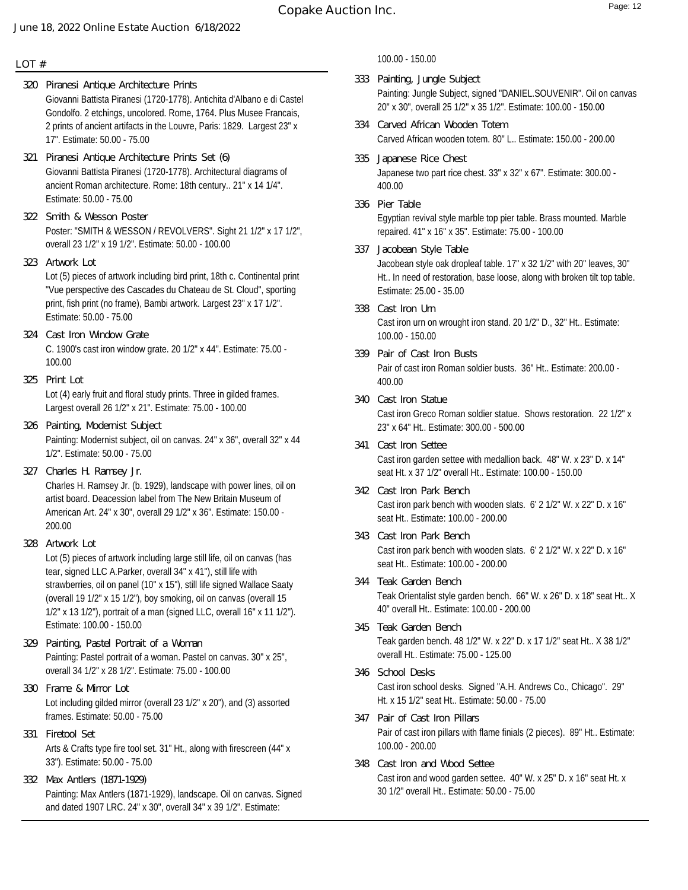LOT #

**320 Piranesi Antique Architecture Prints**
Giovanni Battista Piranesi (1720-1778). Antichita d'Albano e di Castel Gondolfo. 2 etchings, uncolored. Rome, 1764. Plus Musee Francais, 2 prints of ancient artifacts in the Louvre, Paris: 1829. Largest 23" x 17". Estimate: 50.00 - 75.00

**321 Piranesi Antique Architecture Prints Set (6)**
Giovanni Battista Piranesi (1720-1778). Architectural diagrams of ancient Roman architecture. Rome: 18th century.. 21" x 14 1/4". Estimate: 50.00 - 75.00

**322 Smith & Wesson Poster**
Poster: "SMITH & WESSON / REVOLVERS". Sight 21 1/2" x 17 1/2", overall 23 1/2" x 19 1/2". Estimate: 50.00 - 100.00

**323 Artwork Lot**
Lot (5) pieces of artwork including bird print, 18th c. Continental print "Vue perspective des Cascades du Chateau de St. Cloud", sporting print, fish print (no frame), Bambi artwork. Largest 23" x 17 1/2". Estimate: 50.00 - 75.00

**324 Cast Iron Window Grate**
C. 1900's cast iron window grate. 20 1/2" x 44". Estimate: 75.00 - 100.00

**325 Print Lot**
Lot (4) early fruit and floral study prints. Three in gilded frames. Largest overall 26 1/2" x 21". Estimate: 75.00 - 100.00

**326 Painting, Modernist Subject**
Painting: Modernist subject, oil on canvas. 24" x 36", overall 32" x 44 1/2". Estimate: 50.00 - 75.00

**327 Charles H. Ramsey Jr.**
Charles H. Ramsey Jr. (b. 1929), landscape with power lines, oil on artist board. Deacession label from The New Britain Museum of American Art. 24" x 30", overall 29 1/2" x 36". Estimate: 150.00 - 200.00

**328 Artwork Lot**
Lot (5) pieces of artwork including large still life, oil on canvas (has tear, signed LLC A.Parker, overall 34" x 41"), still life with strawberries, oil on panel (10" x 15"), still life signed Wallace Saaty (overall 19 1/2" x 15 1/2"), boy smoking, oil on canvas (overall 15 1/2" x 13 1/2"), portrait of a man (signed LLC, overall 16" x 11 1/2"). Estimate: 100.00 - 150.00

**329 Painting, Pastel Portrait of a Woman**
Painting: Pastel portrait of a woman. Pastel on canvas. 30" x 25", overall 34 1/2" x 28 1/2". Estimate: 75.00 - 100.00

**330 Frame & Mirror Lot**
Lot including gilded mirror (overall 23 1/2" x 20"), and (3) assorted frames. Estimate: 50.00 - 75.00

**331 Firetool Set**
Arts & Crafts type fire tool set. 31" Ht., along with firescreen (44" x 33"). Estimate: 50.00 - 75.00

**332 Max Antlers (1871-1929)**
Painting: Max Antlers (1871-1929), landscape. Oil on canvas. Signed and dated 1907 LRC. 24" x 30", overall 34" x 39 1/2". Estimate: 100.00 - 150.00

**333 Painting, Jungle Subject**
Painting: Jungle Subject, signed "DANIEL.SOUVENIR". Oil on canvas 20" x 30", overall 25 1/2" x 35 1/2". Estimate: 100.00 - 150.00

**334 Carved African Wooden Totem**
Carved African wooden totem. 80" L.. Estimate: 150.00 - 200.00

**335 Japanese Rice Chest**
Japanese two part rice chest. 33" x 32" x 67". Estimate: 300.00 - 400.00

**336 Pier Table**
Egyptian revival style marble top pier table. Brass mounted. Marble repaired. 41" x 16" x 35". Estimate: 75.00 - 100.00

**337 Jacobean Style Table**
Jacobean style oak dropleaf table. 17" x 32 1/2" with 20" leaves, 30" Ht.. In need of restoration, base loose, along with broken tilt top table. Estimate: 25.00 - 35.00

**338 Cast Iron Urn**
Cast iron urn on wrought iron stand. 20 1/2" D., 32" Ht.. Estimate: 100.00 - 150.00

**339 Pair of Cast Iron Busts**
Pair of cast iron Roman soldier busts. 36" Ht.. Estimate: 200.00 - 400.00

**340 Cast Iron Statue**
Cast iron Greco Roman soldier statue. Shows restoration. 22 1/2" x 23" x 64" Ht.. Estimate: 300.00 - 500.00

**341 Cast Iron Settee**
Cast iron garden settee with medallion back. 48" W. x 23" D. x 14" seat Ht. x 37 1/2" overall Ht.. Estimate: 100.00 - 150.00

**342 Cast Iron Park Bench**
Cast iron park bench with wooden slats. 6' 2 1/2" W. x 22" D. x 16" seat Ht.. Estimate: 100.00 - 200.00

**343 Cast Iron Park Bench**
Cast iron park bench with wooden slats. 6' 2 1/2" W. x 22" D. x 16" seat Ht.. Estimate: 100.00 - 200.00

**344 Teak Garden Bench**
Teak Orientalist style garden bench. 66" W. x 26" D. x 18" seat Ht.. X 40" overall Ht.. Estimate: 100.00 - 200.00

**345 Teak Garden Bench**
Teak garden bench. 48 1/2" W. x 22" D. x 17 1/2" seat Ht.. X 38 1/2" overall Ht.. Estimate: 75.00 - 125.00

**346 School Desks**
Cast iron school desks. Signed "A.H. Andrews Co., Chicago". 29" Ht. x 15 1/2" seat Ht.. Estimate: 50.00 - 75.00

**347 Pair of Cast Iron Pillars**
Pair of cast iron pillars with flame finials (2 pieces). 89" Ht.. Estimate: 100.00 - 200.00

**348 Cast Iron and Wood Settee**
Cast iron and wood garden settee. 40" W. x 25" D. x 16" seat Ht. x 30 1/2" overall Ht.. Estimate: 50.00 - 75.00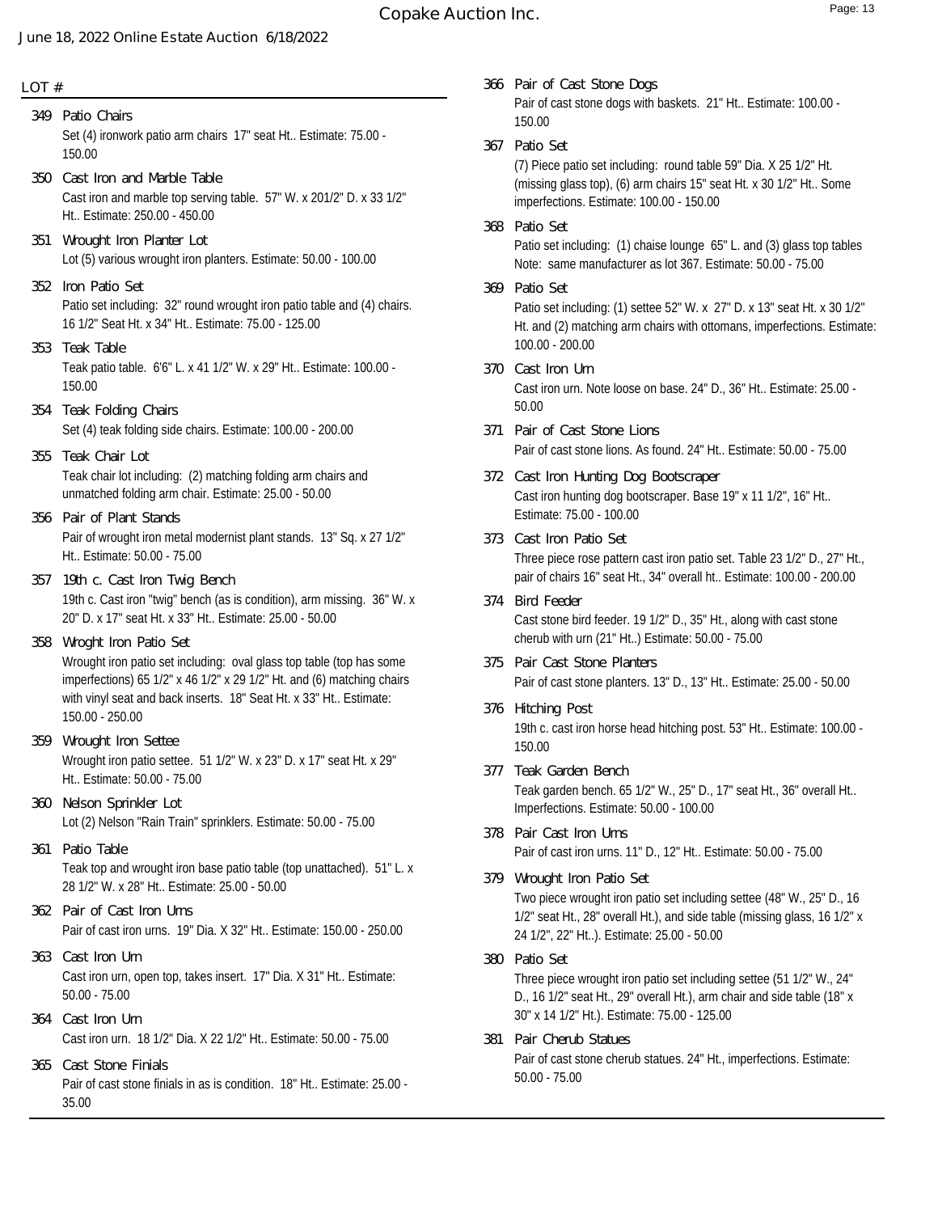LOT #

**349 Patio Chairs**
Set (4) ironwork patio arm chairs 17" seat Ht.. Estimate: 75.00 - 150.00

**350 Cast Iron and Marble Table**
Cast iron and marble top serving table. 57" W. x 201/2" D. x 33 1/2" Ht.. Estimate: 250.00 - 450.00

**351 Wrought Iron Planter Lot**
Lot (5) various wrought iron planters. Estimate: 50.00 - 100.00

**352 Iron Patio Set**
Patio set including: 32" round wrought iron patio table and (4) chairs. 16 1/2" Seat Ht. x 34" Ht.. Estimate: 75.00 - 125.00

**353 Teak Table**
Teak patio table. 6'6" L. x 41 1/2" W. x 29" Ht.. Estimate: 100.00 - 150.00

**354 Teak Folding Chairs**
Set (4) teak folding side chairs. Estimate: 100.00 - 200.00

**355 Teak Chair Lot**
Teak chair lot including: (2) matching folding arm chairs and unmatched folding arm chair. Estimate: 25.00 - 50.00

**356 Pair of Plant Stands**
Pair of wrought iron metal modernist plant stands. 13" Sq. x 27 1/2" Ht.. Estimate: 50.00 - 75.00

**357 19th c. Cast Iron Twig Bench**
19th c. Cast iron "twig" bench (as is condition), arm missing. 36" W. x 20" D. x 17" seat Ht. x 33" Ht.. Estimate: 25.00 - 50.00

**358 Wroght Iron Patio Set**
Wrought iron patio set including: oval glass top table (top has some imperfections) 65 1/2" x 46 1/2" x 29 1/2" Ht. and (6) matching chairs with vinyl seat and back inserts. 18" Seat Ht. x 33" Ht.. Estimate: 150.00 - 250.00

**359 Wrought Iron Settee**
Wrought iron patio settee. 51 1/2" W. x 23" D. x 17" seat Ht. x 29" Ht.. Estimate: 50.00 - 75.00

**360 Nelson Sprinkler Lot**
Lot (2) Nelson "Rain Train" sprinklers. Estimate: 50.00 - 75.00

**361 Patio Table**
Teak top and wrought iron base patio table (top unattached). 51" L. x 28 1/2" W. x 28" Ht.. Estimate: 25.00 - 50.00

**362 Pair of Cast Iron Urns**
Pair of cast iron urns. 19" Dia. X 32" Ht.. Estimate: 150.00 - 250.00

**363 Cast Iron Urn**
Cast iron urn, open top, takes insert. 17" Dia. X 31" Ht.. Estimate: 50.00 - 75.00

**364 Cast Iron Urn**
Cast iron urn. 18 1/2" Dia. X 22 1/2" Ht.. Estimate: 50.00 - 75.00

**365 Cast Stone Finials**
Pair of cast stone finials in as is condition. 18" Ht.. Estimate: 25.00 - 35.00

**366 Pair of Cast Stone Dogs**
Pair of cast stone dogs with baskets. 21" Ht.. Estimate: 100.00 - 150.00

**367 Patio Set**
(7) Piece patio set including: round table 59" Dia. X 25 1/2" Ht. (missing glass top), (6) arm chairs 15" seat Ht. x 30 1/2" Ht.. Some imperfections. Estimate: 100.00 - 150.00

**368 Patio Set**
Patio set including: (1) chaise lounge 65" L. and (3) glass top tables Note: same manufacturer as lot 367. Estimate: 50.00 - 75.00

**369 Patio Set**
Patio set including: (1) settee 52" W. x 27" D. x 13" seat Ht. x 30 1/2" Ht. and (2) matching arm chairs with ottomans, imperfections. Estimate: 100.00 - 200.00

**370 Cast Iron Urn**
Cast iron urn. Note loose on base. 24" D., 36" Ht.. Estimate: 25.00 - 50.00

**371 Pair of Cast Stone Lions**
Pair of cast stone lions. As found. 24" Ht.. Estimate: 50.00 - 75.00

**372 Cast Iron Hunting Dog Bootscraper**
Cast iron hunting dog bootscraper. Base 19" x 11 1/2", 16" Ht.. Estimate: 75.00 - 100.00

**373 Cast Iron Patio Set**
Three piece rose pattern cast iron patio set. Table 23 1/2" D., 27" Ht., pair of chairs 16" seat Ht., 34" overall ht.. Estimate: 100.00 - 200.00

**374 Bird Feeder**
Cast stone bird feeder. 19 1/2" D., 35" Ht., along with cast stone cherub with urn (21" Ht..) Estimate: 50.00 - 75.00

**375 Pair Cast Stone Planters**
Pair of cast stone planters. 13" D., 13" Ht.. Estimate: 25.00 - 50.00

**376 Hitching Post**
19th c. cast iron horse head hitching post. 53" Ht.. Estimate: 100.00 - 150.00

**377 Teak Garden Bench**
Teak garden bench. 65 1/2" W., 25" D., 17" seat Ht., 36" overall Ht.. Imperfections. Estimate: 50.00 - 100.00

**378 Pair Cast Iron Urns**
Pair of cast iron urns. 11" D., 12" Ht.. Estimate: 50.00 - 75.00

**379 Wrought Iron Patio Set**
Two piece wrought iron patio set including settee (48" W., 25" D., 16 1/2" seat Ht., 28" overall Ht.), and side table (missing glass, 16 1/2" x 24 1/2", 22" Ht..). Estimate: 25.00 - 50.00

**380 Patio Set**
Three piece wrought iron patio set including settee (51 1/2" W., 24" D., 16 1/2" seat Ht., 29" overall Ht.), arm chair and side table (18" x 30" x 14 1/2" Ht.). Estimate: 75.00 - 125.00

**381 Pair Cherub Statues**
Pair of cast stone cherub statues. 24" Ht., imperfections. Estimate: 50.00 - 75.00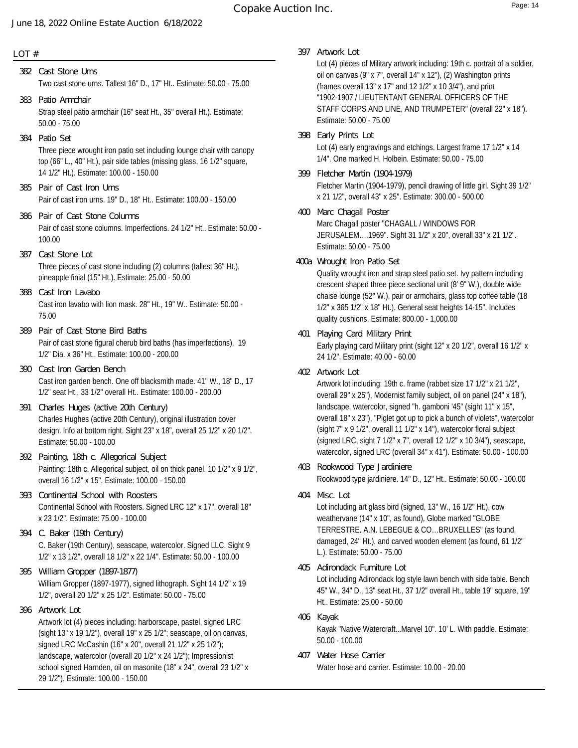LOT #

**382 Cast Stone Urns**
Two cast stone urns. Tallest 16" D., 17" Ht.. Estimate: 50.00 - 75.00

**383 Patio Armchair**
Strap steel patio armchair (16" seat Ht., 35" overall Ht.). Estimate: 50.00 - 75.00

**384 Patio Set**
Three piece wrought iron patio set including lounge chair with canopy top (66" L., 40" Ht.), pair side tables (missing glass, 16 1/2" square, 14 1/2" Ht.). Estimate: 100.00 - 150.00

**385 Pair of Cast Iron Urns**
Pair of cast iron urns. 19" D., 18" Ht.. Estimate: 100.00 - 150.00

**386 Pair of Cast Stone Columns**
Pair of cast stone columns. Imperfections. 24 1/2" Ht.. Estimate: 50.00 - 100.00

**387 Cast Stone Lot**
Three pieces of cast stone including (2) columns (tallest 36" Ht.), pineapple finial (15" Ht.). Estimate: 25.00 - 50.00

**388 Cast Iron Lavabo**
Cast iron lavabo with lion mask. 28" Ht., 19" W.. Estimate: 50.00 - 75.00

**389 Pair of Cast Stone Bird Baths**
Pair of cast stone figural cherub bird baths (has imperfections). 19 1/2" Dia. x 36" Ht.. Estimate: 100.00 - 200.00

**390 Cast Iron Garden Bench**
Cast iron garden bench. One off blacksmith made. 41" W., 18" D., 17 1/2" seat Ht., 33 1/2" overall Ht.. Estimate: 100.00 - 200.00

**391 Charles Huges (active 20th Century)**
Charles Hughes (active 20th Century), original illustration cover design. Info at bottom right. Sight 23" x 18", overall 25 1/2" x 20 1/2". Estimate: 50.00 - 100.00

**392 Painting, 18th c. Allegorical Subject**
Painting: 18th c. Allegorical subject, oil on thick panel. 10 1/2" x 9 1/2", overall 16 1/2" x 15". Estimate: 100.00 - 150.00

**393 Continental School with Roosters**
Continental School with Roosters. Signed LRC 12" x 17", overall 18" x 23 1/2". Estimate: 75.00 - 100.00

**394 C. Baker (19th Century)**
C. Baker (19th Century), seascape, watercolor. Signed LLC. Sight 9 1/2" x 13 1/2", overall 18 1/2" x 22 1/4". Estimate: 50.00 - 100.00

**395 William Gropper (1897-1877)**
William Gropper (1897-1977), signed lithograph. Sight 14 1/2" x 19 1/2", overall 20 1/2" x 25 1/2". Estimate: 50.00 - 75.00

**396 Artwork Lot**
Artwork lot (4) pieces including: harborscape, pastel, signed LRC (sight 13" x 19 1/2"), overall 19" x 25 1/2"; seascape, oil on canvas, signed LRC McCashin (16" x 20", overall 21 1/2" x 25 1/2"); landscape, watercolor (overall 20 1/2" x 24 1/2"); Impressionist school signed Harnden, oil on masonite (18" x 24", overall 23 1/2" x 29 1/2"). Estimate: 100.00 - 150.00

**397 Artwork Lot**
Lot (4) pieces of Military artwork including: 19th c. portrait of a soldier, oil on canvas (9" x 7", overall 14" x 12"), (2) Washington prints (frames overall 13" x 17" and 12 1/2" x 10 3/4"), and print "1902-1907 / LIEUTENTANT GENERAL OFFICERS OF THE STAFF CORPS AND LINE, AND TRUMPETER" (overall 22" x 18"). Estimate: 50.00 - 75.00

**398 Early Prints Lot**
Lot (4) early engravings and etchings. Largest frame 17 1/2" x 14 1/4". One marked H. Holbein. Estimate: 50.00 - 75.00

**399 Fletcher Martin (1904-1979)**
Fletcher Martin (1904-1979), pencil drawing of little girl. Sight 39 1/2" x 21 1/2", overall 43" x 25". Estimate: 300.00 - 500.00

**400 Marc Chagall Poster**
Marc Chagall poster "CHAGALL / WINDOWS FOR JERUSALEM….1969". Sight 31 1/2" x 20", overall 33" x 21 1/2". Estimate: 50.00 - 75.00

**400a Wrought Iron Patio Set**
Quality wrought iron and strap steel patio set. Ivy pattern including crescent shaped three piece sectional unit (8' 9" W.), double wide chaise lounge (52" W.), pair or armchairs, glass top coffee table (18 1/2" x 365 1/2" x 18" Ht.). General seat heights 14-15". Includes quality cushions. Estimate: 800.00 - 1,000.00

**401 Playing Card Military Print**
Early playing card Military print (sight 12" x 20 1/2", overall 16 1/2" x 24 1/2". Estimate: 40.00 - 60.00

**402 Artwork Lot**
Artwork lot including: 19th c. frame (rabbet size 17 1/2" x 21 1/2", overall 29" x 25"), Modernist family subject, oil on panel (24" x 18"), landscape, watercolor, signed "h. gamboni '45" (sight 11" x 15", overall 18" x 23"), "Piglet got up to pick a bunch of violets", watercolor (sight 7" x 9 1/2", overall 11 1/2" x 14"), watercolor floral subject (signed LRC, sight 7 1/2" x 7", overall 12 1/2" x 10 3/4"), seascape, watercolor, signed LRC (overall 34" x 41"). Estimate: 50.00 - 100.00

**403 Rookwood Type Jardiniere**
Rookwood type jardiniere. 14" D., 12" Ht.. Estimate: 50.00 - 100.00

**404 Misc. Lot**
Lot including art glass bird (signed, 13" W., 16 1/2" Ht.), cow weathervane (14" x 10", as found), Globe marked "GLOBE TERRESTRE. A.N. LEBEGUE & CO…BRUXELLES" (as found, damaged, 24" Ht.), and carved wooden element (as found, 61 1/2" L.). Estimate: 50.00 - 75.00

**405 Adirondack Furniture Lot**
Lot including Adirondack log style lawn bench with side table. Bench 45" W., 34" D., 13" seat Ht., 37 1/2" overall Ht., table 19" square, 19" Ht.. Estimate: 25.00 - 50.00

**406 Kayak**
Kayak "Native Watercraft...Marvel 10". 10' L. With paddle. Estimate: 50.00 - 100.00

**407 Water Hose Carrier**
Water hose and carrier. Estimate: 10.00 - 20.00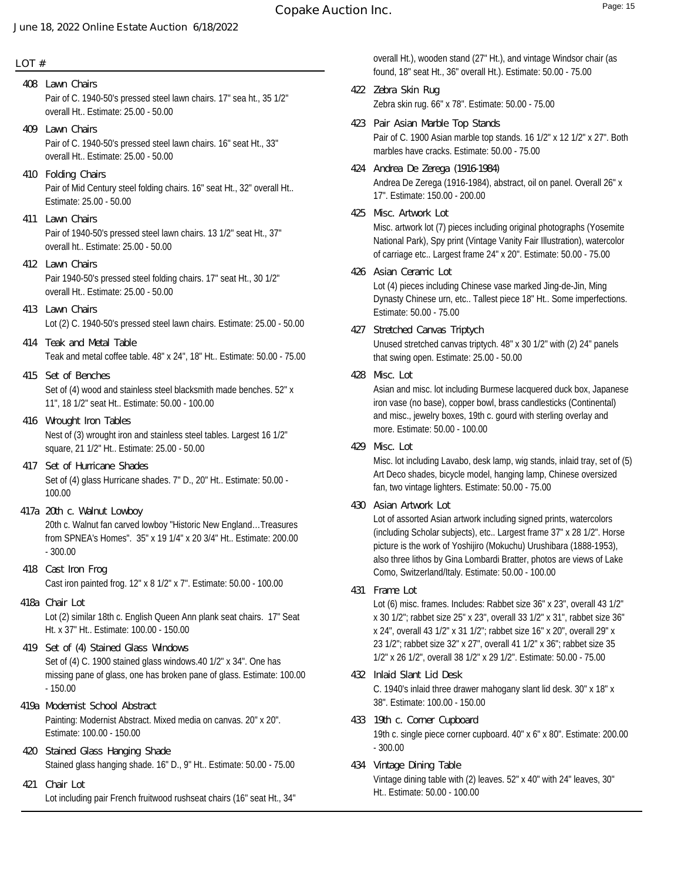LOT #

**408 Lawn Chairs**
Pair of C. 1940-50's pressed steel lawn chairs. 17" sea ht., 35 1/2" overall Ht.. Estimate: 25.00 - 50.00

**409 Lawn Chairs**
Pair of C. 1940-50's pressed steel lawn chairs. 16" seat Ht., 33" overall Ht.. Estimate: 25.00 - 50.00

**410 Folding Chairs**
Pair of Mid Century steel folding chairs. 16" seat Ht., 32" overall Ht.. Estimate: 25.00 - 50.00

**411 Lawn Chairs**
Pair of 1940-50's pressed steel lawn chairs. 13 1/2" seat Ht., 37" overall ht.. Estimate: 25.00 - 50.00

**412 Lawn Chairs**
Pair 1940-50's pressed steel folding chairs. 17" seat Ht., 30 1/2" overall Ht.. Estimate: 25.00 - 50.00

**413 Lawn Chairs**
Lot (2) C. 1940-50's pressed steel lawn chairs. Estimate: 25.00 - 50.00

**414 Teak and Metal Table**
Teak and metal coffee table. 48" x 24", 18" Ht.. Estimate: 50.00 - 75.00

**415 Set of Benches**
Set of (4) wood and stainless steel blacksmith made benches. 52" x 11", 18 1/2" seat Ht.. Estimate: 50.00 - 100.00

**416 Wrought Iron Tables**
Nest of (3) wrought iron and stainless steel tables. Largest 16 1/2" square, 21 1/2" Ht.. Estimate: 25.00 - 50.00

**417 Set of Hurricane Shades**
Set of (4) glass Hurricane shades. 7" D., 20" Ht.. Estimate: 50.00 - 100.00

**417a 20th c. Walnut Lowboy**
20th c. Walnut fan carved lowboy "Historic New England…Treasures from SPNEA's Homes". 35" x 19 1/4" x 20 3/4" Ht.. Estimate: 200.00 - 300.00

**418 Cast Iron Frog**
Cast iron painted frog. 12" x 8 1/2" x 7". Estimate: 50.00 - 100.00

**418a Chair Lot**
Lot (2) similar 18th c. English Queen Ann plank seat chairs. 17" Seat Ht. x 37" Ht.. Estimate: 100.00 - 150.00

**419 Set of (4) Stained Glass Windows**
Set of (4) C. 1900 stained glass windows.40 1/2" x 34". One has missing pane of glass, one has broken pane of glass. Estimate: 100.00 - 150.00

**419a Modernist School Abstract**
Painting: Modernist Abstract. Mixed media on canvas. 20" x 20". Estimate: 100.00 - 150.00

**420 Stained Glass Hanging Shade**
Stained glass hanging shade. 16" D., 9" Ht.. Estimate: 50.00 - 75.00

**421 Chair Lot**
Lot including pair French fruitwood rushseat chairs (16" seat Ht., 34" overall Ht.), wooden stand (27" Ht.), and vintage Windsor chair (as found, 18" seat Ht., 36" overall Ht.). Estimate: 50.00 - 75.00

**422 Zebra Skin Rug**
Zebra skin rug. 66" x 78". Estimate: 50.00 - 75.00

**423 Pair Asian Marble Top Stands**
Pair of C. 1900 Asian marble top stands. 16 1/2" x 12 1/2" x 27". Both marbles have cracks. Estimate: 50.00 - 75.00

**424 Andrea De Zerega (1916-1984)**
Andrea De Zerega (1916-1984), abstract, oil on panel. Overall 26" x 17". Estimate: 150.00 - 200.00

**425 Misc. Artwork Lot**
Misc. artwork lot (7) pieces including original photographs (Yosemite National Park), Spy print (Vintage Vanity Fair Illustration), watercolor of carriage etc.. Largest frame 24" x 20". Estimate: 50.00 - 75.00

**426 Asian Ceramic Lot**
Lot (4) pieces including Chinese vase marked Jing-de-Jin, Ming Dynasty Chinese urn, etc.. Tallest piece 18" Ht.. Some imperfections. Estimate: 50.00 - 75.00

**427 Stretched Canvas Triptych**
Unused stretched canvas triptych. 48" x 30 1/2" with (2) 24" panels that swing open. Estimate: 25.00 - 50.00

**428 Misc. Lot**
Asian and misc. lot including Burmese lacquered duck box, Japanese iron vase (no base), copper bowl, brass candlesticks (Continental) and misc., jewelry boxes, 19th c. gourd with sterling overlay and more. Estimate: 50.00 - 100.00

**429 Misc. Lot**
Misc. lot including Lavabo, desk lamp, wig stands, inlaid tray, set of (5) Art Deco shades, bicycle model, hanging lamp, Chinese oversized fan, two vintage lighters. Estimate: 50.00 - 75.00

**430 Asian Artwork Lot**
Lot of assorted Asian artwork including signed prints, watercolors (including Scholar subjects), etc.. Largest frame 37" x 28 1/2". Horse picture is the work of Yoshijiro (Mokuchu) Urushibara (1888-1953), also three lithos by Gina Lombardi Bratter, photos are views of Lake Como, Switzerland/Italy. Estimate: 50.00 - 100.00

**431 Frame Lot**
Lot (6) misc. frames. Includes: Rabbet size 36" x 23", overall 43 1/2" x 30 1/2"; rabbet size 25" x 23", overall 33 1/2" x 31", rabbet size 36" x 24", overall 43 1/2" x 31 1/2"; rabbet size 16" x 20", overall 29" x 23 1/2"; rabbet size 32" x 27", overall 41 1/2" x 36"; rabbet size 35 1/2" x 26 1/2", overall 38 1/2" x 29 1/2". Estimate: 50.00 - 75.00

**432 Inlaid Slant Lid Desk**
C. 1940's inlaid three drawer mahogany slant lid desk. 30" x 18" x 38". Estimate: 100.00 - 150.00

**433 19th c. Corner Cupboard**
19th c. single piece corner cupboard. 40" x 6" x 80". Estimate: 200.00 - 300.00

**434 Vintage Dining Table**
Vintage dining table with (2) leaves. 52" x 40" with 24" leaves, 30" Ht.. Estimate: 50.00 - 100.00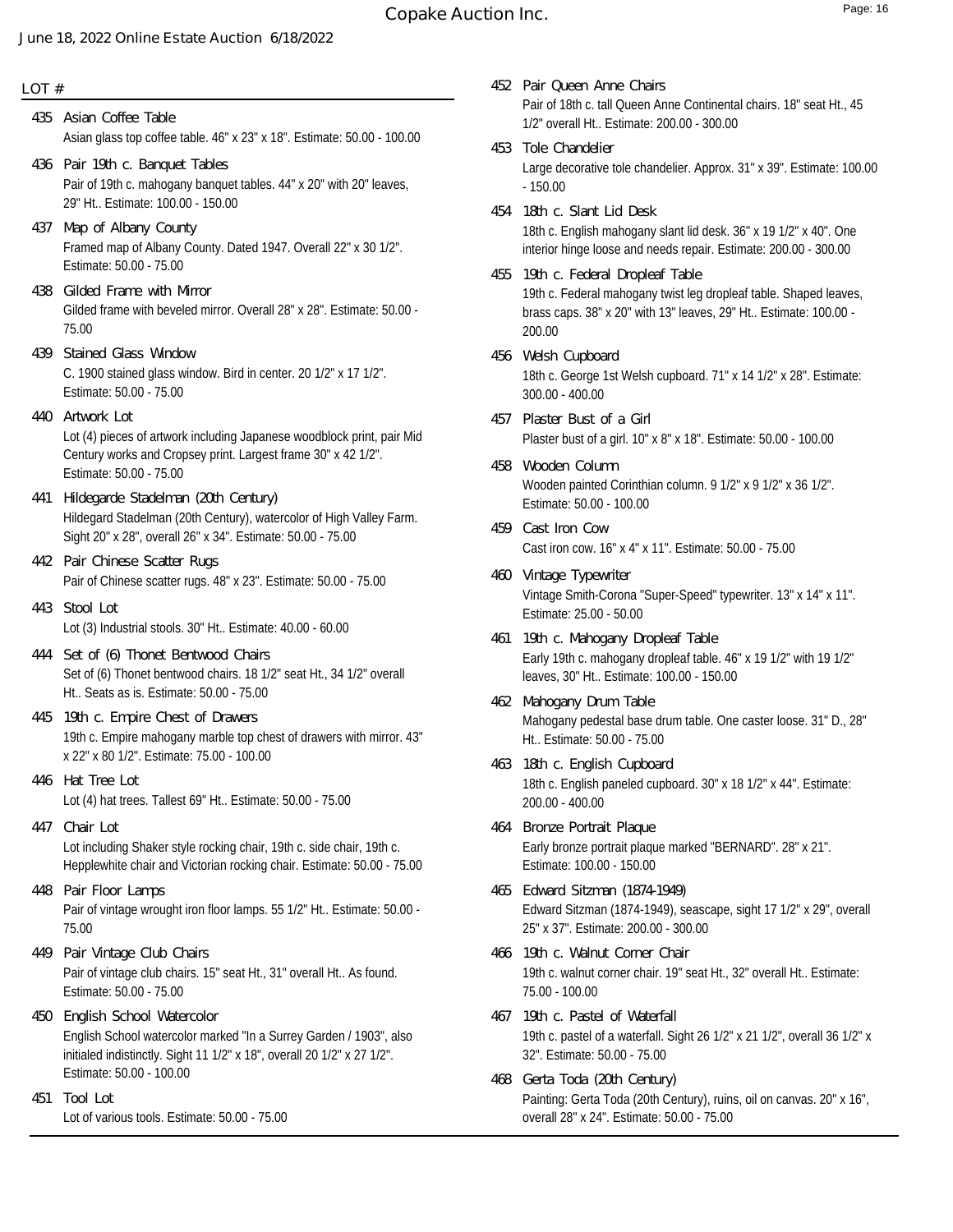LOT #

**435 Asian Coffee Table**
Asian glass top coffee table. 46" x 23" x 18". Estimate: 50.00 - 100.00

**436 Pair 19th c. Banquet Tables**
Pair of 19th c. mahogany banquet tables. 44" x 20" with 20" leaves, 29" Ht.. Estimate: 100.00 - 150.00

**437 Map of Albany County**
Framed map of Albany County. Dated 1947. Overall 22" x 30 1/2". Estimate: 50.00 - 75.00

**438 Gilded Frame with Mirror**
Gilded frame with beveled mirror. Overall 28" x 28". Estimate: 50.00 - 75.00

**439 Stained Glass Window**
C. 1900 stained glass window. Bird in center. 20 1/2" x 17 1/2". Estimate: 50.00 - 75.00

**440 Artwork Lot**
Lot (4) pieces of artwork including Japanese woodblock print, pair Mid Century works and Cropsey print. Largest frame 30" x 42 1/2". Estimate: 50.00 - 75.00

**441 Hildegarde Stadelman (20th Century)**
Hildegard Stadelman (20th Century), watercolor of High Valley Farm. Sight 20" x 28", overall 26" x 34". Estimate: 50.00 - 75.00

**442 Pair Chinese Scatter Rugs**
Pair of Chinese scatter rugs. 48" x 23". Estimate: 50.00 - 75.00

**443 Stool Lot**
Lot (3) Industrial stools. 30" Ht.. Estimate: 40.00 - 60.00

**444 Set of (6) Thonet Bentwood Chairs**
Set of (6) Thonet bentwood chairs. 18 1/2" seat Ht., 34 1/2" overall Ht.. Seats as is. Estimate: 50.00 - 75.00

**445 19th c. Empire Chest of Drawers**
19th c. Empire mahogany marble top chest of drawers with mirror. 43" x 22" x 80 1/2". Estimate: 75.00 - 100.00

**446 Hat Tree Lot**
Lot (4) hat trees. Tallest 69" Ht.. Estimate: 50.00 - 75.00

**447 Chair Lot**
Lot including Shaker style rocking chair, 19th c. side chair, 19th c. Hepplewhite chair and Victorian rocking chair. Estimate: 50.00 - 75.00

**448 Pair Floor Lamps**
Pair of vintage wrought iron floor lamps. 55 1/2" Ht.. Estimate: 50.00 - 75.00

**449 Pair Vintage Club Chairs**
Pair of vintage club chairs. 15" seat Ht., 31" overall Ht.. As found. Estimate: 50.00 - 75.00

**450 English School Watercolor**
English School watercolor marked "In a Surrey Garden / 1903", also initialed indistinctly. Sight 11 1/2" x 18", overall 20 1/2" x 27 1/2". Estimate: 50.00 - 100.00

**451 Tool Lot**
Lot of various tools. Estimate: 50.00 - 75.00

**452 Pair Queen Anne Chairs**
Pair of 18th c. tall Queen Anne Continental chairs. 18" seat Ht., 45 1/2" overall Ht.. Estimate: 200.00 - 300.00

**453 Tole Chandelier**
Large decorative tole chandelier. Approx. 31" x 39". Estimate: 100.00 - 150.00

**454 18th c. Slant Lid Desk**
18th c. English mahogany slant lid desk. 36" x 19 1/2" x 40". One interior hinge loose and needs repair. Estimate: 200.00 - 300.00

**455 19th c. Federal Dropleaf Table**
19th c. Federal mahogany twist leg dropleaf table. Shaped leaves, brass caps. 38" x 20" with 13" leaves, 29" Ht.. Estimate: 100.00 - 200.00

**456 Welsh Cupboard**
18th c. George 1st Welsh cupboard. 71" x 14 1/2" x 28". Estimate: 300.00 - 400.00

**457 Plaster Bust of a Girl**
Plaster bust of a girl. 10" x 8" x 18". Estimate: 50.00 - 100.00

**458 Wooden Column**
Wooden painted Corinthian column. 9 1/2" x 9 1/2" x 36 1/2". Estimate: 50.00 - 100.00

**459 Cast Iron Cow**
Cast iron cow. 16" x 4" x 11". Estimate: 50.00 - 75.00

**460 Vintage Typewriter**
Vintage Smith-Corona "Super-Speed" typewriter. 13" x 14" x 11". Estimate: 25.00 - 50.00

**461 19th c. Mahogany Dropleaf Table**
Early 19th c. mahogany dropleaf table. 46" x 19 1/2" with 19 1/2" leaves, 30" Ht.. Estimate: 100.00 - 150.00

**462 Mahogany Drum Table**
Mahogany pedestal base drum table. One caster loose. 31" D., 28" Ht.. Estimate: 50.00 - 75.00

**463 18th c. English Cupboard**
18th c. English paneled cupboard. 30" x 18 1/2" x 44". Estimate: 200.00 - 400.00

**464 Bronze Portrait Plaque**
Early bronze portrait plaque marked "BERNARD". 28" x 21". Estimate: 100.00 - 150.00

**465 Edward Sitzman (1874-1949)**
Edward Sitzman (1874-1949), seascape, sight 17 1/2" x 29", overall 25" x 37". Estimate: 200.00 - 300.00

**466 19th c. Walnut Corner Chair**
19th c. walnut corner chair. 19" seat Ht., 32" overall Ht.. Estimate: 75.00 - 100.00

**467 19th c. Pastel of Waterfall**
19th c. pastel of a waterfall. Sight 26 1/2" x 21 1/2", overall 36 1/2" x 32". Estimate: 50.00 - 75.00

**468 Gerta Toda (20th Century)**
Painting: Gerta Toda (20th Century), ruins, oil on canvas. 20" x 16", overall 28" x 24". Estimate: 50.00 - 75.00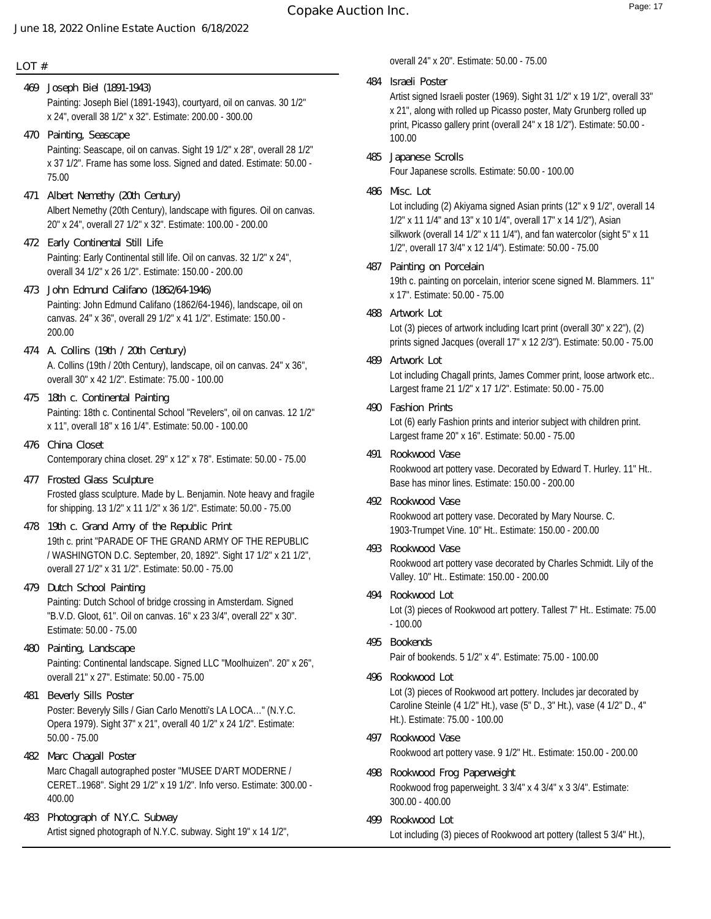LOT #

**469 Joseph Biel (1891-1943)**
Painting: Joseph Biel (1891-1943), courtyard, oil on canvas. 30 1/2" x 24", overall 38 1/2" x 32". Estimate: 200.00 - 300.00

**470 Painting, Seascape**
Painting: Seascape, oil on canvas. Sight 19 1/2" x 28", overall 28 1/2" x 37 1/2". Frame has some loss. Signed and dated. Estimate: 50.00 - 75.00

**471 Albert Nemethy (20th Century)**
Albert Nemethy (20th Century), landscape with figures. Oil on canvas. 20" x 24", overall 27 1/2" x 32". Estimate: 100.00 - 200.00

**472 Early Continental Still Life**
Painting: Early Continental still life. Oil on canvas. 32 1/2" x 24", overall 34 1/2" x 26 1/2". Estimate: 150.00 - 200.00

**473 John Edmund Califano (1862/64-1946)**
Painting: John Edmund Califano (1862/64-1946), landscape, oil on canvas. 24" x 36", overall 29 1/2" x 41 1/2". Estimate: 150.00 - 200.00

**474 A. Collins (19th / 20th Century)**
A. Collins (19th / 20th Century), landscape, oil on canvas. 24" x 36", overall 30" x 42 1/2". Estimate: 75.00 - 100.00

**475 18th c. Continental Painting**
Painting: 18th c. Continental School "Revelers", oil on canvas. 12 1/2" x 11", overall 18" x 16 1/4". Estimate: 50.00 - 100.00

**476 China Closet**
Contemporary china closet. 29" x 12" x 78". Estimate: 50.00 - 75.00

**477 Frosted Glass Sculpture**
Frosted glass sculpture. Made by L. Benjamin. Note heavy and fragile for shipping. 13 1/2" x 11 1/2" x 36 1/2". Estimate: 50.00 - 75.00

**478 19th c. Grand Army of the Republic Print**
19th c. print "PARADE OF THE GRAND ARMY OF THE REPUBLIC / WASHINGTON D.C. September, 20, 1892". Sight 17 1/2" x 21 1/2", overall 27 1/2" x 31 1/2". Estimate: 50.00 - 75.00

**479 Dutch School Painting**
Painting: Dutch School of bridge crossing in Amsterdam. Signed "B.V.D. Gloot, 61". Oil on canvas. 16" x 23 3/4", overall 22" x 30". Estimate: 50.00 - 75.00

**480 Painting, Landscape**
Painting: Continental landscape. Signed LLC "Moolhuizen". 20" x 26", overall 21" x 27". Estimate: 50.00 - 75.00

**481 Beverly Sills Poster**
Poster: Beveryly Sills / Gian Carlo Menotti's LA LOCA..." (N.Y.C. Opera 1979). Sight 37" x 21", overall 40 1/2" x 24 1/2". Estimate: 50.00 - 75.00

**482 Marc Chagall Poster**
Marc Chagall autographed poster "MUSEE D'ART MODERNE / CERET..1968". Sight 29 1/2" x 19 1/2". Info verso. Estimate: 300.00 - 400.00

**483 Photograph of N.Y.C. Subway**
Artist signed photograph of N.Y.C. subway. Sight 19" x 14 1/2", overall 24" x 20". Estimate: 50.00 - 75.00

**484 Israeli Poster**
Artist signed Israeli poster (1969). Sight 31 1/2" x 19 1/2", overall 33" x 21", along with rolled up Picasso poster, Maty Grunberg rolled up print, Picasso gallery print (overall 24" x 18 1/2"). Estimate: 50.00 - 100.00

**485 Japanese Scrolls**
Four Japanese scrolls. Estimate: 50.00 - 100.00

**486 Misc. Lot**
Lot including (2) Akiyama signed Asian prints (12" x 9 1/2", overall 14 1/2" x 11 1/4" and 13" x 10 1/4", overall 17" x 14 1/2"), Asian silkwork (overall 14 1/2" x 11 1/4"), and fan watercolor (sight 5" x 11 1/2", overall 17 3/4" x 12 1/4"). Estimate: 50.00 - 75.00

**487 Painting on Porcelain**
19th c. painting on porcelain, interior scene signed M. Blammers. 11" x 17". Estimate: 50.00 - 75.00

**488 Artwork Lot**
Lot (3) pieces of artwork including Icart print (overall 30" x 22"), (2) prints signed Jacques (overall 17" x 12 2/3"). Estimate: 50.00 - 75.00

**489 Artwork Lot**
Lot including Chagall prints, James Commer print, loose artwork etc.. Largest frame 21 1/2" x 17 1/2". Estimate: 50.00 - 75.00

**490 Fashion Prints**
Lot (6) early Fashion prints and interior subject with children print. Largest frame 20" x 16". Estimate: 50.00 - 75.00

**491 Rookwood Vase**
Rookwood art pottery vase. Decorated by Edward T. Hurley. 11" Ht.. Base has minor lines. Estimate: 150.00 - 200.00

**492 Rookwood Vase**
Rookwood art pottery vase. Decorated by Mary Nourse. C. 1903-Trumpet Vine. 10" Ht.. Estimate: 150.00 - 200.00

**493 Rookwood Vase**
Rookwood art pottery vase decorated by Charles Schmidt. Lily of the Valley. 10" Ht.. Estimate: 150.00 - 200.00

**494 Rookwood Lot**
Lot (3) pieces of Rookwood art pottery. Tallest 7" Ht.. Estimate: 75.00 - 100.00

**495 Bookends**
Pair of bookends. 5 1/2" x 4". Estimate: 75.00 - 100.00

**496 Rookwood Lot**
Lot (3) pieces of Rookwood art pottery. Includes jar decorated by Caroline Steinle (4 1/2" Ht.), vase (5" D., 3" Ht.), vase (4 1/2" D., 4" Ht.). Estimate: 75.00 - 100.00

**497 Rookwood Vase**
Rookwood art pottery vase. 9 1/2" Ht.. Estimate: 150.00 - 200.00

**498 Rookwood Frog Paperweight**
Rookwood frog paperweight. 3 3/4" x 4 3/4" x 3 3/4". Estimate: 300.00 - 400.00

**499 Rookwood Lot**
Lot including (3) pieces of Rookwood art pottery (tallest 5 3/4" Ht.),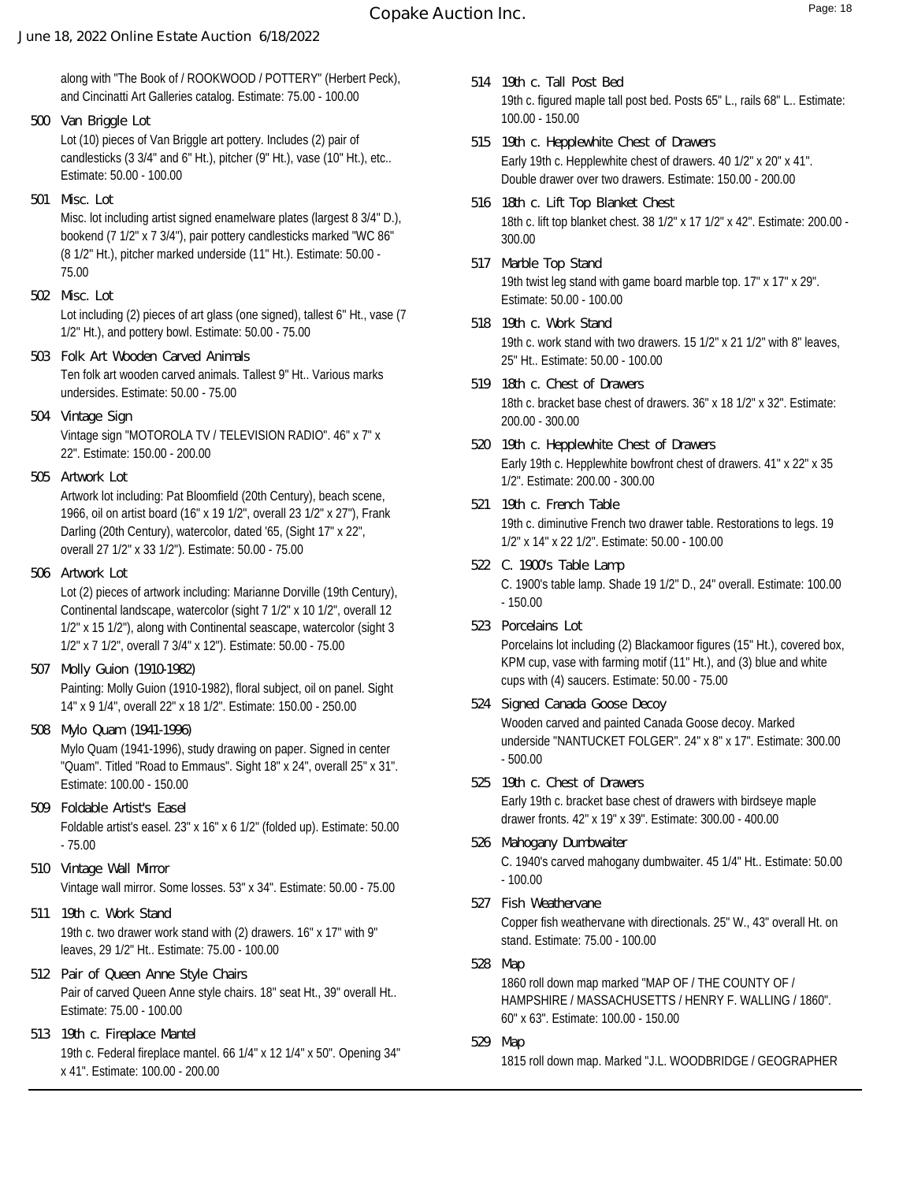along with "The Book of / ROOKWOOD / POTTERY" (Herbert Peck), and Cincinatti Art Galleries catalog. Estimate: 75.00 - 100.00

**500 Van Briggle Lot**
Lot (10) pieces of Van Briggle art pottery. Includes (2) pair of candlesticks (3 3/4" and 6" Ht.), pitcher (9" Ht.), vase (10" Ht.), etc.. Estimate: 50.00 - 100.00

**501 Misc. Lot**
Misc. lot including artist signed enamelware plates (largest 8 3/4" D.), bookend (7 1/2" x 7 3/4"), pair pottery candlesticks marked "WC 86" (8 1/2" Ht.), pitcher marked underside (11" Ht.). Estimate: 50.00 - 75.00

**502 Misc. Lot**
Lot including (2) pieces of art glass (one signed), tallest 6" Ht., vase (7 1/2" Ht.), and pottery bowl. Estimate: 50.00 - 75.00

**503 Folk Art Wooden Carved Animals**
Ten folk art wooden carved animals. Tallest 9" Ht.. Various marks undersides. Estimate: 50.00 - 75.00

**504 Vintage Sign**
Vintage sign "MOTOROLA TV / TELEVISION RADIO". 46" x 7" x 22". Estimate: 150.00 - 200.00

**505 Artwork Lot**
Artwork lot including: Pat Bloomfield (20th Century), beach scene, 1966, oil on artist board (16" x 19 1/2", overall 23 1/2" x 27"), Frank Darling (20th Century), watercolor, dated '65, (Sight 17" x 22", overall 27 1/2" x 33 1/2"). Estimate: 50.00 - 75.00

**506 Artwork Lot**
Lot (2) pieces of artwork including: Marianne Dorville (19th Century), Continental landscape, watercolor (sight 7 1/2" x 10 1/2", overall 12 1/2" x 15 1/2"), along with Continental seascape, watercolor (sight 3 1/2" x 7 1/2", overall 7 3/4" x 12"). Estimate: 50.00 - 75.00

**507 Molly Guion (1910-1982)**
Painting: Molly Guion (1910-1982), floral subject, oil on panel. Sight 14" x 9 1/4", overall 22" x 18 1/2". Estimate: 150.00 - 250.00

**508 Mylo Quam (1941-1996)**
Mylo Quam (1941-1996), study drawing on paper. Signed in center "Quam". Titled "Road to Emmaus". Sight 18" x 24", overall 25" x 31". Estimate: 100.00 - 150.00

**509 Foldable Artist's Easel**
Foldable artist's easel. 23" x 16" x 6 1/2" (folded up). Estimate: 50.00 - 75.00

**510 Vintage Wall Mirror**
Vintage wall mirror. Some losses. 53" x 34". Estimate: 50.00 - 75.00

**511 19th c. Work Stand**
19th c. two drawer work stand with (2) drawers. 16" x 17" with 9" leaves, 29 1/2" Ht.. Estimate: 75.00 - 100.00

**512 Pair of Queen Anne Style Chairs**
Pair of carved Queen Anne style chairs. 18" seat Ht., 39" overall Ht.. Estimate: 75.00 - 100.00

**513 19th c. Fireplace Mantel**
19th c. Federal fireplace mantel. 66 1/4" x 12 1/4" x 50". Opening 34" x 41". Estimate: 100.00 - 200.00

**514 19th c. Tall Post Bed**
19th c. figured maple tall post bed. Posts 65" L., rails 68" L.. Estimate: 100.00 - 150.00

**515 19th c. Hepplewhite Chest of Drawers**
Early 19th c. Hepplewhite chest of drawers. 40 1/2" x 20" x 41". Double drawer over two drawers. Estimate: 150.00 - 200.00

**516 18th c. Lift Top Blanket Chest**
18th c. lift top blanket chest. 38 1/2" x 17 1/2" x 42". Estimate: 200.00 - 300.00

**517 Marble Top Stand**
19th twist leg stand with game board marble top. 17" x 17" x 29". Estimate: 50.00 - 100.00

**518 19th c. Work Stand**
19th c. work stand with two drawers. 15 1/2" x 21 1/2" with 8" leaves, 25" Ht.. Estimate: 50.00 - 100.00

**519 18th c. Chest of Drawers**
18th c. bracket base chest of drawers. 36" x 18 1/2" x 32". Estimate: 200.00 - 300.00

**520 19th c. Hepplewhite Chest of Drawers**
Early 19th c. Hepplewhite bowfront chest of drawers. 41" x 22" x 35 1/2". Estimate: 200.00 - 300.00

**521 19th c. French Table**
19th c. diminutive French two drawer table. Restorations to legs. 19 1/2" x 14" x 22 1/2". Estimate: 50.00 - 100.00

**522 C. 1900's Table Lamp**
C. 1900's table lamp. Shade 19 1/2" D., 24" overall. Estimate: 100.00 - 150.00

**523 Porcelains Lot**
Porcelains lot including (2) Blackamoor figures (15" Ht.), covered box, KPM cup, vase with farming motif (11" Ht.), and (3) blue and white cups with (4) saucers. Estimate: 50.00 - 75.00

**524 Signed Canada Goose Decoy**
Wooden carved and painted Canada Goose decoy. Marked underside "NANTUCKET FOLGER". 24" x 8" x 17". Estimate: 300.00 - 500.00

**525 19th c. Chest of Drawers**
Early 19th c. bracket base chest of drawers with birdseye maple drawer fronts. 42" x 19" x 39". Estimate: 300.00 - 400.00

**526 Mahogany Dumbwaiter**
C. 1940's carved mahogany dumbwaiter. 45 1/4" Ht.. Estimate: 50.00 - 100.00

**527 Fish Weathervane**
Copper fish weathervane with directionals. 25" W., 43" overall Ht. on stand. Estimate: 75.00 - 100.00

**528 Map**
1860 roll down map marked "MAP OF / THE COUNTY OF / HAMPSHIRE / MASSACHUSETTS / HENRY F. WALLING / 1860". 60" x 63". Estimate: 100.00 - 150.00

**529 Map**
1815 roll down map. Marked "J.L. WOODBRIDGE / GEOGRAPHER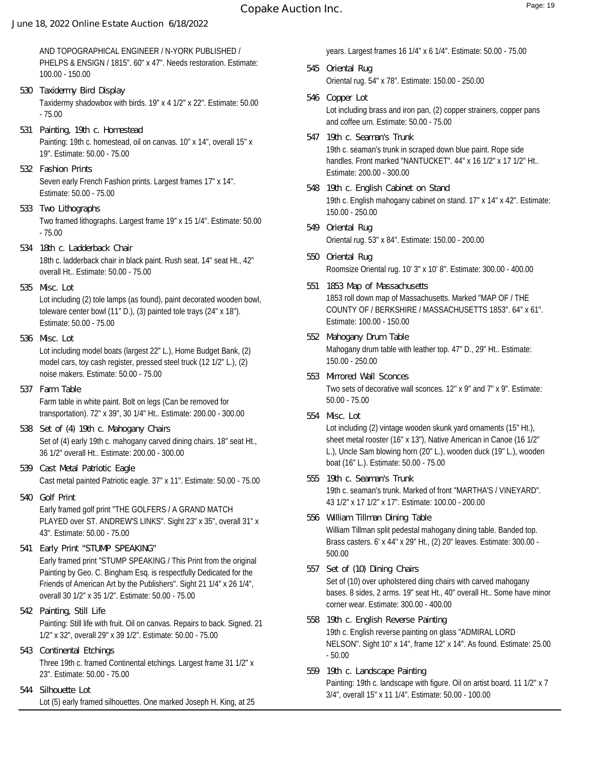AND TOPOGRAPHICAL ENGINEER / N-YORK PUBLISHED / PHELPS & ENSIGN / 1815". 60" x 47". Needs restoration. Estimate: 100.00 - 150.00

**530 Taxidermy Bird Display**
Taxidermy shadowbox with birds. 19" x 4 1/2" x 22". Estimate: 50.00 - 75.00

**531 Painting, 19th c. Homestead**
Painting: 19th c. homestead, oil on canvas. 10" x 14", overall 15" x 19". Estimate: 50.00 - 75.00

**532 Fashion Prints**
Seven early French Fashion prints. Largest frames 17" x 14". Estimate: 50.00 - 75.00

**533 Two Lithographs**
Two framed lithographs. Largest frame 19" x 15 1/4". Estimate: 50.00 - 75.00

**534 18th c. Ladderback Chair**
18th c. ladderback chair in black paint. Rush seat. 14" seat Ht., 42" overall Ht.. Estimate: 50.00 - 75.00

**535 Misc. Lot**
Lot including (2) tole lamps (as found), paint decorated wooden bowl, toleware center bowl (11" D.), (3) painted tole trays (24" x 18"). Estimate: 50.00 - 75.00

**536 Misc. Lot**
Lot including model boats (largest 22" L.), Home Budget Bank, (2) model cars, toy cash register, pressed steel truck (12 1/2" L.), (2) noise makers. Estimate: 50.00 - 75.00

**537 Farm Table**
Farm table in white paint. Bolt on legs (Can be removed for transportation). 72" x 39", 30 1/4" Ht.. Estimate: 200.00 - 300.00

**538 Set of (4) 19th c. Mahogany Chairs**
Set of (4) early 19th c. mahogany carved dining chairs. 18" seat Ht., 36 1/2" overall Ht.. Estimate: 200.00 - 300.00

**539 Cast Metal Patriotic Eagle**
Cast metal painted Patriotic eagle. 37" x 11". Estimate: 50.00 - 75.00

**540 Golf Print**
Early framed golf print "THE GOLFERS / A GRAND MATCH PLAYED over ST. ANDREW'S LINKS". Sight 23" x 35", overall 31" x 43". Estimate: 50.00 - 75.00

**541 Early Print "STUMP SPEAKING"**
Early framed print "STUMP SPEAKING / This Print from the original Painting by Geo. C. Bingham Esq. is respectfully Dedicated for the Friends of American Art by the Publishers". Sight 21 1/4" x 26 1/4", overall 30 1/2" x 35 1/2". Estimate: 50.00 - 75.00

**542 Painting, Still Life**
Painting: Still life with fruit. Oil on canvas. Repairs to back. Signed. 21 1/2" x 32", overall 29" x 39 1/2". Estimate: 50.00 - 75.00

**543 Continental Etchings**
Three 19th c. framed Continental etchings. Largest frame 31 1/2" x 23". Estimate: 50.00 - 75.00

**544 Silhouette Lot**
Lot (5) early framed silhouettes. One marked Joseph H. King, at 25 years. Largest frames 16 1/4" x 6 1/4". Estimate: 50.00 - 75.00

**545 Oriental Rug**
Oriental rug. 54" x 78". Estimate: 150.00 - 250.00

**546 Copper Lot**
Lot including brass and iron pan, (2) copper strainers, copper pans and coffee urn. Estimate: 50.00 - 75.00

**547 19th c. Seaman's Trunk**
19th c. seaman's trunk in scraped down blue paint. Rope side handles. Front marked "NANTUCKET". 44" x 16 1/2" x 17 1/2" Ht.. Estimate: 200.00 - 300.00

**548 19th c. English Cabinet on Stand**
19th c. English mahogany cabinet on stand. 17" x 14" x 42". Estimate: 150.00 - 250.00

**549 Oriental Rug**
Oriental rug. 53" x 84". Estimate: 150.00 - 200.00

**550 Oriental Rug**
Roomsize Oriental rug. 10' 3" x 10' 8". Estimate: 300.00 - 400.00

**551 1853 Map of Massachusetts**
1853 roll down map of Massachusetts. Marked "MAP OF / THE COUNTY OF / BERKSHIRE / MASSACHUSETTS 1853". 64" x 61". Estimate: 100.00 - 150.00

**552 Mahogany Drum Table**
Mahogany drum table with leather top. 47" D., 29" Ht.. Estimate: 150.00 - 250.00

**553 Mirrored Wall Sconces**
Two sets of decorative wall sconces. 12" x 9" and 7" x 9". Estimate: 50.00 - 75.00

**554 Misc. Lot**
Lot including (2) vintage wooden skunk yard ornaments (15" Ht.), sheet metal rooster (16" x 13"), Native American in Canoe (16 1/2" L.), Uncle Sam blowing horn (20" L.), wooden duck (19" L.), wooden boat (16" L.). Estimate: 50.00 - 75.00

**555 19th c. Seaman's Trunk**
19th c. seaman's trunk. Marked of front "MARTHA'S / VINEYARD". 43 1/2" x 17 1/2" x 17". Estimate: 100.00 - 200.00

**556 William Tillman Dining Table**
William Tillman split pedestal mahogany dining table. Banded top. Brass casters. 6' x 44" x 29" Ht., (2) 20" leaves. Estimate: 300.00 - 500.00

**557 Set of (10) Dining Chairs**
Set of (10) over upholstered diing chairs with carved mahogany bases. 8 sides, 2 arms. 19" seat Ht., 40" overall Ht.. Some have minor corner wear. Estimate: 300.00 - 400.00

**558 19th c. English Reverse Painting**
19th c. English reverse painting on glass "ADMIRAL LORD NELSON". Sight 10" x 14", frame 12" x 14". As found. Estimate: 25.00 - 50.00

**559 19th c. Landscape Painting**
Painting: 19th c. landscape with figure. Oil on artist board. 11 1/2" x 7 3/4", overall 15" x 11 1/4". Estimate: 50.00 - 100.00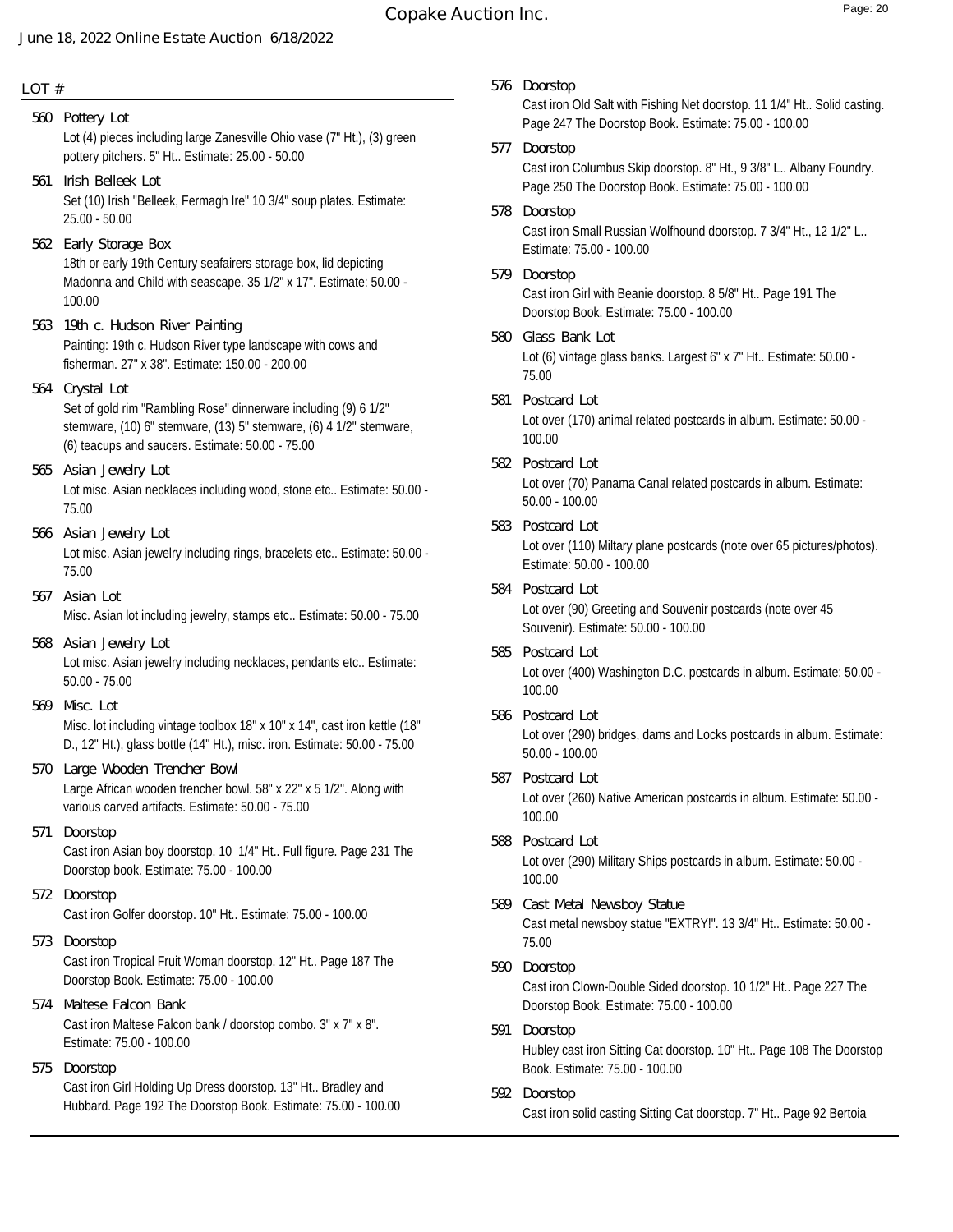LOT #

**560 Pottery Lot**
Lot (4) pieces including large Zanesville Ohio vase (7" Ht.), (3) green pottery pitchers. 5" Ht.. Estimate: 25.00 - 50.00

**561 Irish Belleek Lot**
Set (10) Irish "Belleek, Fermagh Ire" 10 3/4" soup plates. Estimate: 25.00 - 50.00

**562 Early Storage Box**
18th or early 19th Century seafairers storage box, lid depicting Madonna and Child with seascape. 35 1/2" x 17". Estimate: 50.00 - 100.00

**563 19th c. Hudson River Painting**
Painting: 19th c. Hudson River type landscape with cows and fisherman. 27" x 38". Estimate: 150.00 - 200.00

**564 Crystal Lot**
Set of gold rim "Rambling Rose" dinnerware including (9) 6 1/2" stemware, (10) 6" stemware, (13) 5" stemware, (6) 4 1/2" stemware, (6) teacups and saucers. Estimate: 50.00 - 75.00

**565 Asian Jewelry Lot**
Lot misc. Asian necklaces including wood, stone etc.. Estimate: 50.00 - 75.00

**566 Asian Jewelry Lot**
Lot misc. Asian jewelry including rings, bracelets etc.. Estimate: 50.00 - 75.00

**567 Asian Lot**
Misc. Asian lot including jewelry, stamps etc.. Estimate: 50.00 - 75.00

**568 Asian Jewelry Lot**
Lot misc. Asian jewelry including necklaces, pendants etc.. Estimate: 50.00 - 75.00

**569 Misc. Lot**
Misc. lot including vintage toolbox 18" x 10" x 14", cast iron kettle (18" D., 12" Ht.), glass bottle (14" Ht.), misc. iron. Estimate: 50.00 - 75.00

**570 Large Wooden Trencher Bowl**
Large African wooden trencher bowl. 58" x 22" x 5 1/2". Along with various carved artifacts. Estimate: 50.00 - 75.00

**571 Doorstop**
Cast iron Asian boy doorstop. 10 1/4" Ht.. Full figure. Page 231 The Doorstop book. Estimate: 75.00 - 100.00

**572 Doorstop**
Cast iron Golfer doorstop. 10" Ht.. Estimate: 75.00 - 100.00

**573 Doorstop**
Cast iron Tropical Fruit Woman doorstop. 12" Ht.. Page 187 The Doorstop Book. Estimate: 75.00 - 100.00

**574 Maltese Falcon Bank**
Cast iron Maltese Falcon bank / doorstop combo. 3" x 7" x 8". Estimate: 75.00 - 100.00

**575 Doorstop**
Cast iron Girl Holding Up Dress doorstop. 13" Ht.. Bradley and Hubbard. Page 192 The Doorstop Book. Estimate: 75.00 - 100.00

**576 Doorstop**
Cast iron Old Salt with Fishing Net doorstop. 11 1/4" Ht.. Solid casting. Page 247 The Doorstop Book. Estimate: 75.00 - 100.00

**577 Doorstop**
Cast iron Columbus Skip doorstop. 8" Ht., 9 3/8" L.. Albany Foundry. Page 250 The Doorstop Book. Estimate: 75.00 - 100.00

**578 Doorstop**
Cast iron Small Russian Wolfhound doorstop. 7 3/4" Ht., 12 1/2" L.. Estimate: 75.00 - 100.00

**579 Doorstop**
Cast iron Girl with Beanie doorstop. 8 5/8" Ht.. Page 191 The Doorstop Book. Estimate: 75.00 - 100.00

**580 Glass Bank Lot**
Lot (6) vintage glass banks. Largest 6" x 7" Ht.. Estimate: 50.00 - 75.00

**581 Postcard Lot**
Lot over (170) animal related postcards in album. Estimate: 50.00 - 100.00

**582 Postcard Lot**
Lot over (70) Panama Canal related postcards in album. Estimate: 50.00 - 100.00

**583 Postcard Lot**
Lot over (110) Miltary plane postcards (note over 65 pictures/photos). Estimate: 50.00 - 100.00

**584 Postcard Lot**
Lot over (90) Greeting and Souvenir postcards (note over 45 Souvenir). Estimate: 50.00 - 100.00

**585 Postcard Lot**
Lot over (400) Washington D.C. postcards in album. Estimate: 50.00 - 100.00

**586 Postcard Lot**
Lot over (290) bridges, dams and Locks postcards in album. Estimate: 50.00 - 100.00

**587 Postcard Lot**
Lot over (260) Native American postcards in album. Estimate: 50.00 - 100.00

**588 Postcard Lot**
Lot over (290) Military Ships postcards in album. Estimate: 50.00 - 100.00

**589 Cast Metal Newsboy Statue**
Cast metal newsboy statue "EXTRY!". 13 3/4" Ht.. Estimate: 50.00 - 75.00

**590 Doorstop**
Cast iron Clown-Double Sided doorstop. 10 1/2" Ht.. Page 227 The Doorstop Book. Estimate: 75.00 - 100.00

**591 Doorstop**
Hubley cast iron Sitting Cat doorstop. 10" Ht.. Page 108 The Doorstop Book. Estimate: 75.00 - 100.00

**592 Doorstop**
Cast iron solid casting Sitting Cat doorstop. 7" Ht.. Page 92 Bertoia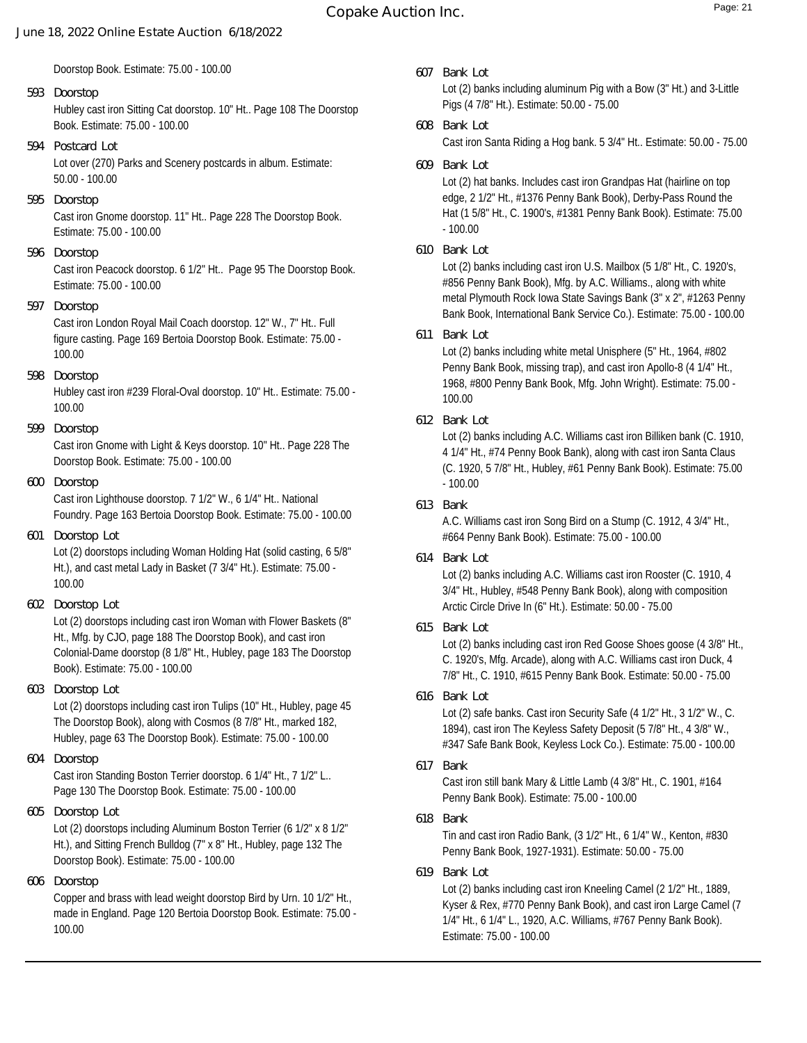Doorstop Book. Estimate: 75.00 - 100.00

**593 Doorstop**
Hubley cast iron Sitting Cat doorstop. 10" Ht.. Page 108 The Doorstop Book. Estimate: 75.00 - 100.00

**594 Postcard Lot**
Lot over (270) Parks and Scenery postcards in album. Estimate: 50.00 - 100.00

**595 Doorstop**
Cast iron Gnome doorstop. 11" Ht.. Page 228 The Doorstop Book. Estimate: 75.00 - 100.00

**596 Doorstop**
Cast iron Peacock doorstop. 6 1/2" Ht.. Page 95 The Doorstop Book. Estimate: 75.00 - 100.00

**597 Doorstop**
Cast iron London Royal Mail Coach doorstop. 12" W., 7" Ht.. Full figure casting. Page 169 Bertoia Doorstop Book. Estimate: 75.00 - 100.00

**598 Doorstop**
Hubley cast iron #239 Floral-Oval doorstop. 10" Ht.. Estimate: 75.00 - 100.00

**599 Doorstop**
Cast iron Gnome with Light & Keys doorstop. 10" Ht.. Page 228 The Doorstop Book. Estimate: 75.00 - 100.00

**600 Doorstop**
Cast iron Lighthouse doorstop. 7 1/2" W., 6 1/4" Ht.. National Foundry. Page 163 Bertoia Doorstop Book. Estimate: 75.00 - 100.00

**601 Doorstop Lot**
Lot (2) doorstops including Woman Holding Hat (solid casting, 6 5/8" Ht.), and cast metal Lady in Basket (7 3/4" Ht.). Estimate: 75.00 - 100.00

**602 Doorstop Lot**
Lot (2) doorstops including cast iron Woman with Flower Baskets (8" Ht., Mfg. by CJO, page 188 The Doorstop Book), and cast iron Colonial-Dame doorstop (8 1/8" Ht., Hubley, page 183 The Doorstop Book). Estimate: 75.00 - 100.00

**603 Doorstop Lot**
Lot (2) doorstops including cast iron Tulips (10" Ht., Hubley, page 45 The Doorstop Book), along with Cosmos (8 7/8" Ht., marked 182, Hubley, page 63 The Doorstop Book). Estimate: 75.00 - 100.00

**604 Doorstop**
Cast iron Standing Boston Terrier doorstop. 6 1/4" Ht., 7 1/2" L.. Page 130 The Doorstop Book. Estimate: 75.00 - 100.00

**605 Doorstop Lot**
Lot (2) doorstops including Aluminum Boston Terrier (6 1/2" x 8 1/2" Ht.), and Sitting French Bulldog (7" x 8" Ht., Hubley, page 132 The Doorstop Book). Estimate: 75.00 - 100.00

**606 Doorstop**
Copper and brass with lead weight doorstop Bird by Urn. 10 1/2" Ht., made in England. Page 120 Bertoia Doorstop Book. Estimate: 75.00 - 100.00

**607 Bank Lot**
Lot (2) banks including aluminum Pig with a Bow (3" Ht.) and 3-Little Pigs (4 7/8" Ht.). Estimate: 50.00 - 75.00

**608 Bank Lot**
Cast iron Santa Riding a Hog bank. 5 3/4" Ht.. Estimate: 50.00 - 75.00

**609 Bank Lot**
Lot (2) hat banks. Includes cast iron Grandpas Hat (hairline on top edge, 2 1/2" Ht., #1376 Penny Bank Book), Derby-Pass Round the Hat (1 5/8" Ht., C. 1900's, #1381 Penny Bank Book). Estimate: 75.00 - 100.00

**610 Bank Lot**
Lot (2) banks including cast iron U.S. Mailbox (5 1/8" Ht., C. 1920's, #856 Penny Bank Book), Mfg. by A.C. Williams., along with white metal Plymouth Rock Iowa State Savings Bank (3" x 2", #1263 Penny Bank Book, International Bank Service Co.). Estimate: 75.00 - 100.00

**611 Bank Lot**
Lot (2) banks including white metal Unisphere (5" Ht., 1964, #802 Penny Bank Book, missing trap), and cast iron Apollo-8 (4 1/4" Ht., 1968, #800 Penny Bank Book, Mfg. John Wright). Estimate: 75.00 - 100.00

**612 Bank Lot**
Lot (2) banks including A.C. Williams cast iron Billiken bank (C. 1910, 4 1/4" Ht., #74 Penny Book Bank), along with cast iron Santa Claus (C. 1920, 5 7/8" Ht., Hubley, #61 Penny Bank Book). Estimate: 75.00 - 100.00

**613 Bank**
A.C. Williams cast iron Song Bird on a Stump (C. 1912, 4 3/4" Ht., #664 Penny Bank Book). Estimate: 75.00 - 100.00

**614 Bank Lot**
Lot (2) banks including A.C. Williams cast iron Rooster (C. 1910, 4 3/4" Ht., Hubley, #548 Penny Bank Book), along with composition Arctic Circle Drive In (6" Ht.). Estimate: 50.00 - 75.00

**615 Bank Lot**
Lot (2) banks including cast iron Red Goose Shoes goose (4 3/8" Ht., C. 1920's, Mfg. Arcade), along with A.C. Williams cast iron Duck, 4 7/8" Ht., C. 1910, #615 Penny Bank Book. Estimate: 50.00 - 75.00

**616 Bank Lot**
Lot (2) safe banks. Cast iron Security Safe (4 1/2" Ht., 3 1/2" W., C. 1894), cast iron The Keyless Safety Deposit (5 7/8" Ht., 4 3/8" W., #347 Safe Bank Book, Keyless Lock Co.). Estimate: 75.00 - 100.00

**617 Bank**
Cast iron still bank Mary & Little Lamb (4 3/8" Ht., C. 1901, #164 Penny Bank Book). Estimate: 75.00 - 100.00

**618 Bank**
Tin and cast iron Radio Bank, (3 1/2" Ht., 6 1/4" W., Kenton, #830 Penny Bank Book, 1927-1931). Estimate: 50.00 - 75.00

**619 Bank Lot**
Lot (2) banks including cast iron Kneeling Camel (2 1/2" Ht., 1889, Kyser & Rex, #770 Penny Bank Book), and cast iron Large Camel (7 1/4" Ht., 6 1/4" L., 1920, A.C. Williams, #767 Penny Bank Book). Estimate: 75.00 - 100.00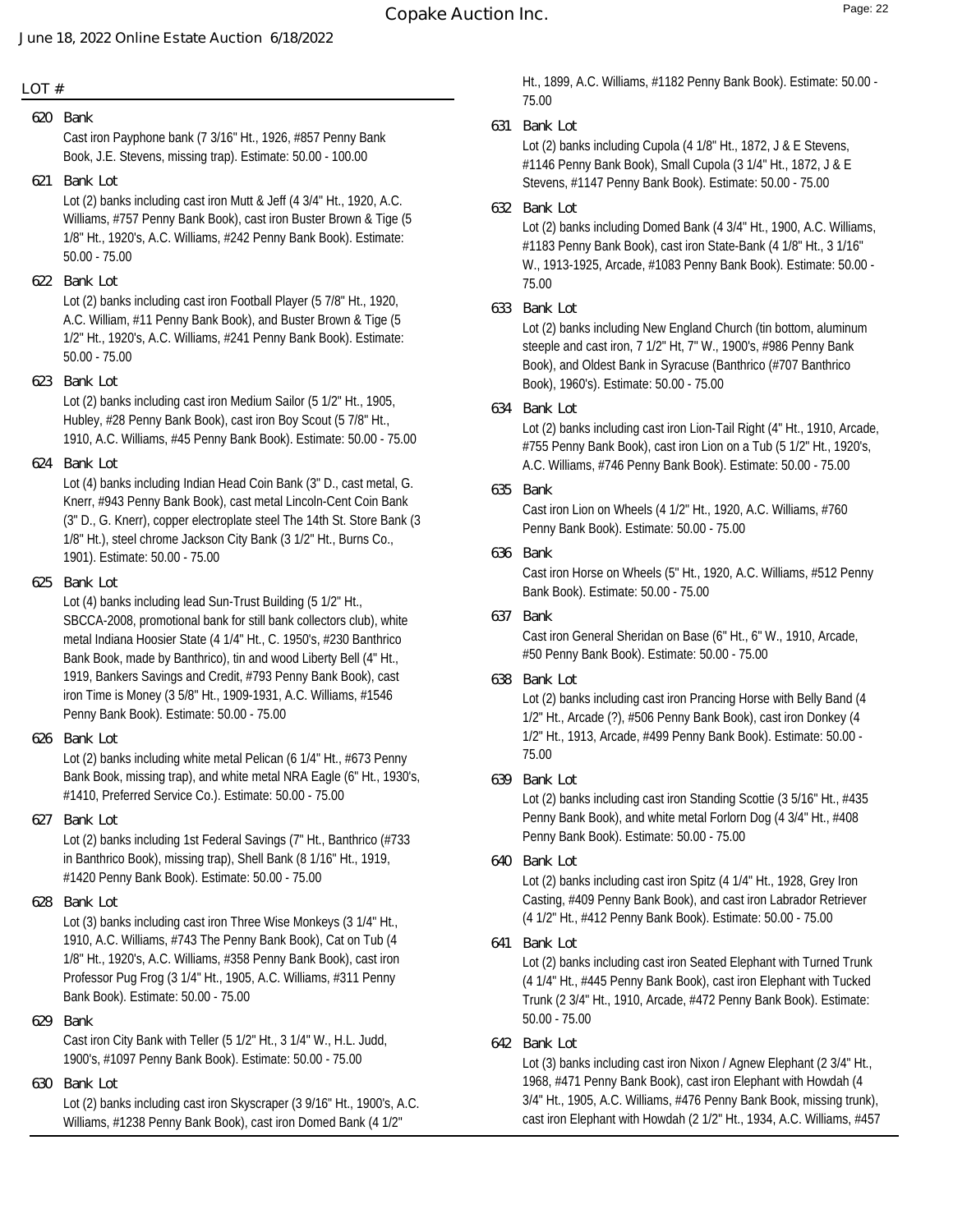LOT #

**620 Bank**
Cast iron Payphone bank (7 3/16" Ht., 1926, #857 Penny Bank Book, J.E. Stevens, missing trap). Estimate: 50.00 - 100.00

**621 Bank Lot**
Lot (2) banks including cast iron Mutt & Jeff (4 3/4" Ht., 1920, A.C. Williams, #757 Penny Bank Book), cast iron Buster Brown & Tige (5 1/8" Ht., 1920's, A.C. Williams, #242 Penny Bank Book). Estimate: 50.00 - 75.00

**622 Bank Lot**
Lot (2) banks including cast iron Football Player (5 7/8" Ht., 1920, A.C. William, #11 Penny Bank Book), and Buster Brown & Tige (5 1/2" Ht., 1920's, A.C. Williams, #241 Penny Bank Book). Estimate: 50.00 - 75.00

**623 Bank Lot**
Lot (2) banks including cast iron Medium Sailor (5 1/2" Ht., 1905, Hubley, #28 Penny Bank Book), cast iron Boy Scout (5 7/8" Ht., 1910, A.C. Williams, #45 Penny Bank Book). Estimate: 50.00 - 75.00

**624 Bank Lot**
Lot (4) banks including Indian Head Coin Bank (3" D., cast metal, G. Knerr, #943 Penny Bank Book), cast metal Lincoln-Cent Coin Bank (3" D., G. Knerr), copper electroplate steel The 14th St. Store Bank (3 1/8" Ht.), steel chrome Jackson City Bank (3 1/2" Ht., Burns Co., 1901). Estimate: 50.00 - 75.00

**625 Bank Lot**
Lot (4) banks including lead Sun-Trust Building (5 1/2" Ht., SBCCA-2008, promotional bank for still bank collectors club), white metal Indiana Hoosier State (4 1/4" Ht., C. 1950's, #230 Banthrico Bank Book, made by Banthrico), tin and wood Liberty Bell (4" Ht., 1919, Bankers Savings and Credit, #793 Penny Bank Book), cast iron Time is Money (3 5/8" Ht., 1909-1931, A.C. Williams, #1546 Penny Bank Book). Estimate: 50.00 - 75.00

**626 Bank Lot**
Lot (2) banks including white metal Pelican (6 1/4" Ht., #673 Penny Bank Book, missing trap), and white metal NRA Eagle (6" Ht., 1930's, #1410, Preferred Service Co.). Estimate: 50.00 - 75.00

**627 Bank Lot**
Lot (2) banks including 1st Federal Savings (7" Ht., Banthrico (#733 in Banthrico Book), missing trap), Shell Bank (8 1/16" Ht., 1919, #1420 Penny Bank Book). Estimate: 50.00 - 75.00

**628 Bank Lot**
Lot (3) banks including cast iron Three Wise Monkeys (3 1/4" Ht., 1910, A.C. Williams, #743 The Penny Bank Book), Cat on Tub (4 1/8" Ht., 1920's, A.C. Williams, #358 Penny Bank Book), cast iron Professor Pug Frog (3 1/4" Ht., 1905, A.C. Williams, #311 Penny Bank Book). Estimate: 50.00 - 75.00

**629 Bank**
Cast iron City Bank with Teller (5 1/2" Ht., 3 1/4" W., H.L. Judd, 1900's, #1097 Penny Bank Book). Estimate: 50.00 - 75.00

**630 Bank Lot**
Lot (2) banks including cast iron Skyscraper (3 9/16" Ht., 1900's, A.C. Williams, #1238 Penny Bank Book), cast iron Domed Bank (4 1/2" Ht., 1899, A.C. Williams, #1182 Penny Bank Book). Estimate: 50.00 - 75.00

**631 Bank Lot**
Lot (2) banks including Cupola (4 1/8" Ht., 1872, J & E Stevens, #1146 Penny Bank Book), Small Cupola (3 1/4" Ht., 1872, J & E Stevens, #1147 Penny Bank Book). Estimate: 50.00 - 75.00

**632 Bank Lot**
Lot (2) banks including Domed Bank (4 3/4" Ht., 1900, A.C. Williams, #1183 Penny Bank Book), cast iron State-Bank (4 1/8" Ht., 3 1/16" W., 1913-1925, Arcade, #1083 Penny Bank Book). Estimate: 50.00 - 75.00

**633 Bank Lot**
Lot (2) banks including New England Church (tin bottom, aluminum steeple and cast iron, 7 1/2" Ht, 7" W., 1900's, #986 Penny Bank Book), and Oldest Bank in Syracuse (Banthrico (#707 Banthrico Book), 1960's). Estimate: 50.00 - 75.00

**634 Bank Lot**
Lot (2) banks including cast iron Lion-Tail Right (4" Ht., 1910, Arcade, #755 Penny Bank Book), cast iron Lion on a Tub (5 1/2" Ht., 1920's, A.C. Williams, #746 Penny Bank Book). Estimate: 50.00 - 75.00

**635 Bank**
Cast iron Lion on Wheels (4 1/2" Ht., 1920, A.C. Williams, #760 Penny Bank Book). Estimate: 50.00 - 75.00

**636 Bank**
Cast iron Horse on Wheels (5" Ht., 1920, A.C. Williams, #512 Penny Bank Book). Estimate: 50.00 - 75.00

**637 Bank**
Cast iron General Sheridan on Base (6" Ht., 6" W., 1910, Arcade, #50 Penny Bank Book). Estimate: 50.00 - 75.00

**638 Bank Lot**
Lot (2) banks including cast iron Prancing Horse with Belly Band (4 1/2" Ht., Arcade (?), #506 Penny Bank Book), cast iron Donkey (4 1/2" Ht., 1913, Arcade, #499 Penny Bank Book). Estimate: 50.00 - 75.00

**639 Bank Lot**
Lot (2) banks including cast iron Standing Scottie (3 5/16" Ht., #435 Penny Bank Book), and white metal Forlorn Dog (4 3/4" Ht., #408 Penny Bank Book). Estimate: 50.00 - 75.00

**640 Bank Lot**
Lot (2) banks including cast iron Spitz (4 1/4" Ht., 1928, Grey Iron Casting, #409 Penny Bank Book), and cast iron Labrador Retriever (4 1/2" Ht., #412 Penny Bank Book). Estimate: 50.00 - 75.00

**641 Bank Lot**
Lot (2) banks including cast iron Seated Elephant with Turned Trunk (4 1/4" Ht., #445 Penny Bank Book), cast iron Elephant with Tucked Trunk (2 3/4" Ht., 1910, Arcade, #472 Penny Bank Book). Estimate: 50.00 - 75.00

**642 Bank Lot**
Lot (3) banks including cast iron Nixon / Agnew Elephant (2 3/4" Ht., 1968, #471 Penny Bank Book), cast iron Elephant with Howdah (4 3/4" Ht., 1905, A.C. Williams, #476 Penny Bank Book, missing trunk), cast iron Elephant with Howdah (2 1/2" Ht., 1934, A.C. Williams, #457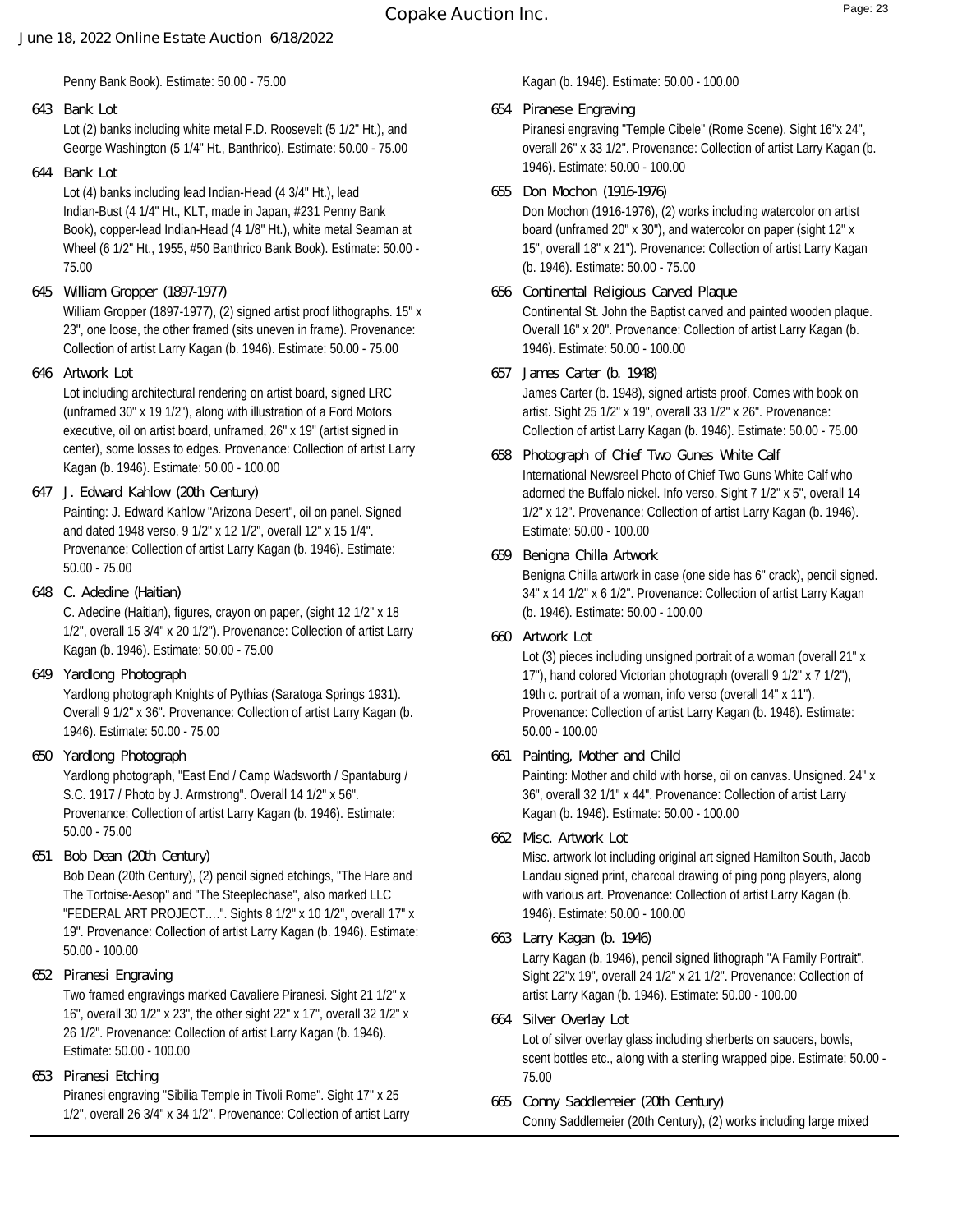Penny Bank Book). Estimate: 50.00 - 75.00

**643 Bank Lot**

Lot (2) banks including white metal F.D. Roosevelt (5 1/2" Ht.), and George Washington (5 1/4" Ht., Banthrico). Estimate: 50.00 - 75.00

**644 Bank Lot**

Lot (4) banks including lead Indian-Head (4 3/4" Ht.), lead Indian-Bust (4 1/4" Ht., KLT, made in Japan, #231 Penny Bank Book), copper-lead Indian-Head (4 1/8" Ht.), white metal Seaman at Wheel (6 1/2" Ht., 1955, #50 Banthrico Bank Book). Estimate: 50.00 - 75.00

**645 William Gropper (1897-1977)**

William Gropper (1897-1977), (2) signed artist proof lithographs. 15" x 23", one loose, the other framed (sits uneven in frame). Provenance: Collection of artist Larry Kagan (b. 1946). Estimate: 50.00 - 75.00

**646 Artwork Lot**

Lot including architectural rendering on artist board, signed LRC (unframed 30" x 19 1/2"), along with illustration of a Ford Motors executive, oil on artist board, unframed, 26" x 19" (artist signed in center), some losses to edges. Provenance: Collection of artist Larry Kagan (b. 1946). Estimate: 50.00 - 100.00

**647 J. Edward Kahlow (20th Century)**

Painting: J. Edward Kahlow "Arizona Desert", oil on panel. Signed and dated 1948 verso. 9 1/2" x 12 1/2", overall 12" x 15 1/4". Provenance: Collection of artist Larry Kagan (b. 1946). Estimate: 50.00 - 75.00

**648 C. Adedine (Haitian)**

C. Adedine (Haitian), figures, crayon on paper, (sight 12 1/2" x 18 1/2", overall 15 3/4" x 20 1/2"). Provenance: Collection of artist Larry Kagan (b. 1946). Estimate: 50.00 - 75.00

**649 Yardlong Photograph**

Yardlong photograph Knights of Pythias (Saratoga Springs 1931). Overall 9 1/2" x 36". Provenance: Collection of artist Larry Kagan (b. 1946). Estimate: 50.00 - 75.00

**650 Yardlong Photograph**

Yardlong photograph, "East End / Camp Wadsworth / Spantaburg / S.C. 1917 / Photo by J. Armstrong". Overall 14 1/2" x 56". Provenance: Collection of artist Larry Kagan (b. 1946). Estimate: 50.00 - 75.00

**651 Bob Dean (20th Century)**

Bob Dean (20th Century), (2) pencil signed etchings, "The Hare and The Tortoise-Aesop" and "The Steeplechase", also marked LLC "FEDERAL ART PROJECT….". Sights 8 1/2" x 10 1/2", overall 17" x 19". Provenance: Collection of artist Larry Kagan (b. 1946). Estimate: 50.00 - 100.00

**652 Piranesi Engraving**

Two framed engravings marked Cavaliere Piranesi. Sight 21 1/2" x 16", overall 30 1/2" x 23", the other sight 22" x 17", overall 32 1/2" x 26 1/2". Provenance: Collection of artist Larry Kagan (b. 1946). Estimate: 50.00 - 100.00

**653 Piranesi Etching**

Piranesi engraving "Sibilia Temple in Tivoli Rome". Sight 17" x 25 1/2", overall 26 3/4" x 34 1/2". Provenance: Collection of artist Larry Kagan (b. 1946). Estimate: 50.00 - 100.00

**654 Piranese Engraving**

Piranesi engraving "Temple Cibele" (Rome Scene). Sight 16"x 24", overall 26" x 33 1/2". Provenance: Collection of artist Larry Kagan (b. 1946). Estimate: 50.00 - 100.00

**655 Don Mochon (1916-1976)**

Don Mochon (1916-1976), (2) works including watercolor on artist board (unframed 20" x 30"), and watercolor on paper (sight 12" x 15", overall 18" x 21"). Provenance: Collection of artist Larry Kagan (b. 1946). Estimate: 50.00 - 75.00

**656 Continental Religious Carved Plaque**

Continental St. John the Baptist carved and painted wooden plaque. Overall 16" x 20". Provenance: Collection of artist Larry Kagan (b. 1946). Estimate: 50.00 - 100.00

**657 James Carter (b. 1948)**

James Carter (b. 1948), signed artists proof. Comes with book on artist. Sight 25 1/2" x 19", overall 33 1/2" x 26". Provenance: Collection of artist Larry Kagan (b. 1946). Estimate: 50.00 - 75.00

**658 Photograph of Chief Two Gunes White Calf**

International Newsreel Photo of Chief Two Guns White Calf who adorned the Buffalo nickel. Info verso. Sight 7 1/2" x 5", overall 14 1/2" x 12". Provenance: Collection of artist Larry Kagan (b. 1946). Estimate: 50.00 - 100.00

**659 Benigna Chilla Artwork**

Benigna Chilla artwork in case (one side has 6" crack), pencil signed. 34" x 14 1/2" x 6 1/2". Provenance: Collection of artist Larry Kagan (b. 1946). Estimate: 50.00 - 100.00

**660 Artwork Lot**

Lot (3) pieces including unsigned portrait of a woman (overall 21" x 17"), hand colored Victorian photograph (overall 9 1/2" x 7 1/2"), 19th c. portrait of a woman, info verso (overall 14" x 11"). Provenance: Collection of artist Larry Kagan (b. 1946). Estimate: 50.00 - 100.00

**661 Painting, Mother and Child**

Painting: Mother and child with horse, oil on canvas. Unsigned. 24" x 36", overall 32 1/1" x 44". Provenance: Collection of artist Larry Kagan (b. 1946). Estimate: 50.00 - 100.00

**662 Misc. Artwork Lot**

Misc. artwork lot including original art signed Hamilton South, Jacob Landau signed print, charcoal drawing of ping pong players, along with various art. Provenance: Collection of artist Larry Kagan (b. 1946). Estimate: 50.00 - 100.00

**663 Larry Kagan (b. 1946)**

Larry Kagan (b. 1946), pencil signed lithograph "A Family Portrait". Sight 22"x 19", overall 24 1/2" x 21 1/2". Provenance: Collection of artist Larry Kagan (b. 1946). Estimate: 50.00 - 100.00

**664 Silver Overlay Lot**

Lot of silver overlay glass including sherberts on saucers, bowls, scent bottles etc., along with a sterling wrapped pipe. Estimate: 50.00 - 75.00

**665 Conny Saddlemeier (20th Century)**

Conny Saddlemeier (20th Century), (2) works including large mixed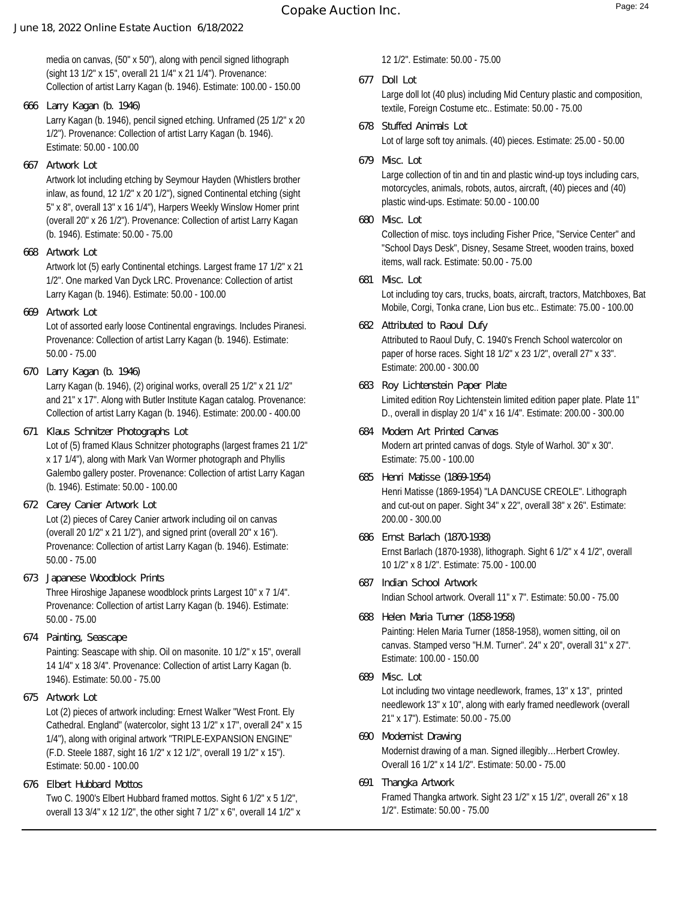media on canvas, (50" x 50"), along with pencil signed lithograph (sight 13 1/2" x 15", overall 21 1/4" x 21 1/4"). Provenance: Collection of artist Larry Kagan (b. 1946). Estimate: 100.00 - 150.00

**666 Larry Kagan (b. 1946)**

Larry Kagan (b. 1946), pencil signed etching. Unframed (25 1/2" x 20 1/2"). Provenance: Collection of artist Larry Kagan (b. 1946). Estimate: 50.00 - 100.00

**667 Artwork Lot**

Artwork lot including etching by Seymour Hayden (Whistlers brother inlaw, as found, 12 1/2" x 20 1/2"), signed Continental etching (sight 5" x 8", overall 13" x 16 1/4"), Harpers Weekly Winslow Homer print (overall 20" x 26 1/2"). Provenance: Collection of artist Larry Kagan (b. 1946). Estimate: 50.00 - 75.00

**668 Artwork Lot**

Artwork lot (5) early Continental etchings. Largest frame 17 1/2" x 21 1/2". One marked Van Dyck LRC. Provenance: Collection of artist Larry Kagan (b. 1946). Estimate: 50.00 - 100.00

**669 Artwork Lot**

Lot of assorted early loose Continental engravings. Includes Piranesi. Provenance: Collection of artist Larry Kagan (b. 1946). Estimate: 50.00 - 75.00

**670 Larry Kagan (b. 1946)**

Larry Kagan (b. 1946), (2) original works, overall 25 1/2" x 21 1/2" and 21" x 17". Along with Butler Institute Kagan catalog. Provenance: Collection of artist Larry Kagan (b. 1946). Estimate: 200.00 - 400.00

**671 Klaus Schnitzer Photographs Lot**

Lot of (5) framed Klaus Schnitzer photographs (largest frames 21 1/2" x 17 1/4"), along with Mark Van Wormer photograph and Phyllis Galembo gallery poster. Provenance: Collection of artist Larry Kagan (b. 1946). Estimate: 50.00 - 100.00

**672 Carey Canier Artwork Lot**

Lot (2) pieces of Carey Canier artwork including oil on canvas (overall 20 1/2" x 21 1/2"), and signed print (overall 20" x 16"). Provenance: Collection of artist Larry Kagan (b. 1946). Estimate: 50.00 - 75.00

**673 Japanese Woodblock Prints**

Three Hiroshige Japanese woodblock prints Largest 10" x 7 1/4". Provenance: Collection of artist Larry Kagan (b. 1946). Estimate: 50.00 - 75.00

**674 Painting, Seascape**

Painting: Seascape with ship. Oil on masonite. 10 1/2" x 15", overall 14 1/4" x 18 3/4". Provenance: Collection of artist Larry Kagan (b. 1946). Estimate: 50.00 - 75.00

**675 Artwork Lot**

Lot (2) pieces of artwork including: Ernest Walker "West Front. Ely Cathedral. England" (watercolor, sight 13 1/2" x 17", overall 24" x 15 1/4"), along with original artwork "TRIPLE-EXPANSION ENGINE" (F.D. Steele 1887, sight 16 1/2" x 12 1/2", overall 19 1/2" x 15"). Estimate: 50.00 - 100.00

**676 Elbert Hubbard Mottos**

Two C. 1900's Elbert Hubbard framed mottos. Sight 6 1/2" x 5 1/2", overall 13 3/4" x 12 1/2", the other sight 7 1/2" x 6", overall 14 1/2" x 12 1/2". Estimate: 50.00 - 75.00

**677 Doll Lot**

Large doll lot (40 plus) including Mid Century plastic and composition, textile, Foreign Costume etc.. Estimate: 50.00 - 75.00

**678 Stuffed Animals Lot**

Lot of large soft toy animals. (40) pieces. Estimate: 25.00 - 50.00

**679 Misc. Lot**

Large collection of tin and tin and plastic wind-up toys including cars, motorcycles, animals, robots, autos, aircraft, (40) pieces and (40) plastic wind-ups. Estimate: 50.00 - 100.00

**680 Misc. Lot**

Collection of misc. toys including Fisher Price, "Service Center" and "School Days Desk", Disney, Sesame Street, wooden trains, boxed items, wall rack. Estimate: 50.00 - 75.00

**681 Misc. Lot**

Lot including toy cars, trucks, boats, aircraft, tractors, Matchboxes, Bat Mobile, Corgi, Tonka crane, Lion bus etc.. Estimate: 75.00 - 100.00

**682 Attributed to Raoul Dufy**

Attributed to Raoul Dufy, C. 1940's French School watercolor on paper of horse races. Sight 18 1/2" x 23 1/2", overall 27" x 33". Estimate: 200.00 - 300.00

**683 Roy Lichtenstein Paper Plate**

Limited edition Roy Lichtenstein limited edition paper plate. Plate 11" D., overall in display 20 1/4" x 16 1/4". Estimate: 200.00 - 300.00

**684 Modern Art Printed Canvas**

Modern art printed canvas of dogs. Style of Warhol. 30" x 30". Estimate: 75.00 - 100.00

**685 Henri Matisse (1869-1954)**

Henri Matisse (1869-1954) "LA DANCUSE CREOLE". Lithograph and cut-out on paper. Sight 34" x 22", overall 38" x 26". Estimate: 200.00 - 300.00

**686 Ernst Barlach (1870-1938)**

Ernst Barlach (1870-1938), lithograph. Sight 6 1/2" x 4 1/2", overall 10 1/2" x 8 1/2". Estimate: 75.00 - 100.00

**687 Indian School Artwork**

Indian School artwork. Overall 11" x 7". Estimate: 50.00 - 75.00

**688 Helen Maria Turner (1858-1958)**

Painting: Helen Maria Turner (1858-1958), women sitting, oil on canvas. Stamped verso "H.M. Turner". 24" x 20", overall 31" x 27". Estimate: 100.00 - 150.00

**689 Misc. Lot**

Lot including two vintage needlework, frames, 13" x 13", printed needlework 13" x 10", along with early framed needlework (overall 21" x 17"). Estimate: 50.00 - 75.00

**690 Modernist Drawing**

Modernist drawing of a man. Signed illegibly…Herbert Crowley. Overall 16 1/2" x 14 1/2". Estimate: 50.00 - 75.00

**691 Thangka Artwork**

Framed Thangka artwork. Sight 23 1/2" x 15 1/2", overall 26" x 18 1/2". Estimate: 50.00 - 75.00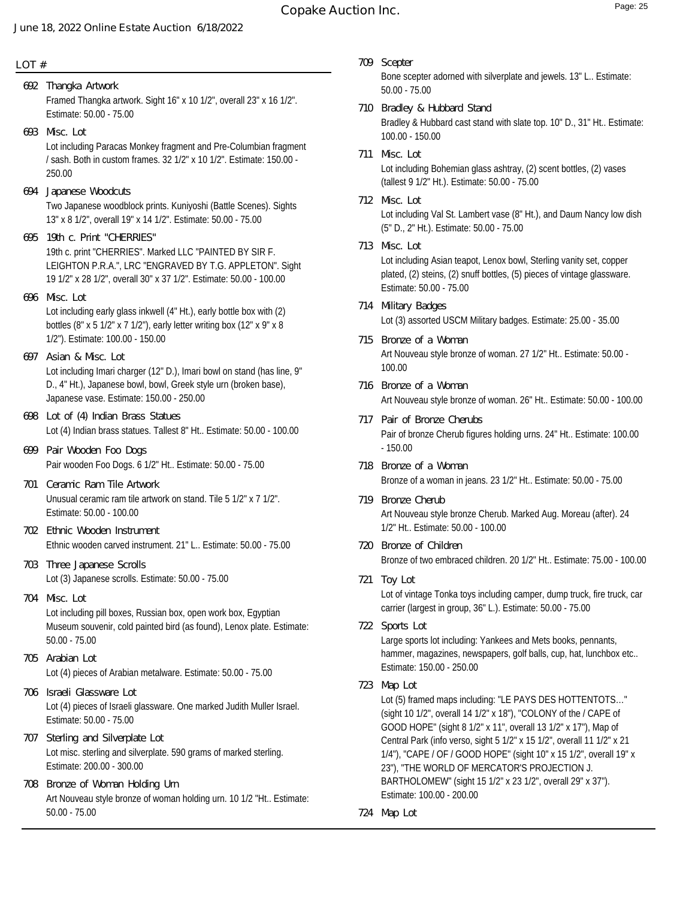LOT #

**692 Thangka Artwork**
Framed Thangka artwork. Sight 16" x 10 1/2", overall 23" x 16 1/2". Estimate: 50.00 - 75.00

**693 Misc. Lot**
Lot including Paracas Monkey fragment and Pre-Columbian fragment / sash. Both in custom frames. 32 1/2" x 10 1/2". Estimate: 150.00 - 250.00

**694 Japanese Woodcuts**
Two Japanese woodblock prints. Kuniyoshi (Battle Scenes). Sights 13" x 8 1/2", overall 19" x 14 1/2". Estimate: 50.00 - 75.00

**695 19th c. Print "CHERRIES"**
19th c. print "CHERRIES". Marked LLC "PAINTED BY SIR F. LEIGHTON P.R.A.", LRC "ENGRAVED BY T.G. APPLETON". Sight 19 1/2" x 28 1/2", overall 30" x 37 1/2". Estimate: 50.00 - 100.00

**696 Misc. Lot**
Lot including early glass inkwell (4" Ht.), early bottle box with (2) bottles (8" x 5 1/2" x 7 1/2"), early letter writing box (12" x 9" x 8 1/2"). Estimate: 100.00 - 150.00

**697 Asian & Misc. Lot**
Lot including Imari charger (12" D.), Imari bowl on stand (has line, 9" D., 4" Ht.), Japanese bowl, bowl, Greek style urn (broken base), Japanese vase. Estimate: 150.00 - 250.00

**698 Lot of (4) Indian Brass Statues**
Lot (4) Indian brass statues. Tallest 8" Ht.. Estimate: 50.00 - 100.00

**699 Pair Wooden Foo Dogs**
Pair wooden Foo Dogs. 6 1/2" Ht.. Estimate: 50.00 - 75.00

**701 Ceramic Ram Tile Artwork**
Unusual ceramic ram tile artwork on stand. Tile 5 1/2" x 7 1/2". Estimate: 50.00 - 100.00

**702 Ethnic Wooden Instrument**
Ethnic wooden carved instrument. 21" L.. Estimate: 50.00 - 75.00

**703 Three Japanese Scrolls**
Lot (3) Japanese scrolls. Estimate: 50.00 - 75.00

**704 Misc. Lot**
Lot including pill boxes, Russian box, open work box, Egyptian Museum souvenir, cold painted bird (as found), Lenox plate. Estimate: 50.00 - 75.00

**705 Arabian Lot**
Lot (4) pieces of Arabian metalware. Estimate: 50.00 - 75.00

**706 Israeli Glassware Lot**
Lot (4) pieces of Israeli glassware. One marked Judith Muller Israel. Estimate: 50.00 - 75.00

**707 Sterling and Silverplate Lot**
Lot misc. sterling and silverplate. 590 grams of marked sterling. Estimate: 200.00 - 300.00

**708 Bronze of Woman Holding Urn**
Art Nouveau style bronze of woman holding urn. 10 1/2 "Ht.. Estimate: 50.00 - 75.00

**709 Scepter**
Bone scepter adorned with silverplate and jewels. 13" L.. Estimate: 50.00 - 75.00

**710 Bradley & Hubbard Stand**
Bradley & Hubbard cast stand with slate top. 10" D., 31" Ht.. Estimate: 100.00 - 150.00

**711 Misc. Lot**
Lot including Bohemian glass ashtray, (2) scent bottles, (2) vases (tallest 9 1/2" Ht.). Estimate: 50.00 - 75.00

**712 Misc. Lot**
Lot including Val St. Lambert vase (8" Ht.), and Daum Nancy low dish (5" D., 2" Ht.). Estimate: 50.00 - 75.00

**713 Misc. Lot**
Lot including Asian teapot, Lenox bowl, Sterling vanity set, copper plated, (2) steins, (2) snuff bottles, (5) pieces of vintage glassware. Estimate: 50.00 - 75.00

**714 Military Badges**
Lot (3) assorted USCM Military badges. Estimate: 25.00 - 35.00

**715 Bronze of a Woman**
Art Nouveau style bronze of woman. 27 1/2" Ht.. Estimate: 50.00 - 100.00

**716 Bronze of a Woman**
Art Nouveau style bronze of woman. 26" Ht.. Estimate: 50.00 - 100.00

**717 Pair of Bronze Cherubs**
Pair of bronze Cherub figures holding urns. 24" Ht.. Estimate: 100.00 - 150.00

**718 Bronze of a Woman**
Bronze of a woman in jeans. 23 1/2" Ht.. Estimate: 50.00 - 75.00

**719 Bronze Cherub**
Art Nouveau style bronze Cherub. Marked Aug. Moreau (after). 24 1/2" Ht.. Estimate: 50.00 - 100.00

**720 Bronze of Children**
Bronze of two embraced children. 20 1/2" Ht.. Estimate: 75.00 - 100.00

**721 Toy Lot**
Lot of vintage Tonka toys including camper, dump truck, fire truck, car carrier (largest in group, 36" L.). Estimate: 50.00 - 75.00

**722 Sports Lot**
Large sports lot including: Yankees and Mets books, pennants, hammer, magazines, newspapers, golf balls, cup, hat, lunchbox etc.. Estimate: 150.00 - 250.00

**723 Map Lot**
Lot (5) framed maps including: "LE PAYS DES HOTTENTOTS…" (sight 10 1/2", overall 14 1/2" x 18"), "COLONY of the / CAPE of GOOD HOPE" (sight 8 1/2" x 11", overall 13 1/2" x 17"), Map of Central Park (info verso, sight 5 1/2" x 15 1/2", overall 11 1/2" x 21 1/4"), "CAPE / OF / GOOD HOPE" (sight 10" x 15 1/2", overall 19" x 23"), "THE WORLD OF MERCATOR'S PROJECTION J. BARTHOLOMEW" (sight 15 1/2" x 23 1/2", overall 29" x 37"). Estimate: 100.00 - 200.00

**724 Map Lot**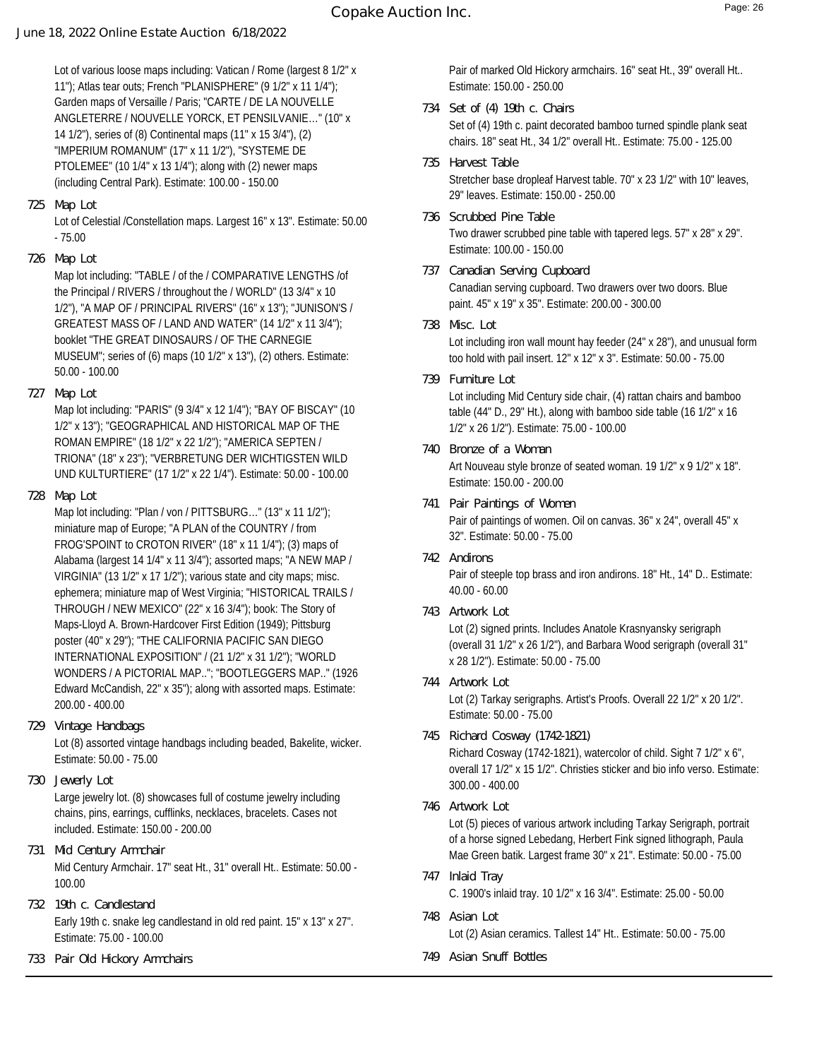Lot of various loose maps including: Vatican / Rome (largest 8 1/2" x 11"); Atlas tear outs; French "PLANISPHERE" (9 1/2" x 11 1/4"); Garden maps of Versaille / Paris; "CARTE / DE LA NOUVELLE ANGLETERRE / NOUVELLE YORCK, ET PENSILVANIE…" (10" x 14 1/2"), series of (8) Continental maps (11" x 15 3/4"), (2) "IMPERIUM ROMANUM" (17" x 11 1/2"), "SYSTEME DE PTOLEMEE" (10 1/4" x 13 1/4"); along with (2) newer maps (including Central Park). Estimate: 100.00 - 150.00

**725 Map Lot**

Lot of Celestial /Constellation maps. Largest 16" x 13". Estimate: 50.00 - 75.00

**726 Map Lot**

Map lot including: "TABLE / of the / COMPARATIVE LENGTHS /of the Principal / RIVERS / throughout the / WORLD" (13 3/4" x 10 1/2"), "A MAP OF / PRINCIPAL RIVERS" (16" x 13"); "JUNISON'S / GREATEST MASS OF / LAND AND WATER" (14 1/2" x 11 3/4"); booklet "THE GREAT DINOSAURS / OF THE CARNEGIE MUSEUM"; series of (6) maps (10 1/2" x 13"), (2) others. Estimate: 50.00 - 100.00

**727 Map Lot**

Map lot including: "PARIS" (9 3/4" x 12 1/4"); "BAY OF BISCAY" (10 1/2" x 13"); "GEOGRAPHICAL AND HISTORICAL MAP OF THE ROMAN EMPIRE" (18 1/2" x 22 1/2"); "AMERICA SEPTEN / TRIONA" (18" x 23"); "VERBRETUNG DER WICHTIGSTEN WILD UND KULTURTIERE" (17 1/2" x 22 1/4"). Estimate: 50.00 - 100.00

**728 Map Lot**

Map lot including: "Plan / von / PITTSBURG…" (13" x 11 1/2"); miniature map of Europe; "A PLAN of the COUNTRY / from FROG'SPOINT to CROTON RIVER" (18" x 11 1/4"); (3) maps of Alabama (largest 14 1/4" x 11 3/4"); assorted maps; "A NEW MAP / VIRGINIA" (13 1/2" x 17 1/2"); various state and city maps; misc. ephemera; miniature map of West Virginia; "HISTORICAL TRAILS / THROUGH / NEW MEXICO" (22" x 16 3/4"); book: The Story of Maps-Lloyd A. Brown-Hardcover First Edition (1949); Pittsburg poster (40" x 29"); "THE CALIFORNIA PACIFIC SAN DIEGO INTERNATIONAL EXPOSITION" / (21 1/2" x 31 1/2"); "WORLD WONDERS / A PICTORIAL MAP.."; "BOOTLEGGERS MAP.." (1926 Edward McCandish, 22" x 35"); along with assorted maps. Estimate: 200.00 - 400.00

**729 Vintage Handbags**

Lot (8) assorted vintage handbags including beaded, Bakelite, wicker. Estimate: 50.00 - 75.00

**730 Jewerly Lot**

Large jewelry lot. (8) showcases full of costume jewelry including chains, pins, earrings, cufflinks, necklaces, bracelets. Cases not included. Estimate: 150.00 - 200.00

**731 Mid Century Armchair**

Mid Century Armchair. 17" seat Ht., 31" overall Ht.. Estimate: 50.00 - 100.00

**732 19th c. Candlestand**

Early 19th c. snake leg candlestand in old red paint. 15" x 13" x 27". Estimate: 75.00 - 100.00

**733 Pair Old Hickory Armchairs**

Pair of marked Old Hickory armchairs. 16" seat Ht., 39" overall Ht.. Estimate: 150.00 - 250.00

**734 Set of (4) 19th c. Chairs**

Set of (4) 19th c. paint decorated bamboo turned spindle plank seat chairs. 18" seat Ht., 34 1/2" overall Ht.. Estimate: 75.00 - 125.00

**735 Harvest Table**

Stretcher base dropleaf Harvest table. 70" x 23 1/2" with 10" leaves, 29" leaves. Estimate: 150.00 - 250.00

**736 Scrubbed Pine Table**

Two drawer scrubbed pine table with tapered legs. 57" x 28" x 29". Estimate: 100.00 - 150.00

**737 Canadian Serving Cupboard**

Canadian serving cupboard. Two drawers over two doors. Blue paint. 45" x 19" x 35". Estimate: 200.00 - 300.00

**738 Misc. Lot**

Lot including iron wall mount hay feeder (24" x 28"), and unusual form too hold with pail insert. 12" x 12" x 3". Estimate: 50.00 - 75.00

**739 Furniture Lot**

Lot including Mid Century side chair, (4) rattan chairs and bamboo table (44" D., 29" Ht.), along with bamboo side table (16 1/2" x 16 1/2" x 26 1/2"). Estimate: 75.00 - 100.00

**740 Bronze of a Woman**

Art Nouveau style bronze of seated woman. 19 1/2" x 9 1/2" x 18". Estimate: 150.00 - 200.00

**741 Pair Paintings of Women**

Pair of paintings of women. Oil on canvas. 36" x 24", overall 45" x 32". Estimate: 50.00 - 75.00

**742 Andirons**

Pair of steeple top brass and iron andirons. 18" Ht., 14" D.. Estimate: 40.00 - 60.00

**743 Artwork Lot**

Lot (2) signed prints. Includes Anatole Krasnyansky serigraph (overall 31 1/2" x 26 1/2"), and Barbara Wood serigraph (overall 31" x 28 1/2"). Estimate: 50.00 - 75.00

**744 Artwork Lot**

Lot (2) Tarkay serigraphs. Artist's Proofs. Overall 22 1/2" x 20 1/2". Estimate: 50.00 - 75.00

**745 Richard Cosway (1742-1821)**

Richard Cosway (1742-1821), watercolor of child. Sight 7 1/2" x 6", overall 17 1/2" x 15 1/2". Christies sticker and bio info verso. Estimate: 300.00 - 400.00

**746 Artwork Lot**

Lot (5) pieces of various artwork including Tarkay Serigraph, portrait of a horse signed Lebedang, Herbert Fink signed lithograph, Paula Mae Green batik. Largest frame 30" x 21". Estimate: 50.00 - 75.00

**747 Inlaid Tray**

C. 1900's inlaid tray. 10 1/2" x 16 3/4". Estimate: 25.00 - 50.00

**748 Asian Lot**

Lot (2) Asian ceramics. Tallest 14" Ht.. Estimate: 50.00 - 75.00

**749 Asian Snuff Bottles**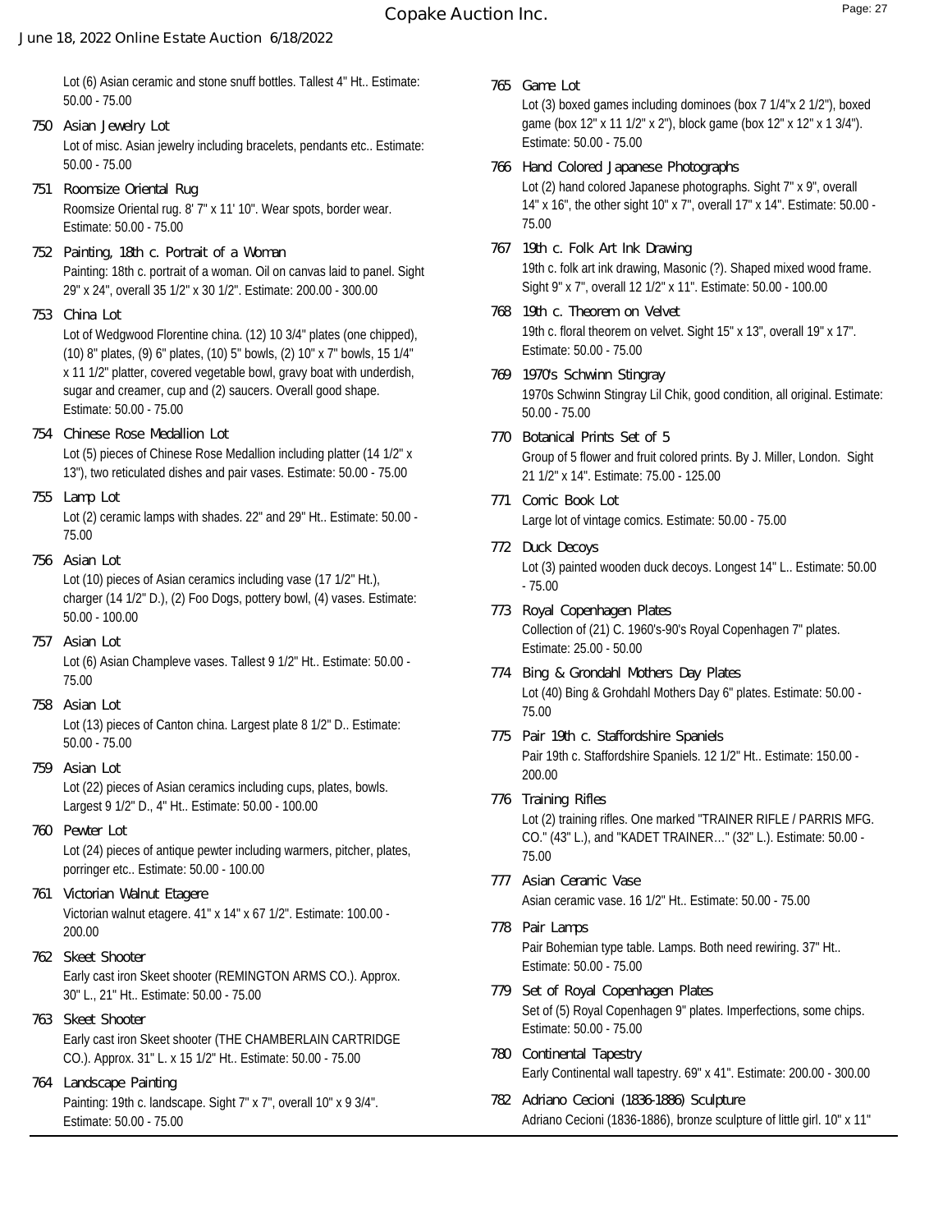Lot (6) Asian ceramic and stone snuff bottles. Tallest 4" Ht.. Estimate: 50.00 - 75.00

**750 Asian Jewelry Lot**
Lot of misc. Asian jewelry including bracelets, pendants etc.. Estimate: 50.00 - 75.00

**751 Roomsize Oriental Rug**
Roomsize Oriental rug. 8' 7" x 11' 10". Wear spots, border wear. Estimate: 50.00 - 75.00

**752 Painting, 18th c. Portrait of a Woman**
Painting: 18th c. portrait of a woman. Oil on canvas laid to panel. Sight 29" x 24", overall 35 1/2" x 30 1/2". Estimate: 200.00 - 300.00

**753 China Lot**
Lot of Wedgwood Florentine china. (12) 10 3/4" plates (one chipped), (10) 8" plates, (9) 6" plates, (10) 5" bowls, (2) 10" x 7" bowls, 15 1/4" x 11 1/2" platter, covered vegetable bowl, gravy boat with underdish, sugar and creamer, cup and (2) saucers. Overall good shape. Estimate: 50.00 - 75.00

**754 Chinese Rose Medallion Lot**
Lot (5) pieces of Chinese Rose Medallion including platter (14 1/2" x 13"), two reticulated dishes and pair vases. Estimate: 50.00 - 75.00

**755 Lamp Lot**
Lot (2) ceramic lamps with shades. 22" and 29" Ht.. Estimate: 50.00 - 75.00

**756 Asian Lot**
Lot (10) pieces of Asian ceramics including vase (17 1/2" Ht.), charger (14 1/2" D.), (2) Foo Dogs, pottery bowl, (4) vases. Estimate: 50.00 - 100.00

**757 Asian Lot**
Lot (6) Asian Champleve vases. Tallest 9 1/2" Ht.. Estimate: 50.00 - 75.00

**758 Asian Lot**
Lot (13) pieces of Canton china. Largest plate 8 1/2" D.. Estimate: 50.00 - 75.00

**759 Asian Lot**
Lot (22) pieces of Asian ceramics including cups, plates, bowls. Largest 9 1/2" D., 4" Ht.. Estimate: 50.00 - 100.00

**760 Pewter Lot**
Lot (24) pieces of antique pewter including warmers, pitcher, plates, porringer etc.. Estimate: 50.00 - 100.00

**761 Victorian Walnut Etagere**
Victorian walnut etagere. 41" x 14" x 67 1/2". Estimate: 100.00 - 200.00

**762 Skeet Shooter**
Early cast iron Skeet shooter (REMINGTON ARMS CO.). Approx. 30" L., 21" Ht.. Estimate: 50.00 - 75.00

**763 Skeet Shooter**
Early cast iron Skeet shooter (THE CHAMBERLAIN CARTRIDGE CO.). Approx. 31" L. x 15 1/2" Ht.. Estimate: 50.00 - 75.00

**764 Landscape Painting**
Painting: 19th c. landscape. Sight 7" x 7", overall 10" x 9 3/4". Estimate: 50.00 - 75.00

**765 Game Lot**
Lot (3) boxed games including dominoes (box 7 1/4"x 2 1/2"), boxed game (box 12" x 11 1/2" x 2"), block game (box 12" x 12" x 1 3/4"). Estimate: 50.00 - 75.00

**766 Hand Colored Japanese Photographs**
Lot (2) hand colored Japanese photographs. Sight 7" x 9", overall 14" x 16", the other sight 10" x 7", overall 17" x 14". Estimate: 50.00 - 75.00

**767 19th c. Folk Art Ink Drawing**
19th c. folk art ink drawing, Masonic (?). Shaped mixed wood frame. Sight 9" x 7", overall 12 1/2" x 11". Estimate: 50.00 - 100.00

**768 19th c. Theorem on Velvet**
19th c. floral theorem on velvet. Sight 15" x 13", overall 19" x 17". Estimate: 50.00 - 75.00

**769 1970's Schwinn Stingray**
1970s Schwinn Stingray Lil Chik, good condition, all original. Estimate: 50.00 - 75.00

**770 Botanical Prints Set of 5**
Group of 5 flower and fruit colored prints. By J. Miller, London. Sight 21 1/2" x 14". Estimate: 75.00 - 125.00

**771 Comic Book Lot**
Large lot of vintage comics. Estimate: 50.00 - 75.00

**772 Duck Decoys**
Lot (3) painted wooden duck decoys. Longest 14" L.. Estimate: 50.00 - 75.00

**773 Royal Copenhagen Plates**
Collection of (21) C. 1960's-90's Royal Copenhagen 7" plates. Estimate: 25.00 - 50.00

**774 Bing & Grondahl Mothers Day Plates**
Lot (40) Bing & Grohdahl Mothers Day 6" plates. Estimate: 50.00 - 75.00

**775 Pair 19th c. Staffordshire Spaniels**
Pair 19th c. Staffordshire Spaniels. 12 1/2" Ht.. Estimate: 150.00 - 200.00

**776 Training Rifles**
Lot (2) training rifles. One marked "TRAINER RIFLE / PARRIS MFG. CO." (43" L.), and "KADET TRAINER…" (32" L.). Estimate: 50.00 - 75.00

**777 Asian Ceramic Vase**
Asian ceramic vase. 16 1/2" Ht.. Estimate: 50.00 - 75.00

**778 Pair Lamps**
Pair Bohemian type table. Lamps. Both need rewiring. 37" Ht.. Estimate: 50.00 - 75.00

**779 Set of Royal Copenhagen Plates**
Set of (5) Royal Copenhagen 9" plates. Imperfections, some chips. Estimate: 50.00 - 75.00

**780 Continental Tapestry**
Early Continental wall tapestry. 69" x 41". Estimate: 200.00 - 300.00

**782 Adriano Cecioni (1836-1886) Sculpture**
Adriano Cecioni (1836-1886), bronze sculpture of little girl. 10" x 11"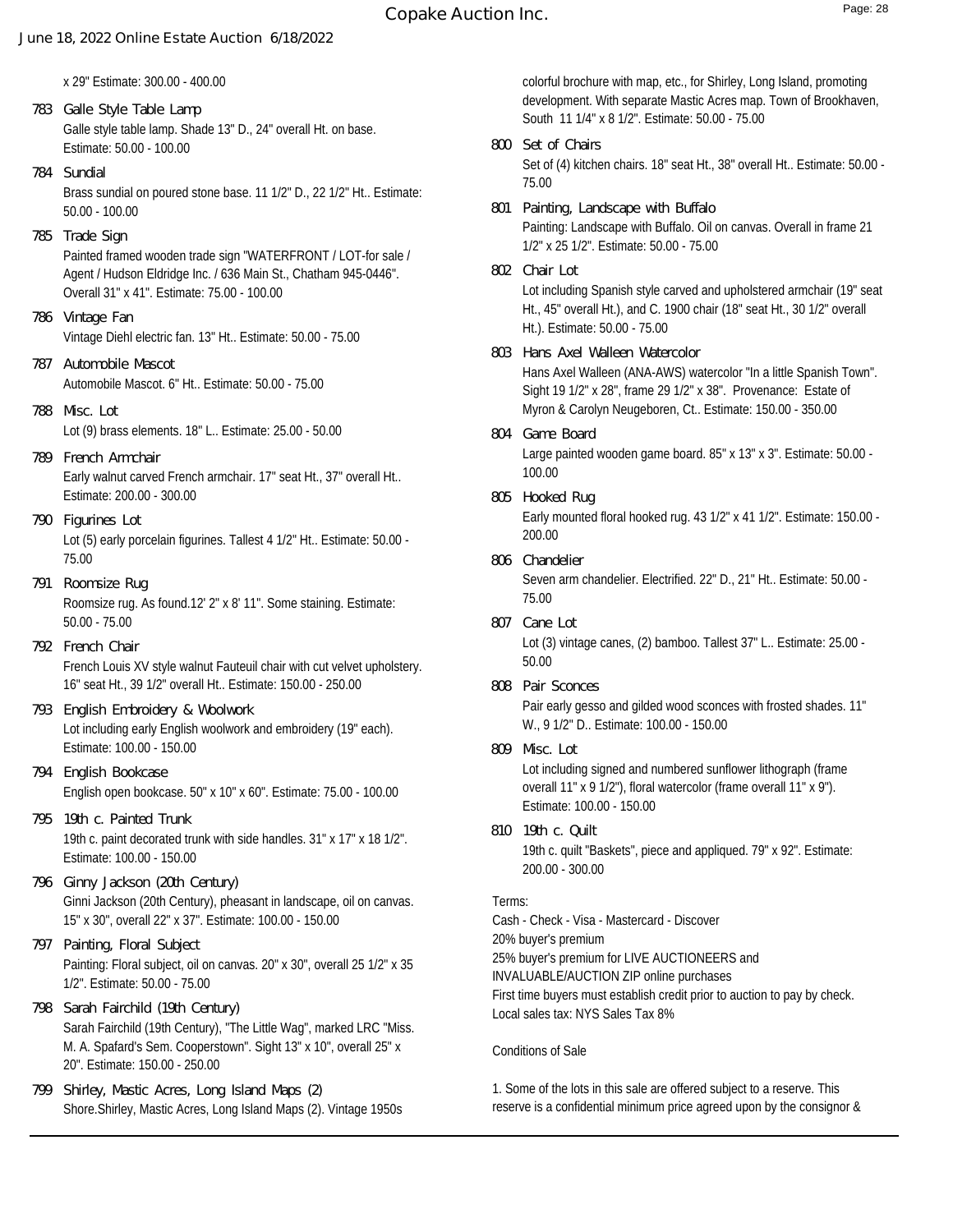x 29" Estimate: 300.00 - 400.00

**783 Galle Style Table Lamp**
Galle style table lamp. Shade 13" D., 24" overall Ht. on base. Estimate: 50.00 - 100.00

**784 Sundial**
Brass sundial on poured stone base. 11 1/2" D., 22 1/2" Ht.. Estimate: 50.00 - 100.00

**785 Trade Sign**
Painted framed wooden trade sign "WATERFRONT / LOT-for sale / Agent / Hudson Eldridge Inc. / 636 Main St., Chatham 945-0446". Overall 31" x 41". Estimate: 75.00 - 100.00

**786 Vintage Fan**
Vintage Diehl electric fan. 13" Ht.. Estimate: 50.00 - 75.00

**787 Automobile Mascot**
Automobile Mascot. 6" Ht.. Estimate: 50.00 - 75.00

**788 Misc. Lot**
Lot (9) brass elements. 18" L.. Estimate: 25.00 - 50.00

**789 French Armchair**
Early walnut carved French armchair. 17" seat Ht., 37" overall Ht.. Estimate: 200.00 - 300.00

**790 Figurines Lot**
Lot (5) early porcelain figurines. Tallest 4 1/2" Ht.. Estimate: 50.00 - 75.00

**791 Roomsize Rug**
Roomsize rug. As found.12' 2" x 8' 11". Some staining. Estimate: 50.00 - 75.00

**792 French Chair**
French Louis XV style walnut Fauteuil chair with cut velvet upholstery. 16" seat Ht., 39 1/2" overall Ht.. Estimate: 150.00 - 250.00

**793 English Embroidery & Woolwork**
Lot including early English woolwork and embroidery (19" each). Estimate: 100.00 - 150.00

**794 English Bookcase**
English open bookcase. 50" x 10" x 60". Estimate: 75.00 - 100.00

**795 19th c. Painted Trunk**
19th c. paint decorated trunk with side handles. 31" x 17" x 18 1/2". Estimate: 100.00 - 150.00

**796 Ginny Jackson (20th Century)**
Ginni Jackson (20th Century), pheasant in landscape, oil on canvas. 15" x 30", overall 22" x 37". Estimate: 100.00 - 150.00

**797 Painting, Floral Subject**
Painting: Floral subject, oil on canvas. 20" x 30", overall 25 1/2" x 35 1/2". Estimate: 50.00 - 75.00

**798 Sarah Fairchild (19th Century)**
Sarah Fairchild (19th Century), "The Little Wag", marked LRC "Miss. M. A. Spafard's Sem. Cooperstown". Sight 13" x 10", overall 25" x 20". Estimate: 150.00 - 250.00

**799 Shirley, Mastic Acres, Long Island Maps (2)**
Shore.Shirley, Mastic Acres, Long Island Maps (2). Vintage 1950s colorful brochure with map, etc., for Shirley, Long Island, promoting development. With separate Mastic Acres map. Town of Brookhaven, South 11 1/4" x 8 1/2". Estimate: 50.00 - 75.00

**800 Set of Chairs**
Set of (4) kitchen chairs. 18" seat Ht., 38" overall Ht.. Estimate: 50.00 - 75.00

**801 Painting, Landscape with Buffalo**
Painting: Landscape with Buffalo. Oil on canvas. Overall in frame 21 1/2" x 25 1/2". Estimate: 50.00 - 75.00

**802 Chair Lot**
Lot including Spanish style carved and upholstered armchair (19" seat Ht., 45" overall Ht.), and C. 1900 chair (18" seat Ht., 30 1/2" overall Ht.). Estimate: 50.00 - 75.00

**803 Hans Axel Walleen Watercolor**
Hans Axel Walleen (ANA-AWS) watercolor "In a little Spanish Town". Sight 19 1/2" x 28", frame 29 1/2" x 38". Provenance: Estate of Myron & Carolyn Neugeboren, Ct.. Estimate: 150.00 - 350.00

**804 Game Board**
Large painted wooden game board. 85" x 13" x 3". Estimate: 50.00 - 100.00

**805 Hooked Rug**
Early mounted floral hooked rug. 43 1/2" x 41 1/2". Estimate: 150.00 - 200.00

**806 Chandelier**
Seven arm chandelier. Electrified. 22" D., 21" Ht.. Estimate: 50.00 - 75.00

**807 Cane Lot**
Lot (3) vintage canes, (2) bamboo. Tallest 37" L.. Estimate: 25.00 - 50.00

**808 Pair Sconces**
Pair early gesso and gilded wood sconces with frosted shades. 11" W., 9 1/2" D.. Estimate: 100.00 - 150.00

**809 Misc. Lot**
Lot including signed and numbered sunflower lithograph (frame overall 11" x 9 1/2"), floral watercolor (frame overall 11" x 9"). Estimate: 100.00 - 150.00

**810 19th c. Quilt**
19th c. quilt "Baskets", piece and appliqued. 79" x 92". Estimate: 200.00 - 300.00

Terms:
Cash - Check - Visa - Mastercard - Discover
20% buyer's premium
25% buyer's premium for LIVE AUCTIONEERS and INVALUABLE/AUCTION ZIP online purchases
First time buyers must establish credit prior to auction to pay by check.
Local sales tax: NYS Sales Tax 8%

Conditions of Sale

1. Some of the lots in this sale are offered subject to a reserve. This reserve is a confidential minimum price agreed upon by the consignor &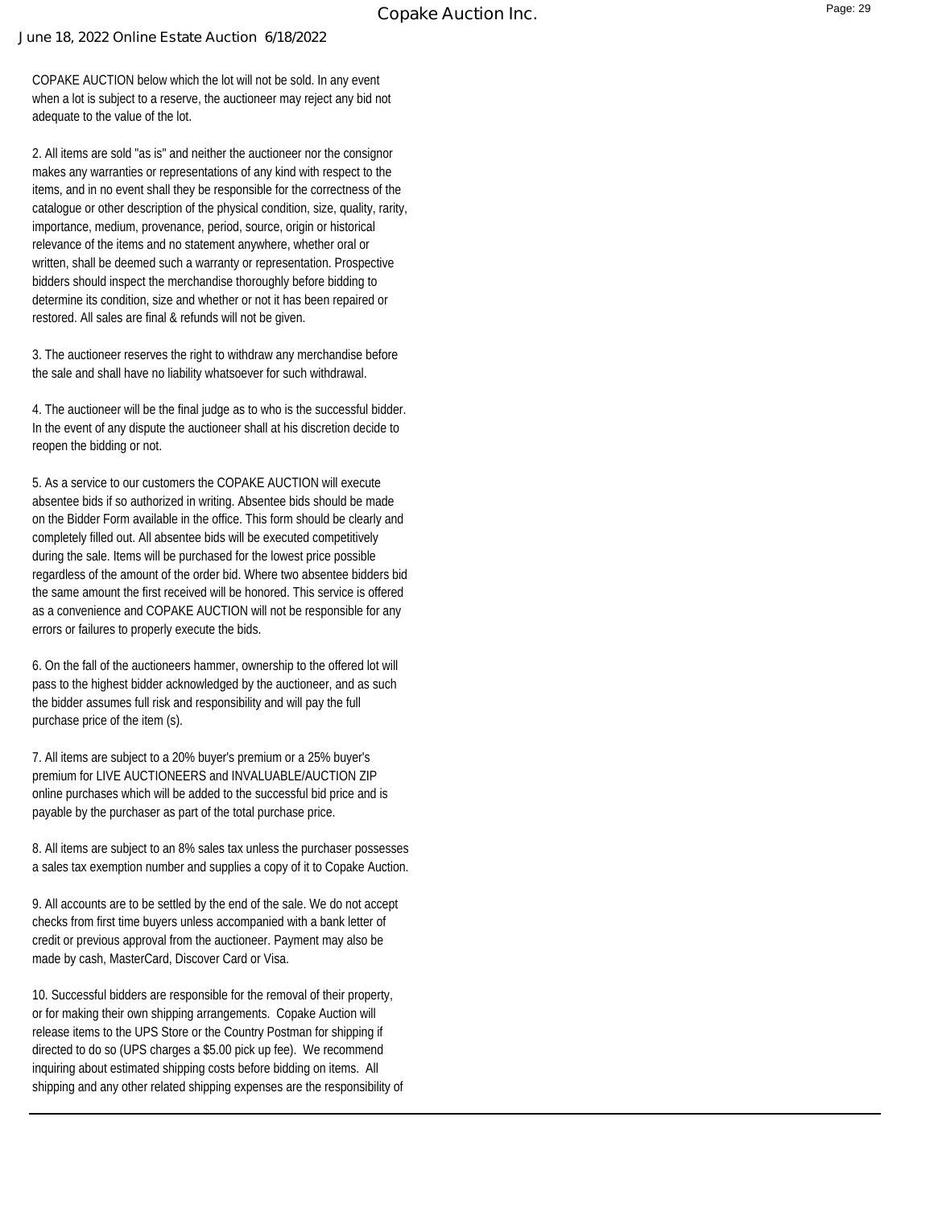COPAKE AUCTION below which the lot will not be sold. In any event when a lot is subject to a reserve, the auctioneer may reject any bid not adequate to the value of the lot.

2. All items are sold "as is" and neither the auctioneer nor the consignor makes any warranties or representations of any kind with respect to the items, and in no event shall they be responsible for the correctness of the catalogue or other description of the physical condition, size, quality, rarity, importance, medium, provenance, period, source, origin or historical relevance of the items and no statement anywhere, whether oral or written, shall be deemed such a warranty or representation. Prospective bidders should inspect the merchandise thoroughly before bidding to determine its condition, size and whether or not it has been repaired or restored. All sales are final & refunds will not be given.

3. The auctioneer reserves the right to withdraw any merchandise before the sale and shall have no liability whatsoever for such withdrawal.

4. The auctioneer will be the final judge as to who is the successful bidder. In the event of any dispute the auctioneer shall at his discretion decide to reopen the bidding or not.

5. As a service to our customers the COPAKE AUCTION will execute absentee bids if so authorized in writing. Absentee bids should be made on the Bidder Form available in the office. This form should be clearly and completely filled out. All absentee bids will be executed competitively during the sale. Items will be purchased for the lowest price possible regardless of the amount of the order bid. Where two absentee bidders bid the same amount the first received will be honored. This service is offered as a convenience and COPAKE AUCTION will not be responsible for any errors or failures to properly execute the bids.

6. On the fall of the auctioneers hammer, ownership to the offered lot will pass to the highest bidder acknowledged by the auctioneer, and as such the bidder assumes full risk and responsibility and will pay the full purchase price of the item (s).

7. All items are subject to a 20% buyer's premium or a 25% buyer's premium for LIVE AUCTIONEERS and INVALUABLE/AUCTION ZIP online purchases which will be added to the successful bid price and is payable by the purchaser as part of the total purchase price.

8. All items are subject to an 8% sales tax unless the purchaser possesses a sales tax exemption number and supplies a copy of it to Copake Auction.

9. All accounts are to be settled by the end of the sale. We do not accept checks from first time buyers unless accompanied with a bank letter of credit or previous approval from the auctioneer. Payment may also be made by cash, MasterCard, Discover Card or Visa.

10. Successful bidders are responsible for the removal of their property, or for making their own shipping arrangements. Copake Auction will release items to the UPS Store or the Country Postman for shipping if directed to do so (UPS charges a $5.00 pick up fee). We recommend inquiring about estimated shipping costs before bidding on items. All shipping and any other related shipping expenses are the responsibility of